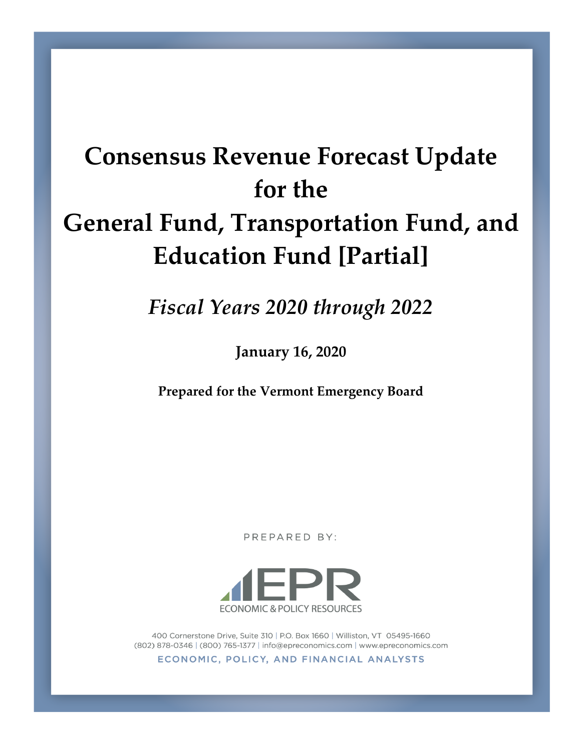# Consensus Revenue Forecast Update for the General Fund, Transportation Fund, and Education Fund [Partial]

*Fiscal Years 2020 through 2022*

**January 16, 2020**

**Prepared for the Vermont Emergency Board**

PREPARED BY:

EPR

ECONOMIC & POLICY RESOURCES

400 Cornerstone Drive, Suite 310 | P.O. Box 1660 | Williston, VT 05495-1660
(802) 878-0346 | (800) 765-1377 | info@epreconomics.com | www.epreconomics.com

ECONOMIC, POLICY, AND FINANCIAL ANALYSTS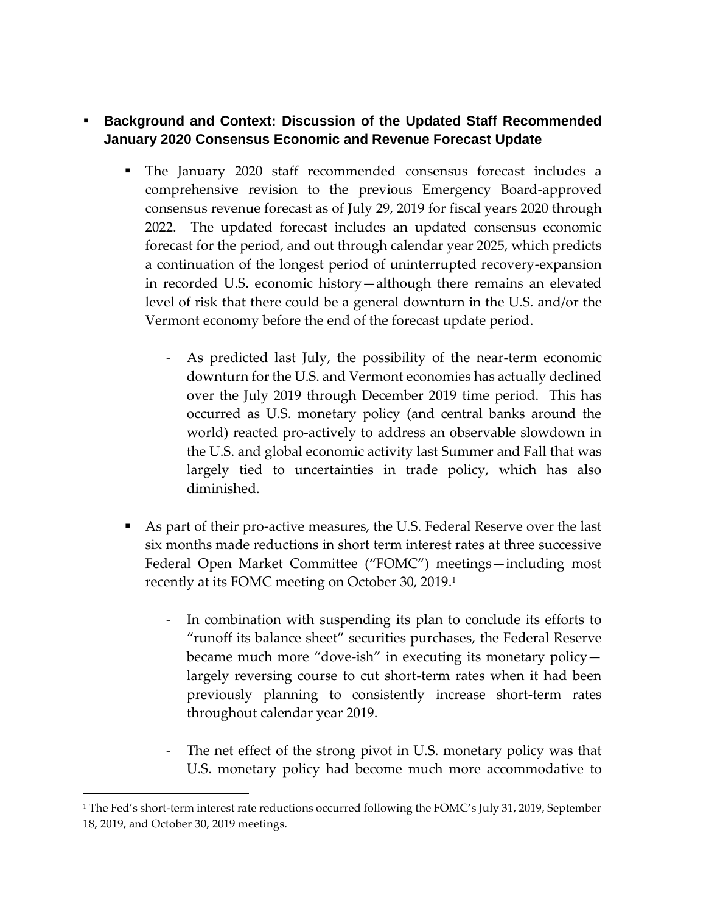- **Background and Context: Discussion of the Updated Staff Recommended January 2020 Consensus Economic and Revenue Forecast Update**

  - The January 2020 staff recommended consensus forecast includes a comprehensive revision to the previous Emergency Board-approved consensus revenue forecast as of July 29, 2019 for fiscal years 2020 through 2022. The updated forecast includes an updated consensus economic forecast for the period, and out through calendar year 2025, which predicts a continuation of the longest period of uninterrupted recovery-expansion in recorded U.S. economic history—although there remains an elevated level of risk that there could be a general downturn in the U.S. and/or the Vermont economy before the end of the forecast update period.

    - As predicted last July, the possibility of the near-term economic downturn for the U.S. and Vermont economies has actually declined over the July 2019 through December 2019 time period. This has occurred as U.S. monetary policy (and central banks around the world) reacted pro-actively to address an observable slowdown in the U.S. and global economic activity last Summer and Fall that was largely tied to uncertainties in trade policy, which has also diminished.

  - As part of their pro-active measures, the U.S. Federal Reserve over the last six months made reductions in short term interest rates at three successive Federal Open Market Committee ("FOMC") meetings—including most recently at its FOMC meeting on October 30, 2019.[1]

    - In combination with suspending its plan to conclude its efforts to "runoff its balance sheet" securities purchases, the Federal Reserve became much more "dove-ish" in executing its monetary policy—largely reversing course to cut short-term rates when it had been previously planning to consistently increase short-term rates throughout calendar year 2019.

    - The net effect of the strong pivot in U.S. monetary policy was that U.S. monetary policy had become much more accommodative to

[1] The Fed's short-term interest rate reductions occurred following the FOMC's July 31, 2019, September 18, 2019, and October 30, 2019 meetings.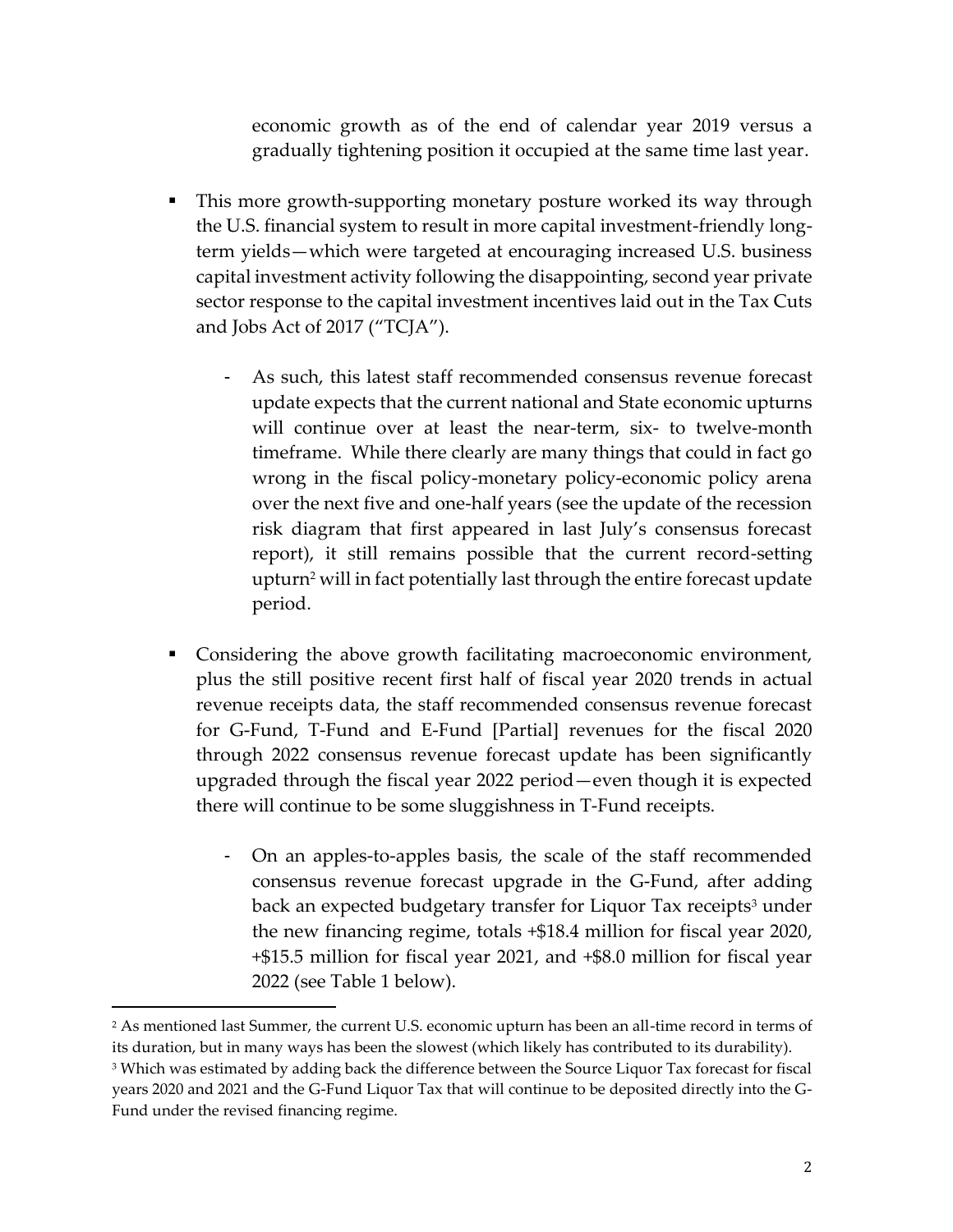economic growth as of the end of calendar year 2019 versus a gradually tightening position it occupied at the same time last year.

- This more growth-supporting monetary posture worked its way through the U.S. financial system to result in more capital investment-friendly long-term yields—which were targeted at encouraging increased U.S. business capital investment activity following the disappointing, second year private sector response to the capital investment incentives laid out in the Tax Cuts and Jobs Act of 2017 ("TCJA").

  - As such, this latest staff recommended consensus revenue forecast update expects that the current national and State economic upturns will continue over at least the near-term, six- to twelve-month timeframe. While there clearly are many things that could in fact go wrong in the fiscal policy-monetary policy-economic policy arena over the next five and one-half years (see the update of the recession risk diagram that first appeared in last July's consensus forecast report), it still remains possible that the current record-setting upturn[2] will in fact potentially last through the entire forecast update period.

- Considering the above growth facilitating macroeconomic environment, plus the still positive recent first half of fiscal year 2020 trends in actual revenue receipts data, the staff recommended consensus revenue forecast for G-Fund, T-Fund and E-Fund [Partial] revenues for the fiscal 2020 through 2022 consensus revenue forecast update has been significantly upgraded through the fiscal year 2022 period—even though it is expected there will continue to be some sluggishness in T-Fund receipts.

  - On an apples-to-apples basis, the scale of the staff recommended consensus revenue forecast upgrade in the G-Fund, after adding back an expected budgetary transfer for Liquor Tax receipts[3] under the new financing regime, totals +$18.4 million for fiscal year 2020, +$15.5 million for fiscal year 2021, and +$8.0 million for fiscal year 2022 (see Table 1 below).

---

[2] As mentioned last Summer, the current U.S. economic upturn has been an all-time record in terms of its duration, but in many ways has been the slowest (which likely has contributed to its durability).

[3] Which was estimated by adding back the difference between the Source Liquor Tax forecast for fiscal years 2020 and 2021 and the G-Fund Liquor Tax that will continue to be deposited directly into the G-Fund under the revised financing regime.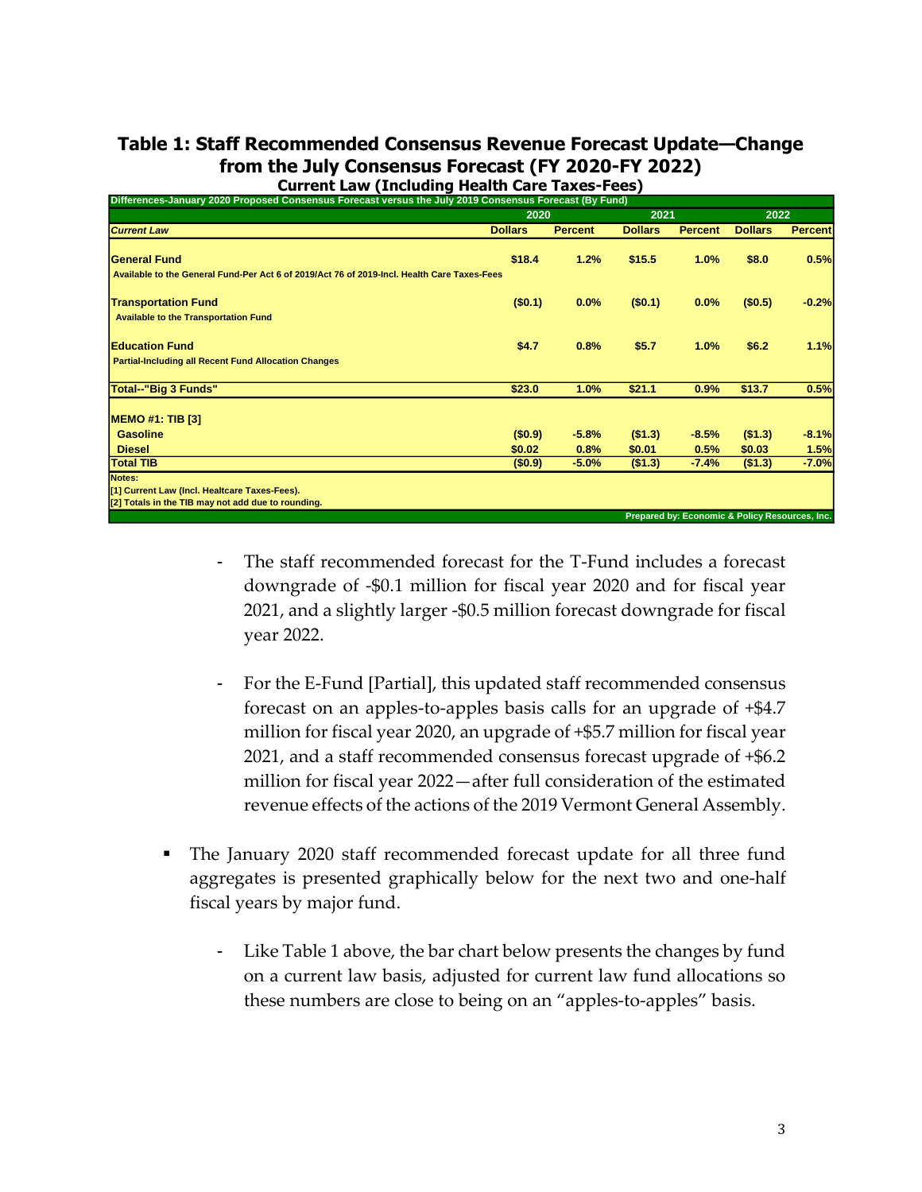## Table 1: Staff Recommended Consensus Revenue Forecast Update—Change from the July Consensus Forecast (FY 2020-FY 2022)

### Current Law (Including Health Care Taxes-Fees)

| Differences-January 2020 Proposed Consensus Forecast versus the July 2019 Consensus Forecast (By Fund) | 2020 | | 2021 | | 2022 | |
|---|---|---|---|---|---|---|
| *Current Law* | Dollars | Percent | Dollars | Percent | Dollars | Percent |
| **General Fund** | $18.4 | 1.2% | $15.5 | 1.0% | $8.0 | 0.5% |
| Available to the General Fund-Per Act 6 of 2019/Act 76 of 2019-Incl. Health Care Taxes-Fees | | | | | | |
| **Transportation Fund** | ($0.1) | 0.0% | ($0.1) | 0.0% | ($0.5) | -0.2% |
| Available to the Transportation Fund | | | | | | |
| **Education Fund** | $4.7 | 0.8% | $5.7 | 1.0% | $6.2 | 1.1% |
| Partial-Including all Recent Fund Allocation Changes | | | | | | |
| **Total--"Big 3 Funds"** | $23.0 | 1.0% | $21.1 | 0.9% | $13.7 | 0.5% |
| **MEMO #1: TIB [3]** | | | | | | |
| Gasoline | ($0.9) | -5.8% | ($1.3) | -8.5% | ($1.3) | -8.1% |
| Diesel | $0.02 | 0.8% | $0.01 | 0.5% | $0.03 | 1.5% |
| **Total TIB** | ($0.9) | -5.0% | ($1.3) | -7.4% | ($1.3) | -7.0% |

Notes:
[1] Current Law (Incl. Healtcare Taxes-Fees).
[2] Totals in the TIB may not add due to rounding.

Prepared by: Economic & Policy Resources, Inc.

- The staff recommended forecast for the T-Fund includes a forecast downgrade of -$0.1 million for fiscal year 2020 and for fiscal year 2021, and a slightly larger -$0.5 million forecast downgrade for fiscal year 2022.

- For the E-Fund [Partial], this updated staff recommended consensus forecast on an apples-to-apples basis calls for an upgrade of +$4.7 million for fiscal year 2020, an upgrade of +$5.7 million for fiscal year 2021, and a staff recommended consensus forecast upgrade of +$6.2 million for fiscal year 2022—after full consideration of the estimated revenue effects of the actions of the 2019 Vermont General Assembly.

- The January 2020 staff recommended forecast update for all three fund aggregates is presented graphically below for the next two and one-half fiscal years by major fund.

  - Like Table 1 above, the bar chart below presents the changes by fund on a current law basis, adjusted for current law fund allocations so these numbers are close to being on an "apples-to-apples" basis.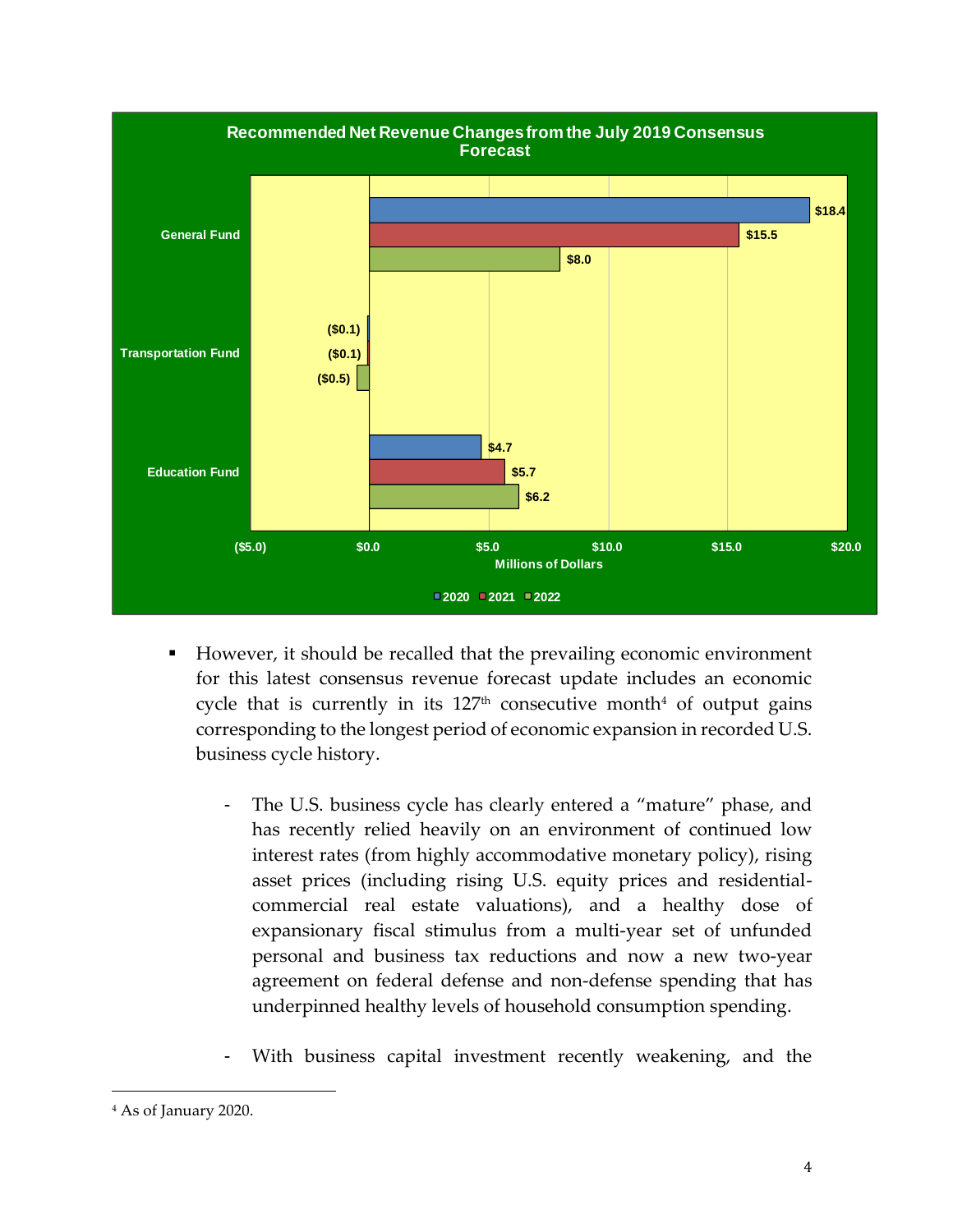**Recommended Net Revenue Changes from the July 2019 Consensus Forecast**

| Millions of Dollars | 2020 | 2021 | 2022 |
|---|---|---|---|
| General Fund | $18.4 | $15.5 | $8.0 |
| Transportation Fund | ($0.1) | ($0.1) | ($0.5) |
| Education Fund | $4.7 | $5.7 | $6.2 |

- However, it should be recalled that the prevailing economic environment for this latest consensus revenue forecast update includes an economic cycle that is currently in its 127th consecutive month[4] of output gains corresponding to the longest period of economic expansion in recorded U.S. business cycle history.

  - The U.S. business cycle has clearly entered a "mature" phase, and has recently relied heavily on an environment of continued low interest rates (from highly accommodative monetary policy), rising asset prices (including rising U.S. equity prices and residential-commercial real estate valuations), and a healthy dose of expansionary fiscal stimulus from a multi-year set of unfunded personal and business tax reductions and now a new two-year agreement on federal defense and non-defense spending that has underpinned healthy levels of household consumption spending.

  - With business capital investment recently weakening, and the

[4] As of January 2020.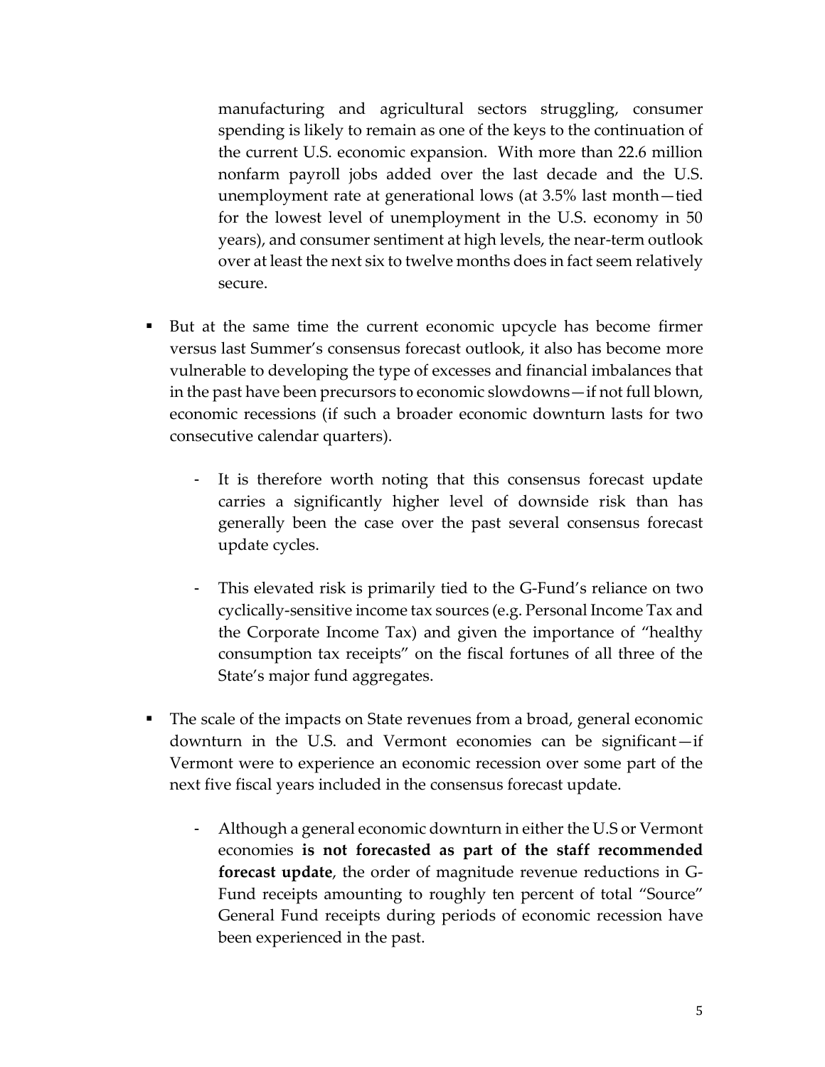manufacturing and agricultural sectors struggling, consumer spending is likely to remain as one of the keys to the continuation of the current U.S. economic expansion. With more than 22.6 million nonfarm payroll jobs added over the last decade and the U.S. unemployment rate at generational lows (at 3.5% last month—tied for the lowest level of unemployment in the U.S. economy in 50 years), and consumer sentiment at high levels, the near-term outlook over at least the next six to twelve months does in fact seem relatively secure.

- But at the same time the current economic upcycle has become firmer versus last Summer's consensus forecast outlook, it also has become more vulnerable to developing the type of excesses and financial imbalances that in the past have been precursors to economic slowdowns—if not full blown, economic recessions (if such a broader economic downturn lasts for two consecutive calendar quarters).

    - It is therefore worth noting that this consensus forecast update carries a significantly higher level of downside risk than has generally been the case over the past several consensus forecast update cycles.

    - This elevated risk is primarily tied to the G-Fund's reliance on two cyclically-sensitive income tax sources (e.g. Personal Income Tax and the Corporate Income Tax) and given the importance of "healthy consumption tax receipts" on the fiscal fortunes of all three of the State's major fund aggregates.

- The scale of the impacts on State revenues from a broad, general economic downturn in the U.S. and Vermont economies can be significant—if Vermont were to experience an economic recession over some part of the next five fiscal years included in the consensus forecast update.

    - Although a general economic downturn in either the U.S or Vermont economies **is not forecasted as part of the staff recommended forecast update**, the order of magnitude revenue reductions in G-Fund receipts amounting to roughly ten percent of total "Source" General Fund receipts during periods of economic recession have been experienced in the past.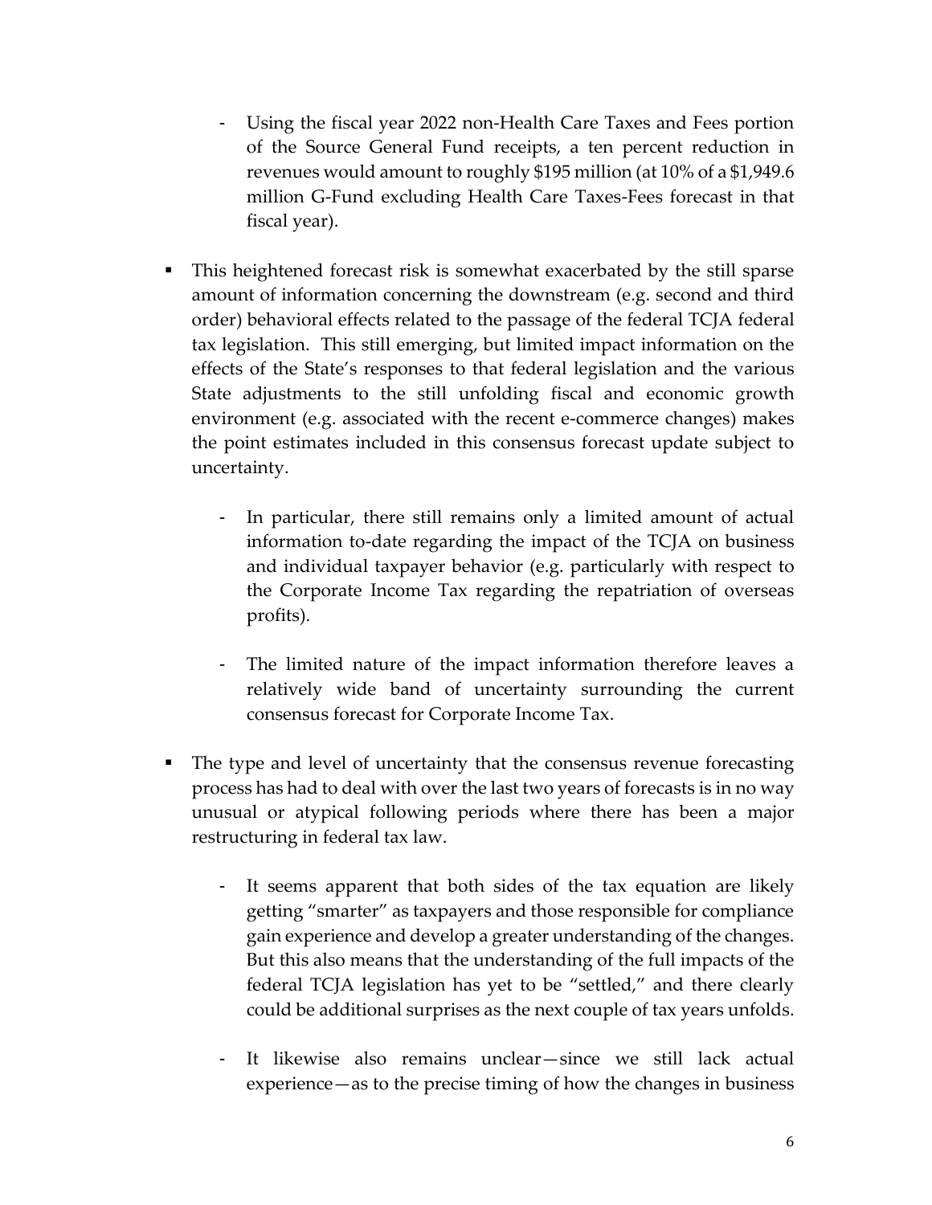- Using the fiscal year 2022 non-Health Care Taxes and Fees portion of the Source General Fund receipts, a ten percent reduction in revenues would amount to roughly $195 million (at 10% of a $1,949.6 million G-Fund excluding Health Care Taxes-Fees forecast in that fiscal year).

- This heightened forecast risk is somewhat exacerbated by the still sparse amount of information concerning the downstream (e.g. second and third order) behavioral effects related to the passage of the federal TCJA federal tax legislation. This still emerging, but limited impact information on the effects of the State's responses to that federal legislation and the various State adjustments to the still unfolding fiscal and economic growth environment (e.g. associated with the recent e-commerce changes) makes the point estimates included in this consensus forecast update subject to uncertainty.

  - In particular, there still remains only a limited amount of actual information to-date regarding the impact of the TCJA on business and individual taxpayer behavior (e.g. particularly with respect to the Corporate Income Tax regarding the repatriation of overseas profits).

  - The limited nature of the impact information therefore leaves a relatively wide band of uncertainty surrounding the current consensus forecast for Corporate Income Tax.

- The type and level of uncertainty that the consensus revenue forecasting process has had to deal with over the last two years of forecasts is in no way unusual or atypical following periods where there has been a major restructuring in federal tax law.

  - It seems apparent that both sides of the tax equation are likely getting "smarter" as taxpayers and those responsible for compliance gain experience and develop a greater understanding of the changes. But this also means that the understanding of the full impacts of the federal TCJA legislation has yet to be "settled," and there clearly could be additional surprises as the next couple of tax years unfolds.

  - It likewise also remains unclear—since we still lack actual experience—as to the precise timing of how the changes in business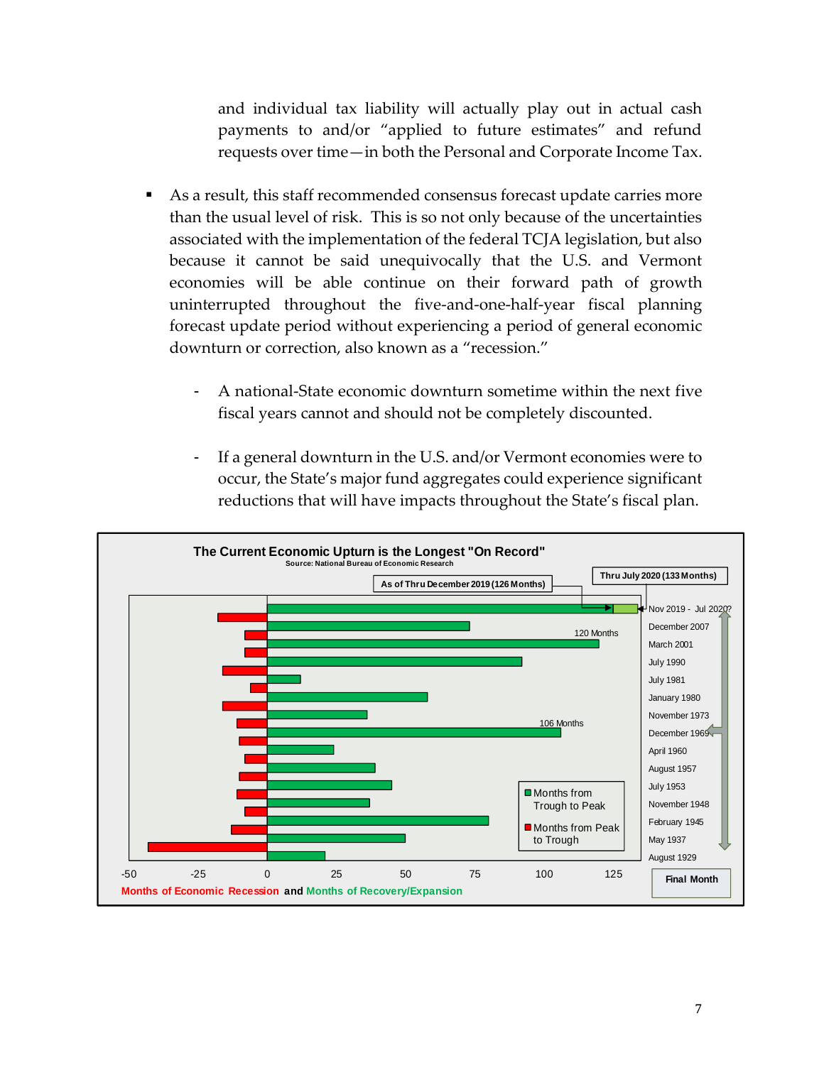and individual tax liability will actually play out in actual cash payments to and/or "applied to future estimates" and refund requests over time—in both the Personal and Corporate Income Tax.

- As a result, this staff recommended consensus forecast update carries more than the usual level of risk. This is so not only because of the uncertainties associated with the implementation of the federal TCJA legislation, but also because it cannot be said unequivocally that the U.S. and Vermont economies will be able continue on their forward path of growth uninterrupted throughout the five-and-one-half-year fiscal planning forecast update period without experiencing a period of general economic downturn or correction, also known as a "recession."
  - A national-State economic downturn sometime within the next five fiscal years cannot and should not be completely discounted.
  - If a general downturn in the U.S. and/or Vermont economies were to occur, the State's major fund aggregates could experience significant reductions that will have impacts throughout the State's fiscal plan.

**The Current Economic Upturn is the Longest "On Record"**
Source: National Bureau of Economic Research

As of Thru December 2019 (126 Months) | Thru July 2020 (133 Months)

Final Month: Nov 2019 - Jul 2020?; December 2007; March 2001 (120 Months); July 1990; July 1981; January 1980; November 1973; December 1969 (106 Months); April 1960; August 1957; July 1953; November 1948; February 1945; May 1937; August 1929

Legend: Months from Trough to Peak; Months from Peak to Trough

Months of Economic Recession and Months of Recovery/Expansion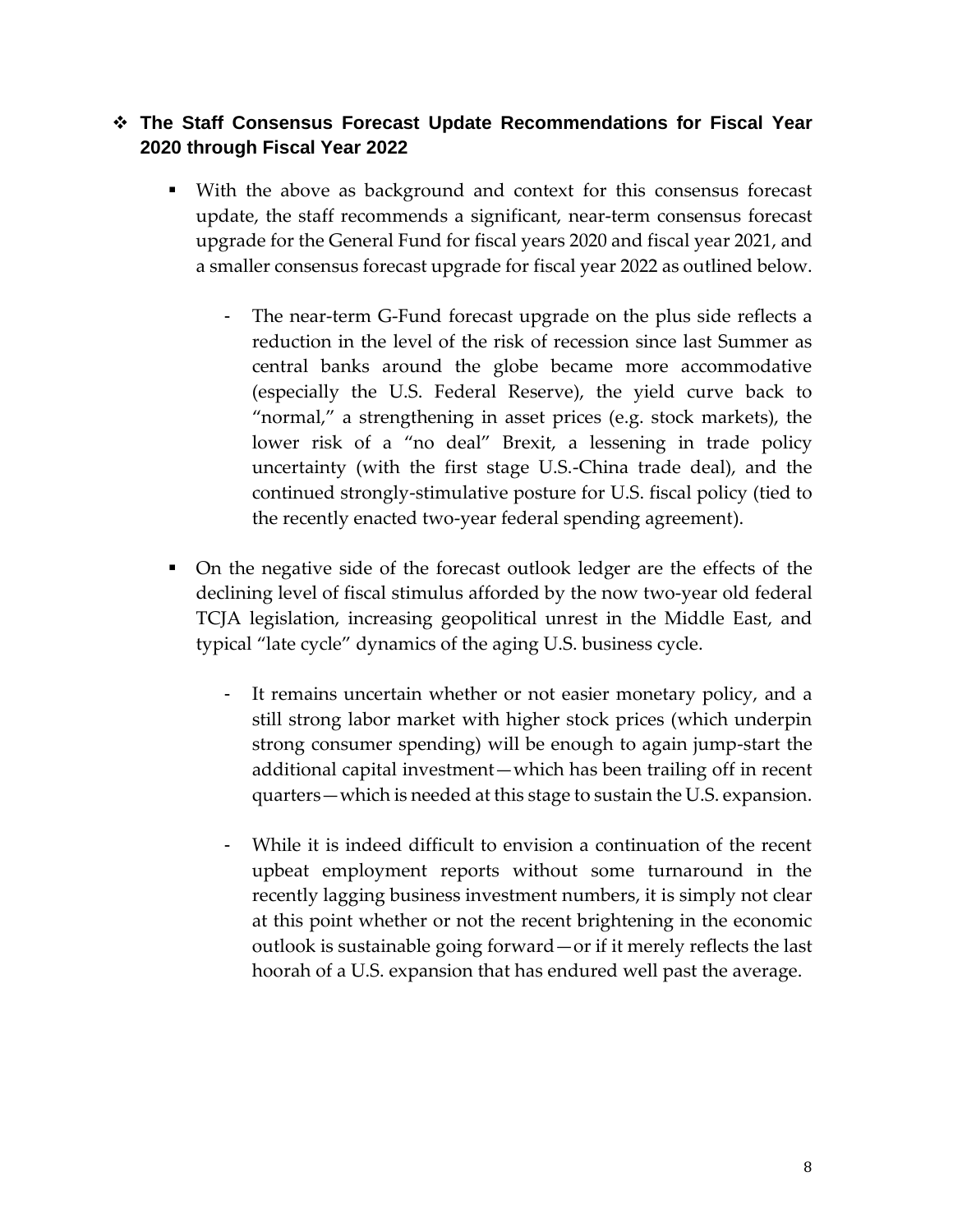## ❖ The Staff Consensus Forecast Update Recommendations for Fiscal Year 2020 through Fiscal Year 2022

- With the above as background and context for this consensus forecast update, the staff recommends a significant, near-term consensus forecast upgrade for the General Fund for fiscal years 2020 and fiscal year 2021, and a smaller consensus forecast upgrade for fiscal year 2022 as outlined below.

    - The near-term G-Fund forecast upgrade on the plus side reflects a reduction in the level of the risk of recession since last Summer as central banks around the globe became more accommodative (especially the U.S. Federal Reserve), the yield curve back to "normal," a strengthening in asset prices (e.g. stock markets), the lower risk of a "no deal" Brexit, a lessening in trade policy uncertainty (with the first stage U.S.-China trade deal), and the continued strongly-stimulative posture for U.S. fiscal policy (tied to the recently enacted two-year federal spending agreement).

- On the negative side of the forecast outlook ledger are the effects of the declining level of fiscal stimulus afforded by the now two-year old federal TCJA legislation, increasing geopolitical unrest in the Middle East, and typical "late cycle" dynamics of the aging U.S. business cycle.

    - It remains uncertain whether or not easier monetary policy, and a still strong labor market with higher stock prices (which underpin strong consumer spending) will be enough to again jump-start the additional capital investment—which has been trailing off in recent quarters—which is needed at this stage to sustain the U.S. expansion.

    - While it is indeed difficult to envision a continuation of the recent upbeat employment reports without some turnaround in the recently lagging business investment numbers, it is simply not clear at this point whether or not the recent brightening in the economic outlook is sustainable going forward—or if it merely reflects the last hoorah of a U.S. expansion that has endured well past the average.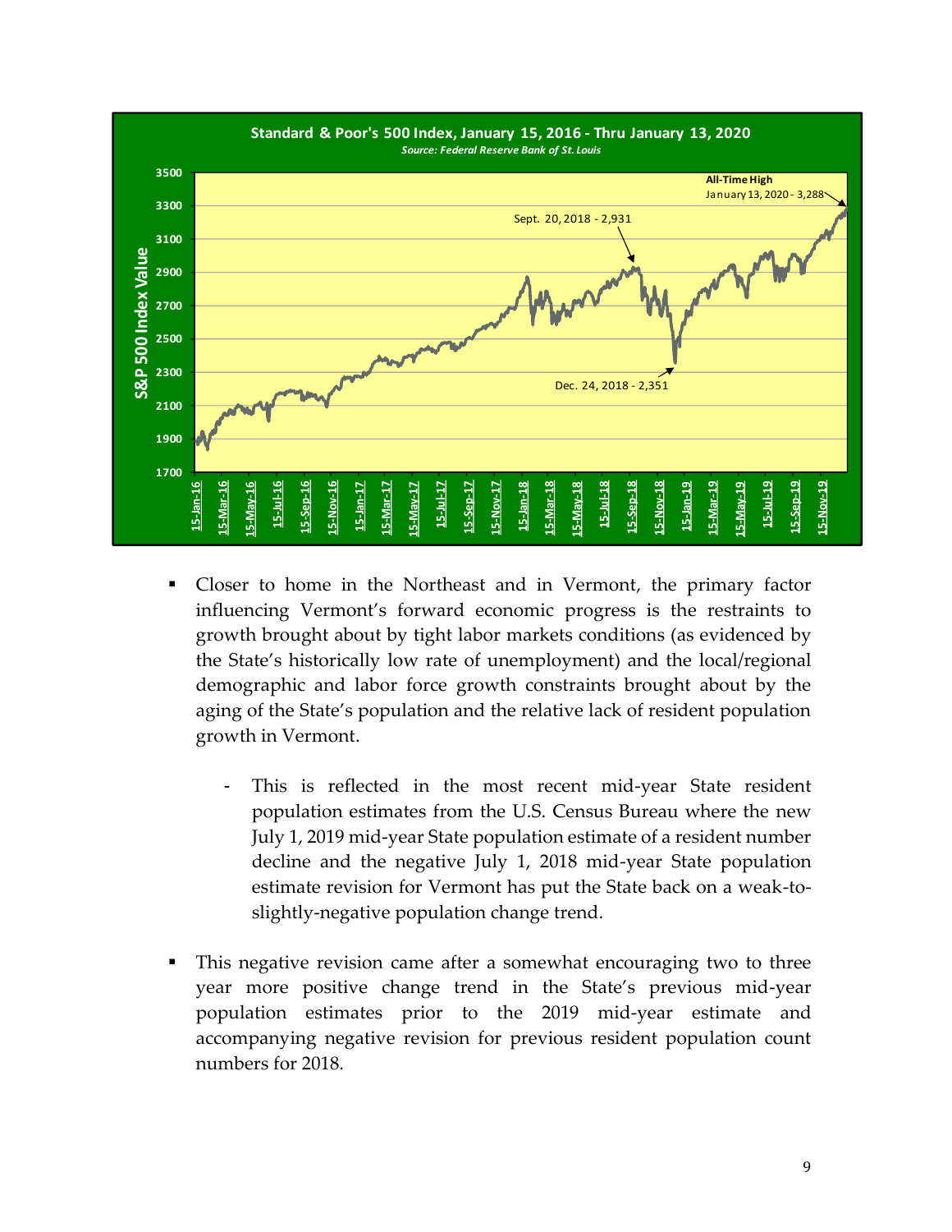**Standard & Poor's 500 Index, January 15, 2016 - Thru January 13, 2020**

*Source: Federal Reserve Bank of St. Louis*

- Closer to home in the Northeast and in Vermont, the primary factor influencing Vermont's forward economic progress is the restraints to growth brought about by tight labor markets conditions (as evidenced by the State's historically low rate of unemployment) and the local/regional demographic and labor force growth constraints brought about by the aging of the State's population and the relative lack of resident population growth in Vermont.

  - This is reflected in the most recent mid-year State resident population estimates from the U.S. Census Bureau where the new July 1, 2019 mid-year State population estimate of a resident number decline and the negative July 1, 2018 mid-year State population estimate revision for Vermont has put the State back on a weak-to-slightly-negative population change trend.

- This negative revision came after a somewhat encouraging two to three year more positive change trend in the State's previous mid-year population estimates prior to the 2019 mid-year estimate and accompanying negative revision for previous resident population count numbers for 2018.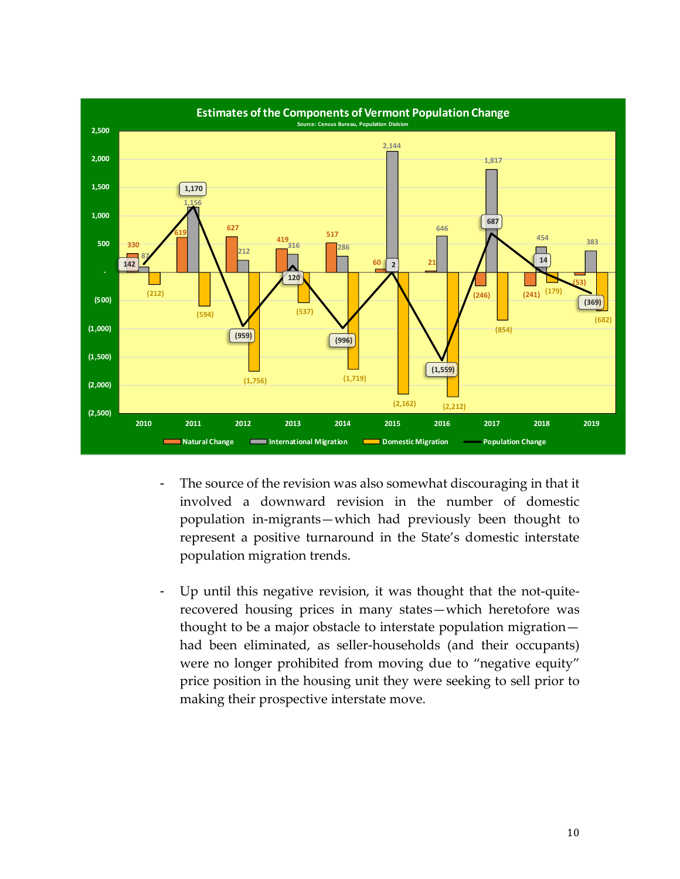**Estimates of the Components of Vermont Population Change**

Source: Census Bureau, Population Division

| Year | Natural Change | International Migration | Domestic Migration | Population Change |
|---|---|---|---|---|
| 2010 | 330 | 87 | (212) | 142 |
| 2011 | 619 | 1,156 | (594) | 1,170 |
| 2012 | 627 | 212 | (1,756) | (959) |
| 2013 | 419 | 316 | (537) | 120 |
| 2014 | 517 | 286 | (1,719) | (996) |
| 2015 | 60 | 2,144 | (2,162) | 2 |
| 2016 | 21 | 646 | (2,212) | (1,559) |
| 2017 | (246) | 1,817 | (854) | 687 |
| 2018 | (241) | 454 | (179) | 14 |
| 2019 | (53) | 383 | (682) | (369) |

- The source of the revision was also somewhat discouraging in that it involved a downward revision in the number of domestic population in-migrants—which had previously been thought to represent a positive turnaround in the State's domestic interstate population migration trends.

- Up until this negative revision, it was thought that the not-quite-recovered housing prices in many states—which heretofore was thought to be a major obstacle to interstate population migration—had been eliminated, as seller-households (and their occupants) were no longer prohibited from moving due to "negative equity" price position in the housing unit they were seeking to sell prior to making their prospective interstate move.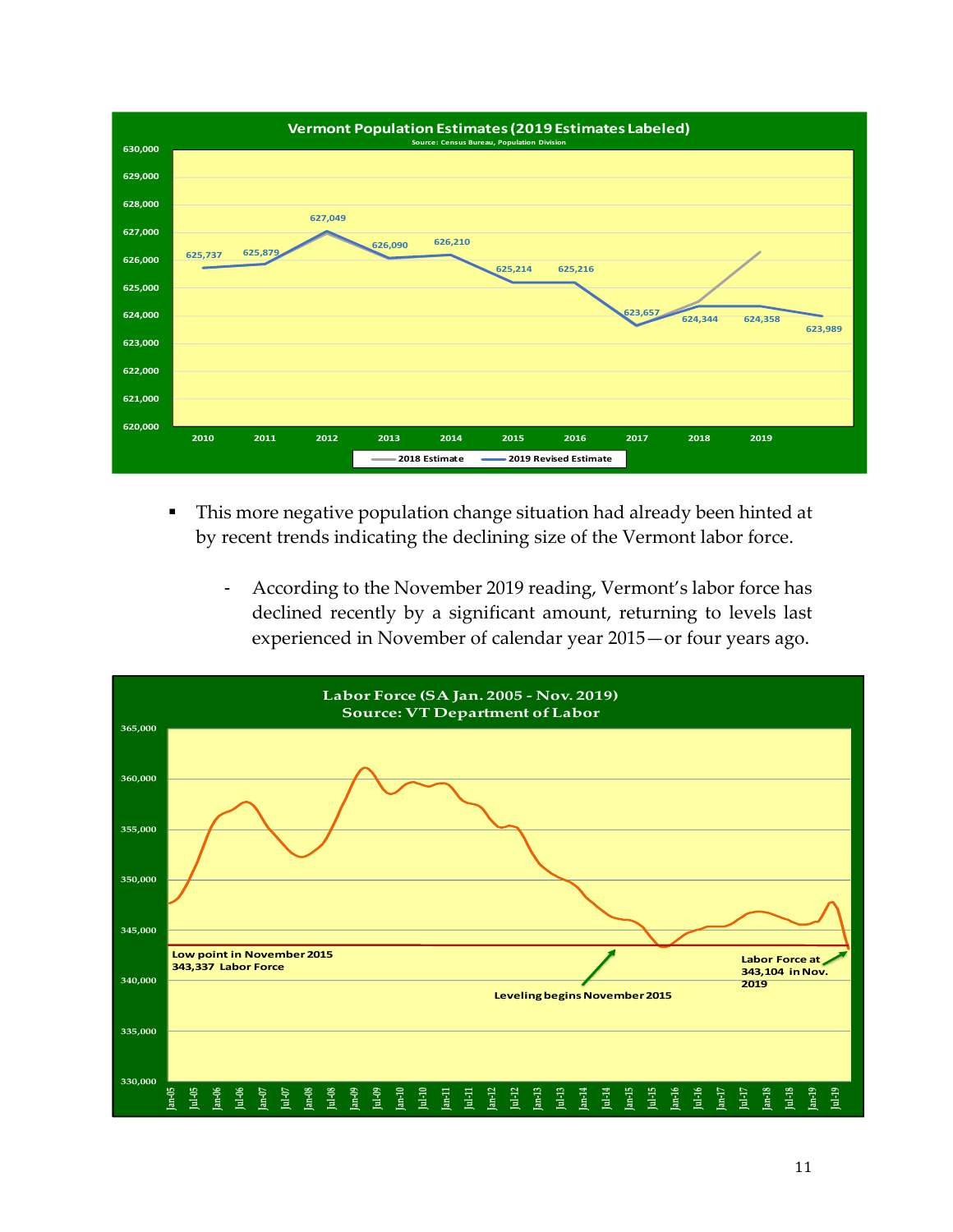**Vermont Population Estimates (2019 Estimates Labeled)**
Source: Census Bureau, Population Division

| Year | 2019 Revised Estimate |
|---|---|
| 2010 | 625,737 |
| 2011 | 625,879 |
| 2012 | 627,049 |
| 2013 | 626,090 |
| 2014 | 626,210 |
| 2015 | 625,214 |
| 2016 | 625,216 |
| 2017 | 623,657 |
| 2018 | 624,344 |
| 2019 | 624,358 |
| | 623,989 |

Legend: 2018 Estimate; 2019 Revised Estimate

- This more negative population change situation had already been hinted at by recent trends indicating the declining size of the Vermont labor force.

  - According to the November 2019 reading, Vermont's labor force has declined recently by a significant amount, returning to levels last experienced in November of calendar year 2015—or four years ago.

**Labor Force (SA Jan. 2005 - Nov. 2019)**
**Source: VT Department of Labor**

Low point in November 2015: 343,337 Labor Force

Leveling begins November 2015

Labor Force at 343,104 in Nov. 2019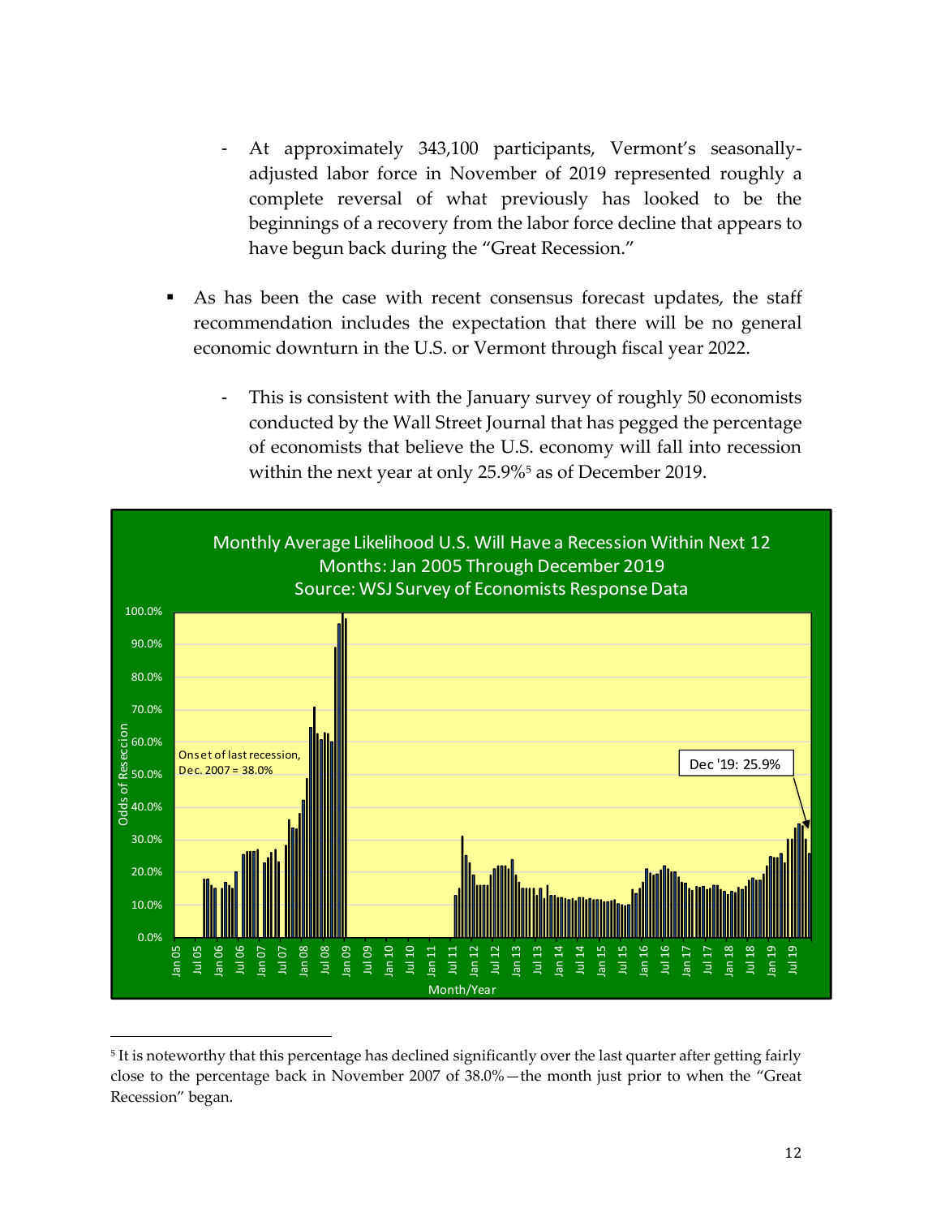- At approximately 343,100 participants, Vermont's seasonally-adjusted labor force in November of 2019 represented roughly a complete reversal of what previously has looked to be the beginnings of a recovery from the labor force decline that appears to have begun back during the "Great Recession."

- As has been the case with recent consensus forecast updates, the staff recommendation includes the expectation that there will be no general economic downturn in the U.S. or Vermont through fiscal year 2022.

  - This is consistent with the January survey of roughly 50 economists conducted by the Wall Street Journal that has pegged the percentage of economists that believe the U.S. economy will fall into recession within the next year at only 25.9%[5] as of December 2019.

Monthly Average Likelihood U.S. Will Have a Recession Within Next 12 Months: Jan 2005 Through December 2019
Source: WSJ Survey of Economists Response Data

Onset of last recession, Dec. 2007 = 38.0%

Dec '19: 25.9%

Odds of Resecciom

Month/Year

---

[5] It is noteworthy that this percentage has declined significantly over the last quarter after getting fairly close to the percentage back in November 2007 of 38.0%—the month just prior to when the "Great Recession" began.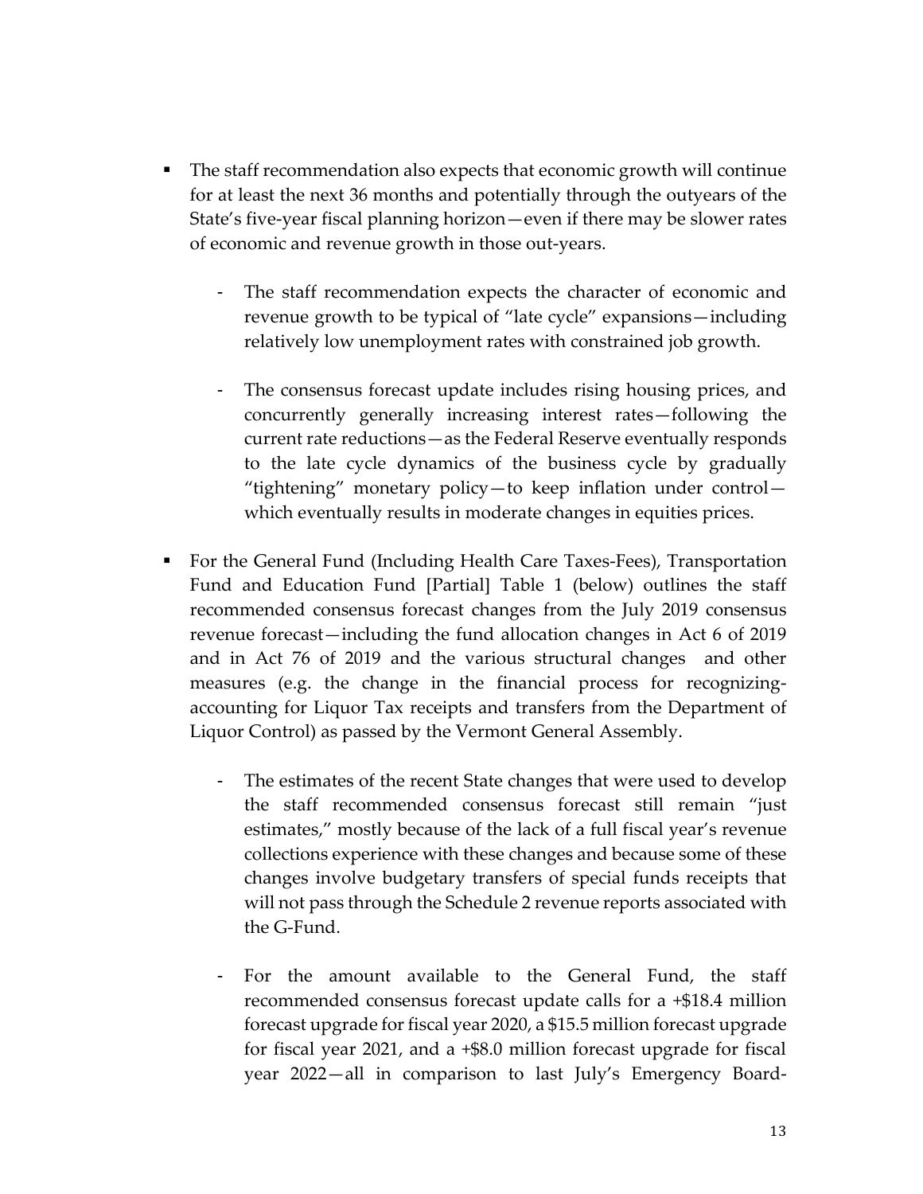- The staff recommendation also expects that economic growth will continue for at least the next 36 months and potentially through the outyears of the State's five-year fiscal planning horizon—even if there may be slower rates of economic and revenue growth in those out-years.

  - The staff recommendation expects the character of economic and revenue growth to be typical of "late cycle" expansions—including relatively low unemployment rates with constrained job growth.

  - The consensus forecast update includes rising housing prices, and concurrently generally increasing interest rates—following the current rate reductions—as the Federal Reserve eventually responds to the late cycle dynamics of the business cycle by gradually "tightening" monetary policy—to keep inflation under control—which eventually results in moderate changes in equities prices.

- For the General Fund (Including Health Care Taxes-Fees), Transportation Fund and Education Fund [Partial] Table 1 (below) outlines the staff recommended consensus forecast changes from the July 2019 consensus revenue forecast—including the fund allocation changes in Act 6 of 2019 and in Act 76 of 2019 and the various structural changes and other measures (e.g. the change in the financial process for recognizing-accounting for Liquor Tax receipts and transfers from the Department of Liquor Control) as passed by the Vermont General Assembly.

  - The estimates of the recent State changes that were used to develop the staff recommended consensus forecast still remain "just estimates," mostly because of the lack of a full fiscal year's revenue collections experience with these changes and because some of these changes involve budgetary transfers of special funds receipts that will not pass through the Schedule 2 revenue reports associated with the G-Fund.

  - For the amount available to the General Fund, the staff recommended consensus forecast update calls for a +$18.4 million forecast upgrade for fiscal year 2020, a $15.5 million forecast upgrade for fiscal year 2021, and a +$8.0 million forecast upgrade for fiscal year 2022—all in comparison to last July's Emergency Board-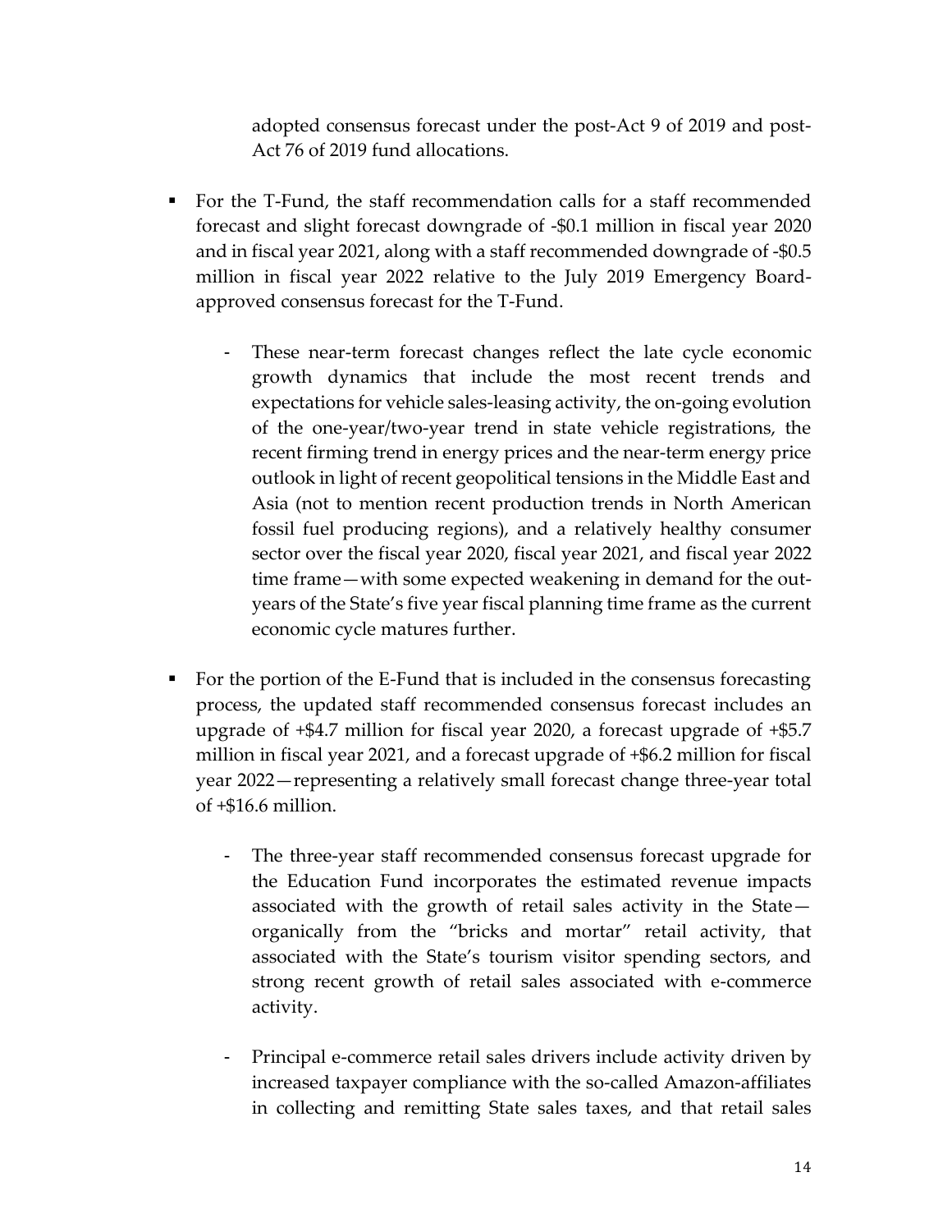adopted consensus forecast under the post-Act 9 of 2019 and post-Act 76 of 2019 fund allocations.

- For the T-Fund, the staff recommendation calls for a staff recommended forecast and slight forecast downgrade of -$0.1 million in fiscal year 2020 and in fiscal year 2021, along with a staff recommended downgrade of -$0.5 million in fiscal year 2022 relative to the July 2019 Emergency Board-approved consensus forecast for the T-Fund.

    - These near-term forecast changes reflect the late cycle economic growth dynamics that include the most recent trends and expectations for vehicle sales-leasing activity, the on-going evolution of the one-year/two-year trend in state vehicle registrations, the recent firming trend in energy prices and the near-term energy price outlook in light of recent geopolitical tensions in the Middle East and Asia (not to mention recent production trends in North American fossil fuel producing regions), and a relatively healthy consumer sector over the fiscal year 2020, fiscal year 2021, and fiscal year 2022 time frame—with some expected weakening in demand for the out-years of the State's five year fiscal planning time frame as the current economic cycle matures further.

- For the portion of the E-Fund that is included in the consensus forecasting process, the updated staff recommended consensus forecast includes an upgrade of +$4.7 million for fiscal year 2020, a forecast upgrade of +$5.7 million in fiscal year 2021, and a forecast upgrade of +$6.2 million for fiscal year 2022—representing a relatively small forecast change three-year total of +$16.6 million.

    - The three-year staff recommended consensus forecast upgrade for the Education Fund incorporates the estimated revenue impacts associated with the growth of retail sales activity in the State—organically from the "bricks and mortar" retail activity, that associated with the State's tourism visitor spending sectors, and strong recent growth of retail sales associated with e-commerce activity.

    - Principal e-commerce retail sales drivers include activity driven by increased taxpayer compliance with the so-called Amazon-affiliates in collecting and remitting State sales taxes, and that retail sales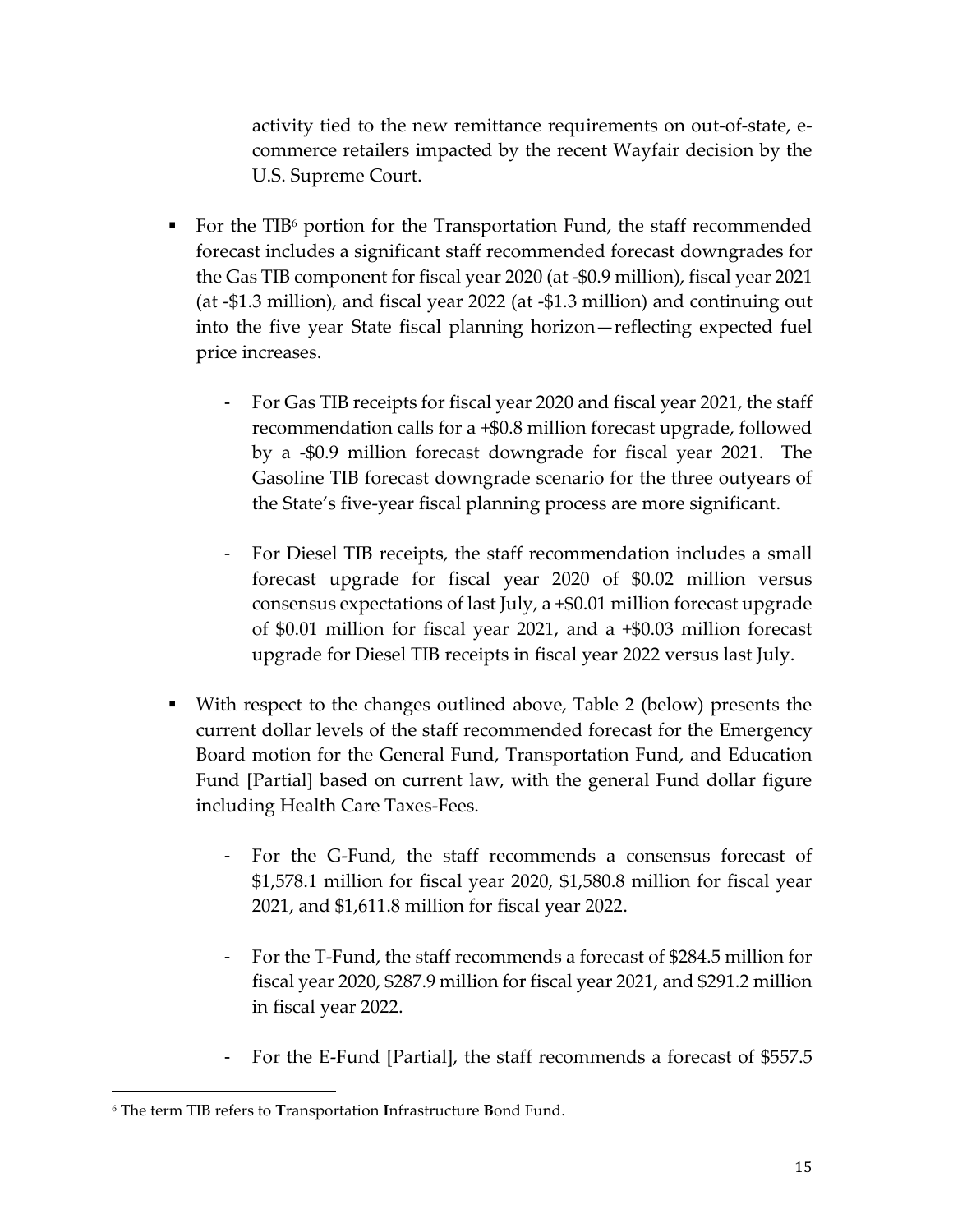activity tied to the new remittance requirements on out-of-state, e-commerce retailers impacted by the recent Wayfair decision by the U.S. Supreme Court.

- For the TIB[6] portion for the Transportation Fund, the staff recommended forecast includes a significant staff recommended forecast downgrades for the Gas TIB component for fiscal year 2020 (at -$0.9 million), fiscal year 2021 (at -$1.3 million), and fiscal year 2022 (at -$1.3 million) and continuing out into the five year State fiscal planning horizon—reflecting expected fuel price increases.

    - For Gas TIB receipts for fiscal year 2020 and fiscal year 2021, the staff recommendation calls for a +$0.8 million forecast upgrade, followed by a -$0.9 million forecast downgrade for fiscal year 2021. The Gasoline TIB forecast downgrade scenario for the three outyears of the State's five-year fiscal planning process are more significant.

    - For Diesel TIB receipts, the staff recommendation includes a small forecast upgrade for fiscal year 2020 of $0.02 million versus consensus expectations of last July, a +$0.01 million forecast upgrade of $0.01 million for fiscal year 2021, and a +$0.03 million forecast upgrade for Diesel TIB receipts in fiscal year 2022 versus last July.

- With respect to the changes outlined above, Table 2 (below) presents the current dollar levels of the staff recommended forecast for the Emergency Board motion for the General Fund, Transportation Fund, and Education Fund [Partial] based on current law, with the general Fund dollar figure including Health Care Taxes-Fees.

    - For the G-Fund, the staff recommends a consensus forecast of $1,578.1 million for fiscal year 2020, $1,580.8 million for fiscal year 2021, and $1,611.8 million for fiscal year 2022.

    - For the T-Fund, the staff recommends a forecast of $284.5 million for fiscal year 2020, $287.9 million for fiscal year 2021, and $291.2 million in fiscal year 2022.

    - For the E-Fund [Partial], the staff recommends a forecast of $557.5

[6] The term TIB refers to **T**ransportation **I**nfrastructure **B**ond Fund.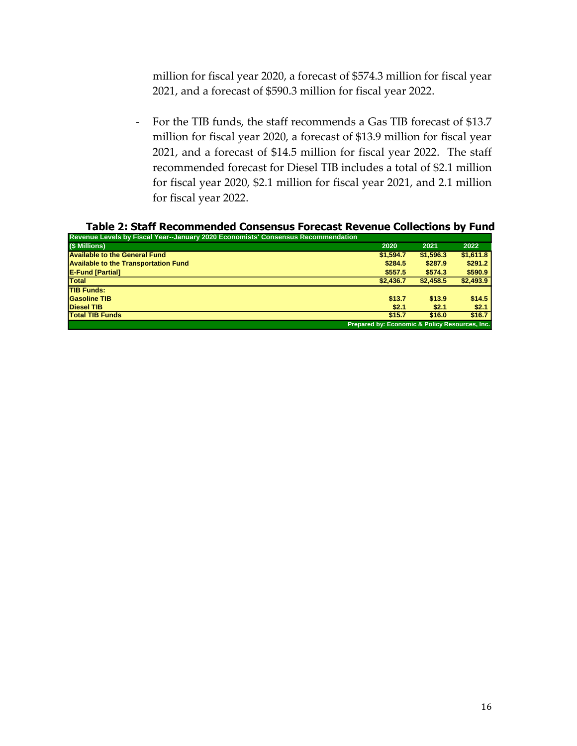million for fiscal year 2020, a forecast of $574.3 million for fiscal year 2021, and a forecast of $590.3 million for fiscal year 2022.

- For the TIB funds, the staff recommends a Gas TIB forecast of $13.7 million for fiscal year 2020, a forecast of $13.9 million for fiscal year 2021, and a forecast of $14.5 million for fiscal year 2022. The staff recommended forecast for Diesel TIB includes a total of $2.1 million for fiscal year 2020, $2.1 million for fiscal year 2021, and 2.1 million for fiscal year 2022.

**Table 2: Staff Recommended Consensus Forecast Revenue Collections by Fund**

| Revenue Levels by Fiscal Year--January 2020 Economists' Consensus Recommendation | | | |
|---|---|---|---|
| ($ Millions) | 2020 | 2021 | 2022 |
| Available to the General Fund | $1,594.7 | $1,596.3 | $1,611.8 |
| Available to the Transportation Fund | $284.5 | $287.9 | $291.2 |
| E-Fund [Partial] | $557.5 | $574.3 | $590.9 |
| Total | $2,436.7 | $2,458.5 | $2,493.9 |
| TIB Funds: | | | |
| Gasoline TIB | $13.7 | $13.9 | $14.5 |
| Diesel TIB | $2.1 | $2.1 | $2.1 |
| Total TIB Funds | $15.7 | $16.0 | $16.7 |
| Prepared by: Economic & Policy Resources, Inc. | | | |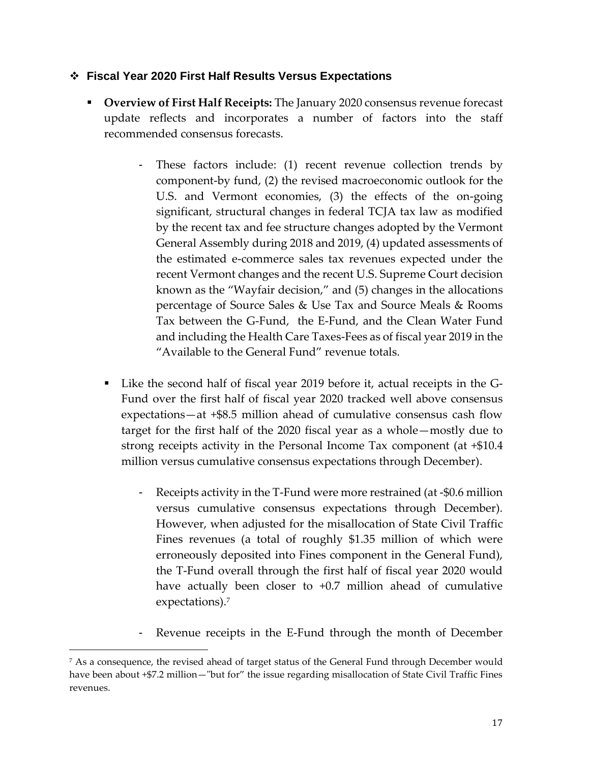## ❖ Fiscal Year 2020 First Half Results Versus Expectations

- **Overview of First Half Receipts:** The January 2020 consensus revenue forecast update reflects and incorporates a number of factors into the staff recommended consensus forecasts.

    - These factors include: (1) recent revenue collection trends by component-by fund, (2) the revised macroeconomic outlook for the U.S. and Vermont economies, (3) the effects of the on-going significant, structural changes in federal TCJA tax law as modified by the recent tax and fee structure changes adopted by the Vermont General Assembly during 2018 and 2019, (4) updated assessments of the estimated e-commerce sales tax revenues expected under the recent Vermont changes and the recent U.S. Supreme Court decision known as the "Wayfair decision," and (5) changes in the allocations percentage of Source Sales & Use Tax and Source Meals & Rooms Tax between the G-Fund, the E-Fund, and the Clean Water Fund and including the Health Care Taxes-Fees as of fiscal year 2019 in the "Available to the General Fund" revenue totals.

- Like the second half of fiscal year 2019 before it, actual receipts in the G-Fund over the first half of fiscal year 2020 tracked well above consensus expectations—at +$8.5 million ahead of cumulative consensus cash flow target for the first half of the 2020 fiscal year as a whole—mostly due to strong receipts activity in the Personal Income Tax component (at +$10.4 million versus cumulative consensus expectations through December).

    - Receipts activity in the T-Fund were more restrained (at -$0.6 million versus cumulative consensus expectations through December). However, when adjusted for the misallocation of State Civil Traffic Fines revenues (a total of roughly $1.35 million of which were erroneously deposited into Fines component in the General Fund), the T-Fund overall through the first half of fiscal year 2020 would have actually been closer to +0.7 million ahead of cumulative expectations).[7]

    - Revenue receipts in the E-Fund through the month of December

[7] As a consequence, the revised ahead of target status of the General Fund through December would have been about +$7.2 million—"but for" the issue regarding misallocation of State Civil Traffic Fines revenues.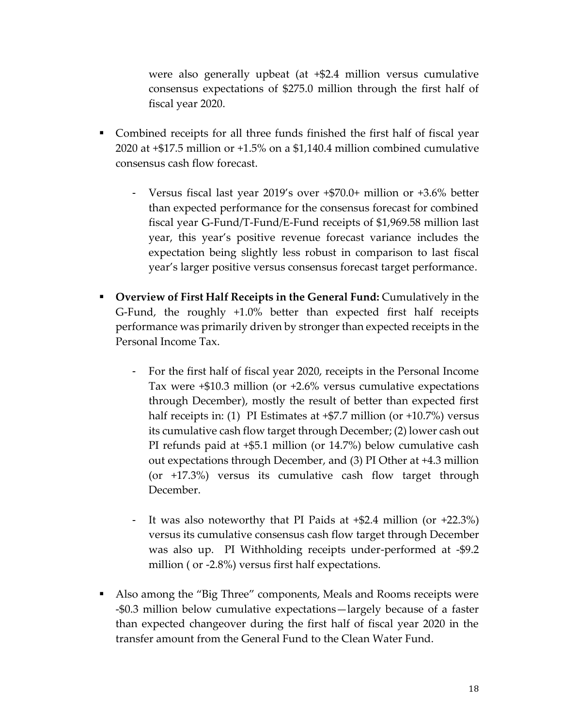were also generally upbeat (at +$2.4 million versus cumulative consensus expectations of $275.0 million through the first half of fiscal year 2020.

- Combined receipts for all three funds finished the first half of fiscal year 2020 at +$17.5 million or +1.5% on a $1,140.4 million combined cumulative consensus cash flow forecast.

  - Versus fiscal last year 2019's over +$70.0+ million or +3.6% better than expected performance for the consensus forecast for combined fiscal year G-Fund/T-Fund/E-Fund receipts of $1,969.58 million last year, this year's positive revenue forecast variance includes the expectation being slightly less robust in comparison to last fiscal year's larger positive versus consensus forecast target performance.

- **Overview of First Half Receipts in the General Fund:** Cumulatively in the G-Fund, the roughly +1.0% better than expected first half receipts performance was primarily driven by stronger than expected receipts in the Personal Income Tax.

  - For the first half of fiscal year 2020, receipts in the Personal Income Tax were +$10.3 million (or +2.6% versus cumulative expectations through December), mostly the result of better than expected first half receipts in: (1) PI Estimates at +$7.7 million (or +10.7%) versus its cumulative cash flow target through December; (2) lower cash out PI refunds paid at +$5.1 million (or 14.7%) below cumulative cash out expectations through December, and (3) PI Other at +4.3 million (or +17.3%) versus its cumulative cash flow target through December.

  - It was also noteworthy that PI Paids at +$2.4 million (or +22.3%) versus its cumulative consensus cash flow target through December was also up. PI Withholding receipts under-performed at -$9.2 million ( or -2.8%) versus first half expectations.

- Also among the "Big Three" components, Meals and Rooms receipts were -$0.3 million below cumulative expectations—largely because of a faster than expected changeover during the first half of fiscal year 2020 in the transfer amount from the General Fund to the Clean Water Fund.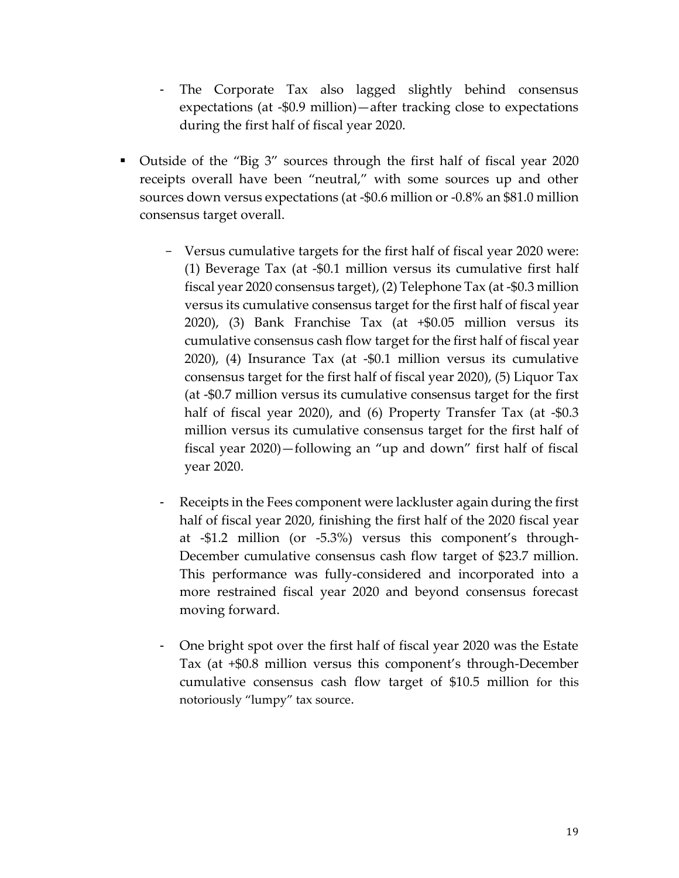- The Corporate Tax also lagged slightly behind consensus expectations (at -$0.9 million)—after tracking close to expectations during the first half of fiscal year 2020.

- Outside of the "Big 3" sources through the first half of fiscal year 2020 receipts overall have been "neutral," with some sources up and other sources down versus expectations (at -$0.6 million or -0.8% an $81.0 million consensus target overall.

  - Versus cumulative targets for the first half of fiscal year 2020 were: (1) Beverage Tax (at -$0.1 million versus its cumulative first half fiscal year 2020 consensus target), (2) Telephone Tax (at -$0.3 million versus its cumulative consensus target for the first half of fiscal year 2020), (3) Bank Franchise Tax (at +$0.05 million versus its cumulative consensus cash flow target for the first half of fiscal year 2020), (4) Insurance Tax (at -$0.1 million versus its cumulative consensus target for the first half of fiscal year 2020), (5) Liquor Tax (at -$0.7 million versus its cumulative consensus target for the first half of fiscal year 2020), and (6) Property Transfer Tax (at -$0.3 million versus its cumulative consensus target for the first half of fiscal year 2020)—following an "up and down" first half of fiscal year 2020.

  - Receipts in the Fees component were lackluster again during the first half of fiscal year 2020, finishing the first half of the 2020 fiscal year at -$1.2 million (or -5.3%) versus this component's through-December cumulative consensus cash flow target of $23.7 million. This performance was fully-considered and incorporated into a more restrained fiscal year 2020 and beyond consensus forecast moving forward.

  - One bright spot over the first half of fiscal year 2020 was the Estate Tax (at +$0.8 million versus this component's through-December cumulative consensus cash flow target of $10.5 million for this notoriously "lumpy" tax source.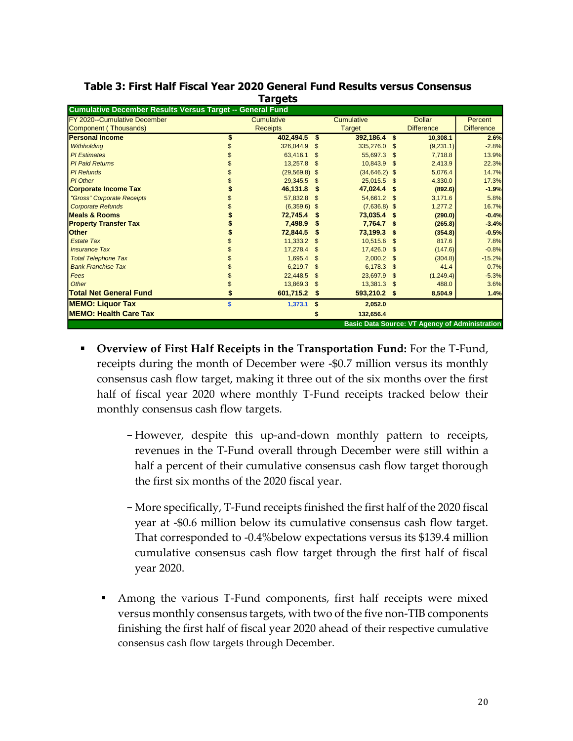**Table 3: First Half Fiscal Year 2020 General Fund Results versus Consensus Targets**

| Cumulative December Results Versus Target -- General Fund | | | | |
|---|---|---|---|---|
| FY 2020--Cumulative December Component ( Thousands) | Cumulative Receipts | Cumulative Target | Dollar Difference | Percent Difference |
| **Personal Income** | **$ 402,494.5** | **$ 392,186.4** | **$ 10,308.1** | **2.6%** |
| *Withholding* | $ 326,044.9 | $ 335,276.0 | $ (9,231.1) | -2.8% |
| *PI Estimates* | $ 63,416.1 | $ 55,697.3 | $ 7,718.8 | 13.9% |
| *PI Paid Returns* | $ 13,257.8 | $ 10,843.9 | $ 2,413.9 | 22.3% |
| *PI Refunds* | $ (29,569.8) | $ (34,646.2) | $ 5,076.4 | 14.7% |
| *PI Other* | $ 29,345.5 | $ 25,015.5 | $ 4,330.0 | 17.3% |
| **Corporate Income Tax** | **$ 46,131.8** | **$ 47,024.4** | **$ (892.6)** | **-1.9%** |
| *"Gross" Corporate Receipts* | $ 57,832.8 | $ 54,661.2 | $ 3,171.6 | 5.8% |
| *Corporate Refunds* | $ (6,359.6) | $ (7,636.8) | $ 1,277.2 | 16.7% |
| **Meals & Rooms** | **$ 72,745.4** | **$ 73,035.4** | **$ (290.0)** | **-0.4%** |
| **Property Transfer Tax** | **$ 7,498.9** | **$ 7,764.7** | **$ (265.8)** | **-3.4%** |
| **Other** | **$ 72,844.5** | **$ 73,199.3** | **$ (354.8)** | **-0.5%** |
| *Estate Tax* | $ 11,333.2 | $ 10,515.6 | $ 817.6 | 7.8% |
| *Insurance Tax* | $ 17,278.4 | $ 17,426.0 | $ (147.6) | -0.8% |
| *Total Telephone Tax* | $ 1,695.4 | $ 2,000.2 | $ (304.8) | -15.2% |
| *Bank Franchise Tax* | $ 6,219.7 | $ 6,178.3 | $ 41.4 | 0.7% |
| *Fees* | $ 22,448.5 | $ 23,697.9 | $ (1,249.4) | -5.3% |
| *Other* | $ 13,869.3 | $ 13,381.3 | $ 488.0 | 3.6% |
| **Total Net General Fund** | **$ 601,715.2** | **$ 593,210.2** | **$ 8,504.9** | **1.4%** |
| **MEMO: Liquor Tax** | $ 1,373.1 | **$ 2,052.0** | | |
| **MEMO: Health Care Tax** | | **$ 132,656.4** | | |
| | | | **Basic Data Source: VT Agency of Administration** | |

- **Overview of First Half Receipts in the Transportation Fund:** For the T-Fund, receipts during the month of December were -$0.7 million versus its monthly consensus cash flow target, making it three out of the six months over the first half of fiscal year 2020 where monthly T-Fund receipts tracked below their monthly consensus cash flow targets.

  - However, despite this up-and-down monthly pattern to receipts, revenues in the T-Fund overall through December were still within a half a percent of their cumulative consensus cash flow target thorough the first six months of the 2020 fiscal year.

  - More specifically, T-Fund receipts finished the first half of the 2020 fiscal year at -$0.6 million below its cumulative consensus cash flow target. That corresponded to -0.4%below expectations versus its $139.4 million cumulative consensus cash flow target through the first half of fiscal year 2020.

- Among the various T-Fund components, first half receipts were mixed versus monthly consensus targets, with two of the five non-TIB components finishing the first half of fiscal year 2020 ahead of their respective cumulative consensus cash flow targets through December.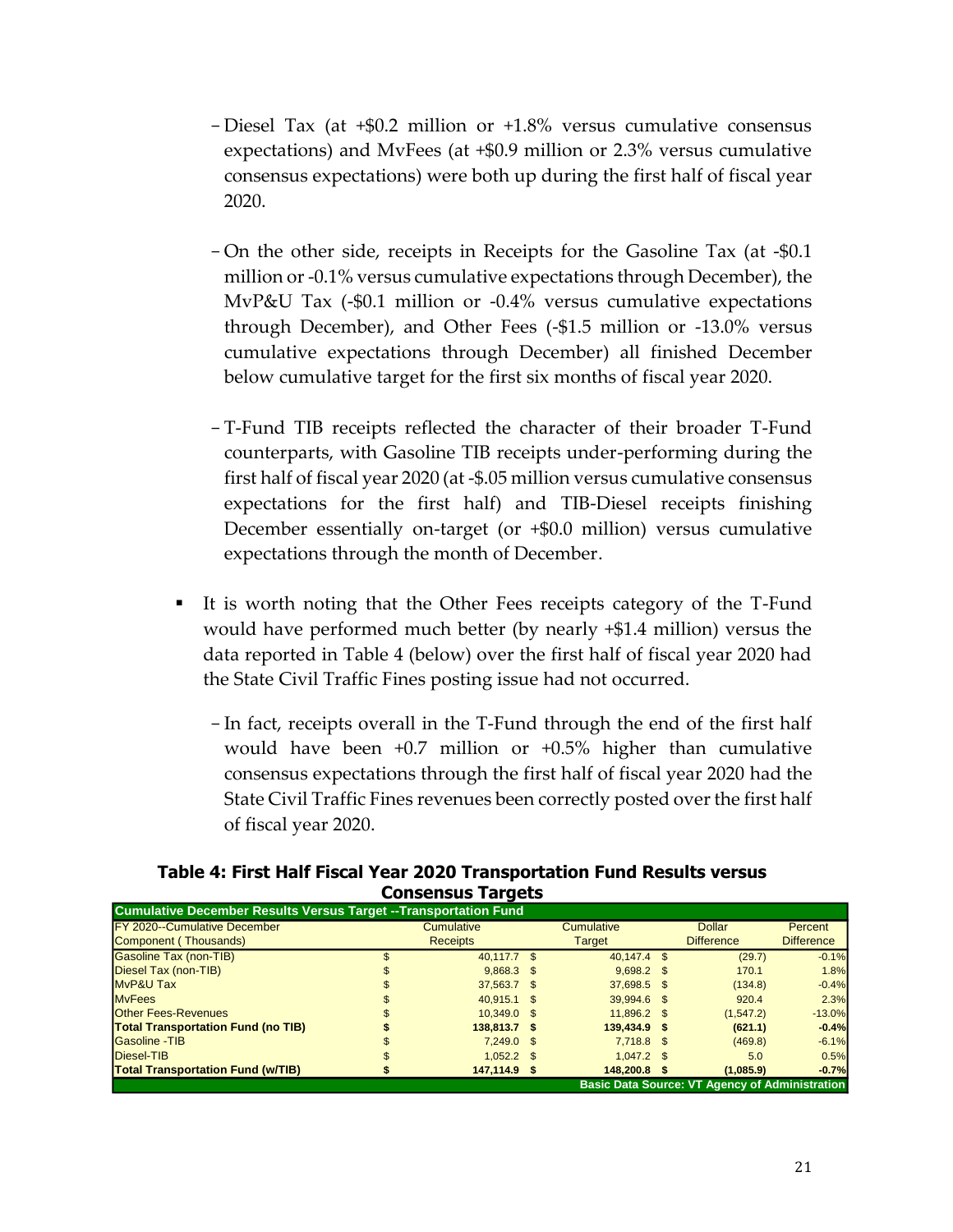- Diesel Tax (at +$0.2 million or +1.8% versus cumulative consensus expectations) and MvFees (at +$0.9 million or 2.3% versus cumulative consensus expectations) were both up during the first half of fiscal year 2020.

- On the other side, receipts in Receipts for the Gasoline Tax (at -$0.1 million or -0.1% versus cumulative expectations through December), the MvP&U Tax (-$0.1 million or -0.4% versus cumulative expectations through December), and Other Fees (-$1.5 million or -13.0% versus cumulative expectations through December) all finished December below cumulative target for the first six months of fiscal year 2020.

- T-Fund TIB receipts reflected the character of their broader T-Fund counterparts, with Gasoline TIB receipts under-performing during the first half of fiscal year 2020 (at -$.05 million versus cumulative consensus expectations for the first half) and TIB-Diesel receipts finishing December essentially on-target (or +$0.0 million) versus cumulative expectations through the month of December.

- It is worth noting that the Other Fees receipts category of the T-Fund would have performed much better (by nearly +$1.4 million) versus the data reported in Table 4 (below) over the first half of fiscal year 2020 had the State Civil Traffic Fines posting issue had not occurred.

  - In fact, receipts overall in the T-Fund through the end of the first half would have been +0.7 million or +0.5% higher than cumulative consensus expectations through the first half of fiscal year 2020 had the State Civil Traffic Fines revenues been correctly posted over the first half of fiscal year 2020.

**Table 4: First Half Fiscal Year 2020 Transportation Fund Results versus Consensus Targets**

| Cumulative December Results Versus Target --Transportation Fund | | | | |
|---|---|---|---|---|
| FY 2020--Cumulative December Component ( Thousands) | Cumulative Receipts | Cumulative Target | Dollar Difference | Percent Difference |
| Gasoline Tax (non-TIB) | $ 40,117.7 | $ 40,147.4 | $ (29.7) | -0.1% |
| Diesel Tax (non-TIB) | $ 9,868.3 | $ 9,698.2 | $ 170.1 | 1.8% |
| MvP&U Tax | $ 37,563.7 | $ 37,698.5 | $ (134.8) | -0.4% |
| MvFees | $ 40,915.1 | $ 39,994.6 | $ 920.4 | 2.3% |
| Other Fees-Revenues | $ 10,349.0 | $ 11,896.2 | $ (1,547.2) | -13.0% |
| **Total Transportation Fund (no TIB)** | **$ 138,813.7** | **$ 139,434.9** | **$ (621.1)** | **-0.4%** |
| Gasoline -TIB | $ 7,249.0 | $ 7,718.8 | $ (469.8) | -6.1% |
| Diesel-TIB | $ 1,052.2 | $ 1,047.2 | $ 5.0 | 0.5% |
| **Total Transportation Fund (w/TIB)** | **$ 147,114.9** | **$ 148,200.8** | **$ (1,085.9)** | **-0.7%** |

**Basic Data Source: VT Agency of Administration**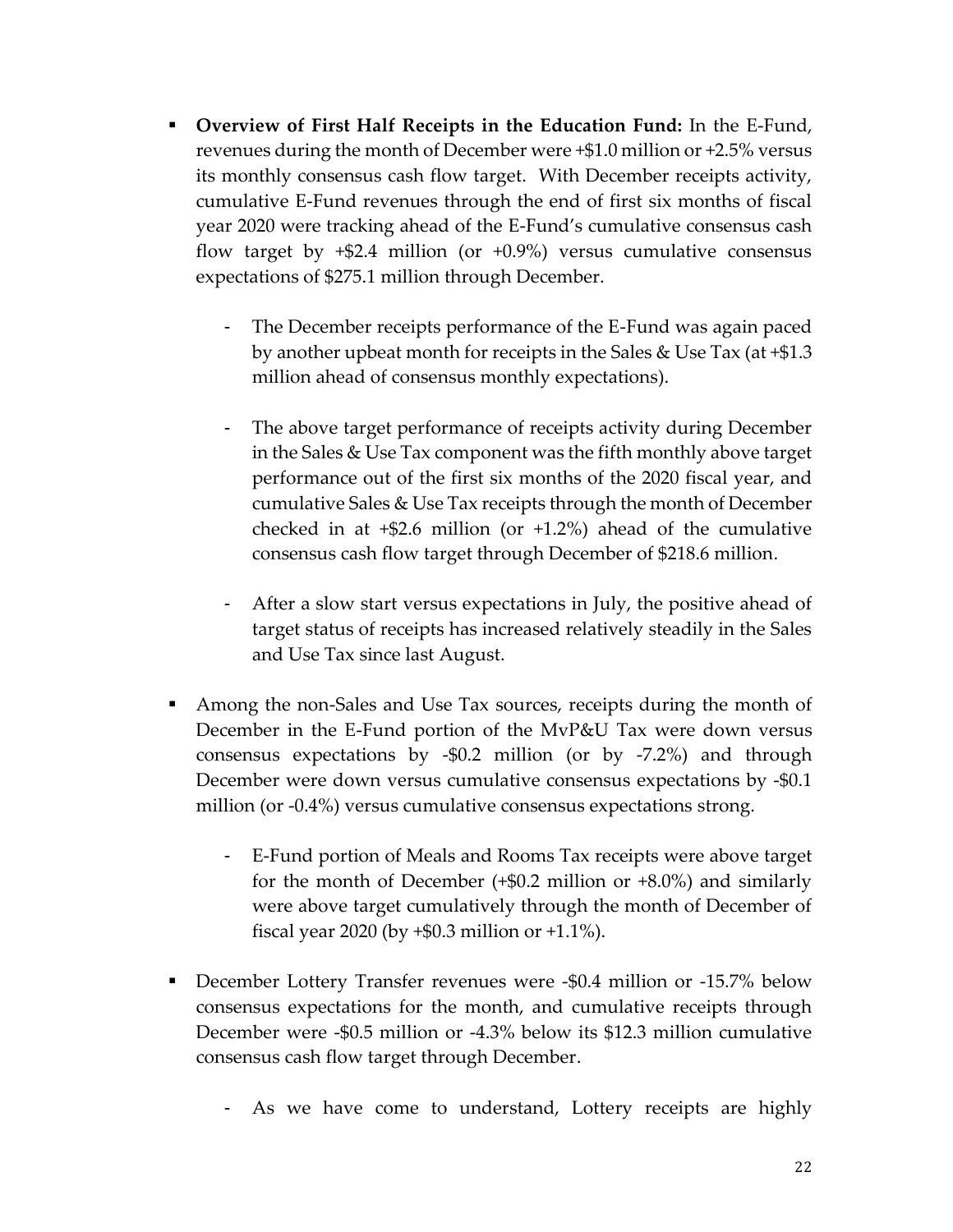- **Overview of First Half Receipts in the Education Fund:** In the E-Fund, revenues during the month of December were +$1.0 million or +2.5% versus its monthly consensus cash flow target. With December receipts activity, cumulative E-Fund revenues through the end of first six months of fiscal year 2020 were tracking ahead of the E-Fund's cumulative consensus cash flow target by +$2.4 million (or +0.9%) versus cumulative consensus expectations of $275.1 million through December.

    - The December receipts performance of the E-Fund was again paced by another upbeat month for receipts in the Sales & Use Tax (at +$1.3 million ahead of consensus monthly expectations).

    - The above target performance of receipts activity during December in the Sales & Use Tax component was the fifth monthly above target performance out of the first six months of the 2020 fiscal year, and cumulative Sales & Use Tax receipts through the month of December checked in at +$2.6 million (or +1.2%) ahead of the cumulative consensus cash flow target through December of $218.6 million.

    - After a slow start versus expectations in July, the positive ahead of target status of receipts has increased relatively steadily in the Sales and Use Tax since last August.

- Among the non-Sales and Use Tax sources, receipts during the month of December in the E-Fund portion of the MvP&U Tax were down versus consensus expectations by -$0.2 million (or by -7.2%) and through December were down versus cumulative consensus expectations by -$0.1 million (or -0.4%) versus cumulative consensus expectations strong.

    - E-Fund portion of Meals and Rooms Tax receipts were above target for the month of December (+$0.2 million or +8.0%) and similarly were above target cumulatively through the month of December of fiscal year 2020 (by +$0.3 million or +1.1%).

- December Lottery Transfer revenues were -$0.4 million or -15.7% below consensus expectations for the month, and cumulative receipts through December were -$0.5 million or -4.3% below its $12.3 million cumulative consensus cash flow target through December.

    - As we have come to understand, Lottery receipts are highly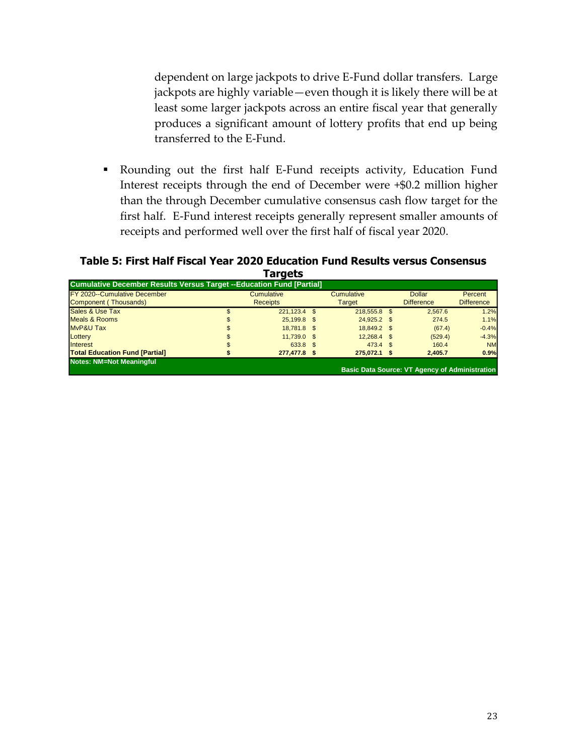dependent on large jackpots to drive E-Fund dollar transfers. Large jackpots are highly variable—even though it is likely there will be at least some larger jackpots across an entire fiscal year that generally produces a significant amount of lottery profits that end up being transferred to the E-Fund.

- Rounding out the first half E-Fund receipts activity, Education Fund Interest receipts through the end of December were +$0.2 million higher than the through December cumulative consensus cash flow target for the first half. E-Fund interest receipts generally represent smaller amounts of receipts and performed well over the first half of fiscal year 2020.

**Table 5: First Half Fiscal Year 2020 Education Fund Results versus Consensus Targets**

| Cumulative December Results Versus Target --Education Fund [Partial] | | | | |
|---|---|---|---|---|
| FY 2020--Cumulative December Component ( Thousands) | Cumulative Receipts | Cumulative Target | Dollar Difference | Percent Difference |
| Sales & Use Tax | $ 221,123.4 | $ 218,555.8 | $ 2,567.6 | 1.2% |
| Meals & Rooms | $ 25,199.8 | $ 24,925.2 | $ 274.5 | 1.1% |
| MvP&U Tax | $ 18,781.8 | $ 18,849.2 | $ (67.4) | -0.4% |
| Lottery | $ 11,739.0 | $ 12,268.4 | $ (529.4) | -4.3% |
| Interest | $ 633.8 | $ 473.4 | $ 160.4 | NM |
| **Total Education Fund [Partial]** | **$ 277,477.8** | **$ 275,072.1** | **$ 2,405.7** | **0.9%** |

**Notes: NM=Not Meaningful**

**Basic Data Source: VT Agency of Administration**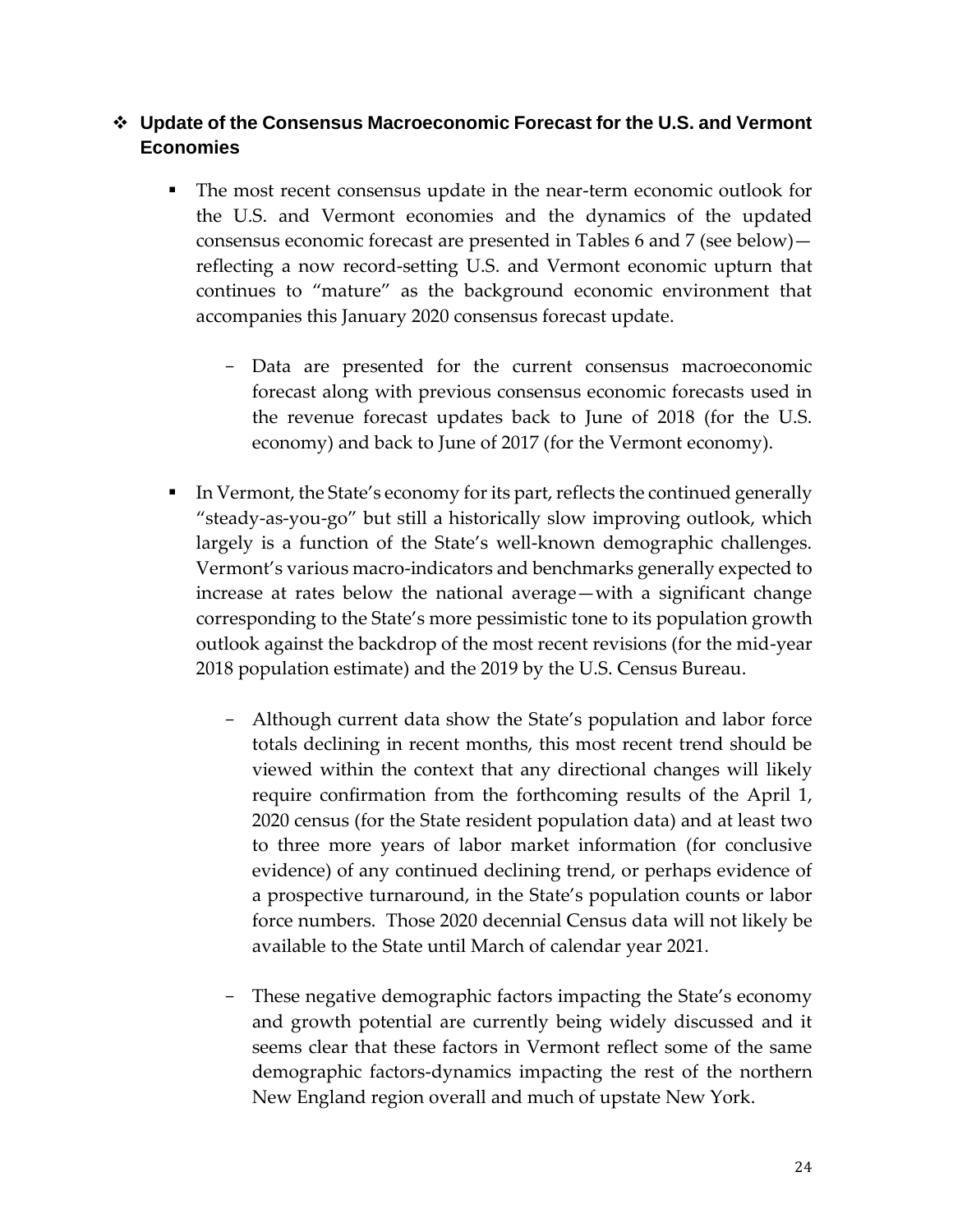- **Update of the Consensus Macroeconomic Forecast for the U.S. and Vermont Economies**

  - The most recent consensus update in the near-term economic outlook for the U.S. and Vermont economies and the dynamics of the updated consensus economic forecast are presented in Tables 6 and 7 (see below)—reflecting a now record-setting U.S. and Vermont economic upturn that continues to "mature" as the background economic environment that accompanies this January 2020 consensus forecast update.

    - Data are presented for the current consensus macroeconomic forecast along with previous consensus economic forecasts used in the revenue forecast updates back to June of 2018 (for the U.S. economy) and back to June of 2017 (for the Vermont economy).

  - In Vermont, the State's economy for its part, reflects the continued generally "steady-as-you-go" but still a historically slow improving outlook, which largely is a function of the State's well-known demographic challenges. Vermont's various macro-indicators and benchmarks generally expected to increase at rates below the national average—with a significant change corresponding to the State's more pessimistic tone to its population growth outlook against the backdrop of the most recent revisions (for the mid-year 2018 population estimate) and the 2019 by the U.S. Census Bureau.

    - Although current data show the State's population and labor force totals declining in recent months, this most recent trend should be viewed within the context that any directional changes will likely require confirmation from the forthcoming results of the April 1, 2020 census (for the State resident population data) and at least two to three more years of labor market information (for conclusive evidence) of any continued declining trend, or perhaps evidence of a prospective turnaround, in the State's population counts or labor force numbers. Those 2020 decennial Census data will not likely be available to the State until March of calendar year 2021.

    - These negative demographic factors impacting the State's economy and growth potential are currently being widely discussed and it seems clear that these factors in Vermont reflect some of the same demographic factors-dynamics impacting the rest of the northern New England region overall and much of upstate New York.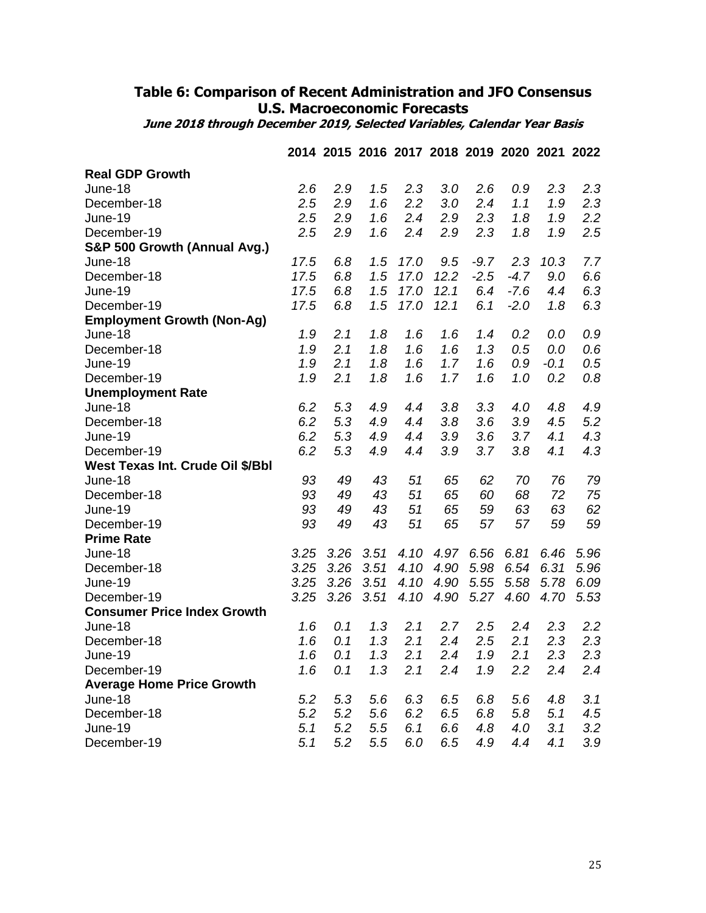### Table 6: Comparison of Recent Administration and JFO Consensus U.S. Macroeconomic Forecasts

***June 2018 through December 2019, Selected Variables, Calendar Year Basis***

| | 2014 | 2015 | 2016 | 2017 | 2018 | 2019 | 2020 | 2021 | 2022 |
|---|---|---|---|---|---|---|---|---|---|
| **Real GDP Growth** | | | | | | | | | |
| June-18 | *2.6* | *2.9* | *1.5* | *2.3* | *3.0* | *2.6* | *0.9* | *2.3* | *2.3* |
| December-18 | *2.5* | *2.9* | *1.6* | *2.2* | *3.0* | *2.4* | *1.1* | *1.9* | *2.3* |
| June-19 | *2.5* | *2.9* | *1.6* | *2.4* | *2.9* | *2.3* | *1.8* | *1.9* | *2.2* |
| December-19 | *2.5* | *2.9* | *1.6* | *2.4* | *2.9* | *2.3* | *1.8* | *1.9* | *2.5* |
| **S&P 500 Growth (Annual Avg.)** | | | | | | | | | |
| June-18 | *17.5* | *6.8* | *1.5* | *17.0* | *9.5* | *-9.7* | *2.3* | *10.3* | *7.7* |
| December-18 | *17.5* | *6.8* | *1.5* | *17.0* | *12.2* | *-2.5* | *-4.7* | *9.0* | *6.6* |
| June-19 | *17.5* | *6.8* | *1.5* | *17.0* | *12.1* | *6.4* | *-7.6* | *4.4* | *6.3* |
| December-19 | *17.5* | *6.8* | *1.5* | *17.0* | *12.1* | *6.1* | *-2.0* | *1.8* | *6.3* |
| **Employment Growth (Non-Ag)** | | | | | | | | | |
| June-18 | *1.9* | *2.1* | *1.8* | *1.6* | *1.6* | *1.4* | *0.2* | *0.0* | *0.9* |
| December-18 | *1.9* | *2.1* | *1.8* | *1.6* | *1.6* | *1.3* | *0.5* | *0.0* | *0.6* |
| June-19 | *1.9* | *2.1* | *1.8* | *1.6* | *1.7* | *1.6* | *0.9* | *-0.1* | *0.5* |
| December-19 | *1.9* | *2.1* | *1.8* | *1.6* | *1.7* | *1.6* | *1.0* | *0.2* | *0.8* |
| **Unemployment Rate** | | | | | | | | | |
| June-18 | *6.2* | *5.3* | *4.9* | *4.4* | *3.8* | *3.3* | *4.0* | *4.8* | *4.9* |
| December-18 | *6.2* | *5.3* | *4.9* | *4.4* | *3.8* | *3.6* | *3.9* | *4.5* | *5.2* |
| June-19 | *6.2* | *5.3* | *4.9* | *4.4* | *3.9* | *3.6* | *3.7* | *4.1* | *4.3* |
| December-19 | *6.2* | *5.3* | *4.9* | *4.4* | *3.9* | *3.7* | *3.8* | *4.1* | *4.3* |
| **West Texas Int. Crude Oil $/Bbl** | | | | | | | | | |
| June-18 | *93* | *49* | *43* | *51* | *65* | *62* | *70* | *76* | *79* |
| December-18 | *93* | *49* | *43* | *51* | *65* | *60* | *68* | *72* | *75* |
| June-19 | *93* | *49* | *43* | *51* | *65* | *59* | *63* | *63* | *62* |
| December-19 | *93* | *49* | *43* | *51* | *65* | *57* | *57* | *59* | *59* |
| **Prime Rate** | | | | | | | | | |
| June-18 | *3.25* | *3.26* | *3.51* | *4.10* | *4.97* | *6.56* | *6.81* | *6.46* | *5.96* |
| December-18 | *3.25* | *3.26* | *3.51* | *4.10* | *4.90* | *5.98* | *6.54* | *6.31* | *5.96* |
| June-19 | *3.25* | *3.26* | *3.51* | *4.10* | *4.90* | *5.55* | *5.58* | *5.78* | *6.09* |
| December-19 | *3.25* | *3.26* | *3.51* | *4.10* | *4.90* | *5.27* | *4.60* | *4.70* | *5.53* |
| **Consumer Price Index Growth** | | | | | | | | | |
| June-18 | *1.6* | *0.1* | *1.3* | *2.1* | *2.7* | *2.5* | *2.4* | *2.3* | *2.2* |
| December-18 | *1.6* | *0.1* | *1.3* | *2.1* | *2.4* | *2.5* | *2.1* | *2.3* | *2.3* |
| June-19 | *1.6* | *0.1* | *1.3* | *2.1* | *2.4* | *1.9* | *2.1* | *2.3* | *2.3* |
| December-19 | *1.6* | *0.1* | *1.3* | *2.1* | *2.4* | *1.9* | *2.2* | *2.4* | *2.4* |
| **Average Home Price Growth** | | | | | | | | | |
| June-18 | *5.2* | *5.3* | *5.6* | *6.3* | *6.5* | *6.8* | *5.6* | *4.8* | *3.1* |
| December-18 | *5.2* | *5.2* | *5.6* | *6.2* | *6.5* | *6.8* | *5.8* | *5.1* | *4.5* |
| June-19 | *5.1* | *5.2* | *5.5* | *6.1* | *6.6* | *4.8* | *4.0* | *3.1* | *3.2* |
| December-19 | *5.1* | *5.2* | *5.5* | *6.0* | *6.5* | *4.9* | *4.4* | *4.1* | *3.9* |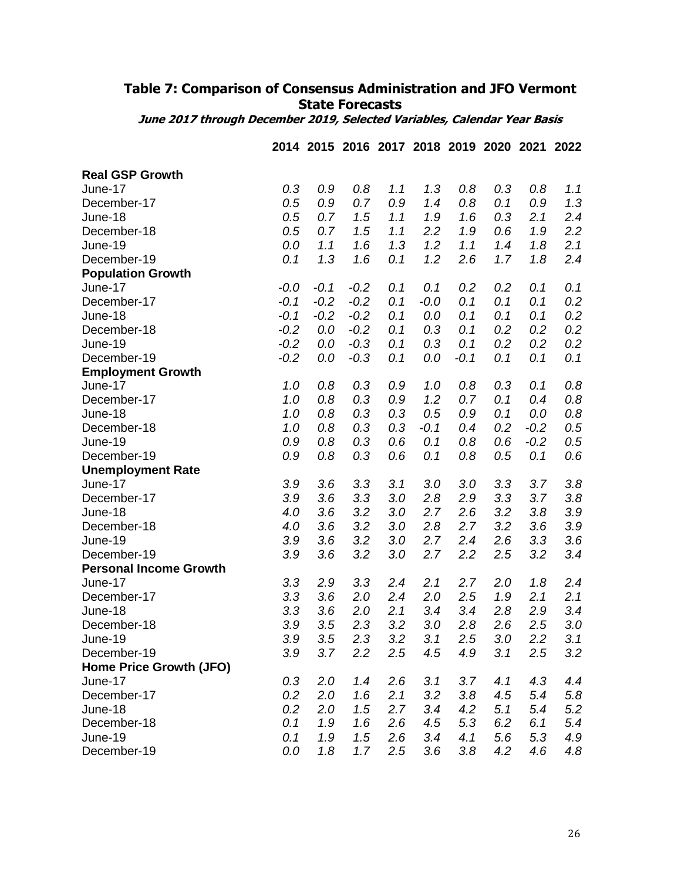## Table 7: Comparison of Consensus Administration and JFO Vermont State Forecasts

***June 2017 through December 2019, Selected Variables, Calendar Year Basis***

| | 2014 | 2015 | 2016 | 2017 | 2018 | 2019 | 2020 | 2021 | 2022 |
|---|---|---|---|---|---|---|---|---|---|
| **Real GSP Growth** | | | | | | | | | |
| June-17 | *0.3* | *0.9* | *0.8* | *1.1* | *1.3* | *0.8* | *0.3* | *0.8* | *1.1* |
| December-17 | *0.5* | *0.9* | *0.7* | *0.9* | *1.4* | *0.8* | *0.1* | *0.9* | *1.3* |
| June-18 | *0.5* | *0.7* | *1.5* | *1.1* | *1.9* | *1.6* | *0.3* | *2.1* | *2.4* |
| December-18 | *0.5* | *0.7* | *1.5* | *1.1* | *2.2* | *1.9* | *0.6* | *1.9* | *2.2* |
| June-19 | *0.0* | *1.1* | *1.6* | *1.3* | *1.2* | *1.1* | *1.4* | *1.8* | *2.1* |
| December-19 | *0.1* | *1.3* | *1.6* | *0.1* | *1.2* | *2.6* | *1.7* | *1.8* | *2.4* |
| **Population Growth** | | | | | | | | | |
| June-17 | *-0.0* | *-0.1* | *-0.2* | *0.1* | *0.1* | *0.2* | *0.2* | *0.1* | *0.1* |
| December-17 | *-0.1* | *-0.2* | *-0.2* | *0.1* | *-0.0* | *0.1* | *0.1* | *0.1* | *0.2* |
| June-18 | *-0.1* | *-0.2* | *-0.2* | *0.1* | *0.0* | *0.1* | *0.1* | *0.1* | *0.2* |
| December-18 | *-0.2* | *0.0* | *-0.2* | *0.1* | *0.3* | *0.1* | *0.2* | *0.2* | *0.2* |
| June-19 | *-0.2* | *0.0* | *-0.3* | *0.1* | *0.3* | *0.1* | *0.2* | *0.2* | *0.2* |
| December-19 | *-0.2* | *0.0* | *-0.3* | *0.1* | *0.0* | *-0.1* | *0.1* | *0.1* | *0.1* |
| **Employment Growth** | | | | | | | | | |
| June-17 | *1.0* | *0.8* | *0.3* | *0.9* | *1.0* | *0.8* | *0.3* | *0.1* | *0.8* |
| December-17 | *1.0* | *0.8* | *0.3* | *0.9* | *1.2* | *0.7* | *0.1* | *0.4* | *0.8* |
| June-18 | *1.0* | *0.8* | *0.3* | *0.3* | *0.5* | *0.9* | *0.1* | *0.0* | *0.8* |
| December-18 | *1.0* | *0.8* | *0.3* | *0.3* | *-0.1* | *0.4* | *0.2* | *-0.2* | *0.5* |
| June-19 | *0.9* | *0.8* | *0.3* | *0.6* | *0.1* | *0.8* | *0.6* | *-0.2* | *0.5* |
| December-19 | *0.9* | *0.8* | *0.3* | *0.6* | *0.1* | *0.8* | *0.5* | *0.1* | *0.6* |
| **Unemployment Rate** | | | | | | | | | |
| June-17 | *3.9* | *3.6* | *3.3* | *3.1* | *3.0* | *3.0* | *3.3* | *3.7* | *3.8* |
| December-17 | *3.9* | *3.6* | *3.3* | *3.0* | *2.8* | *2.9* | *3.3* | *3.7* | *3.8* |
| June-18 | *4.0* | *3.6* | *3.2* | *3.0* | *2.7* | *2.6* | *3.2* | *3.8* | *3.9* |
| December-18 | *4.0* | *3.6* | *3.2* | *3.0* | *2.8* | *2.7* | *3.2* | *3.6* | *3.9* |
| June-19 | *3.9* | *3.6* | *3.2* | *3.0* | *2.7* | *2.4* | *2.6* | *3.3* | *3.6* |
| December-19 | *3.9* | *3.6* | *3.2* | *3.0* | *2.7* | *2.2* | *2.5* | *3.2* | *3.4* |
| **Personal Income Growth** | | | | | | | | | |
| June-17 | *3.3* | *2.9* | *3.3* | *2.4* | *2.1* | *2.7* | *2.0* | *1.8* | *2.4* |
| December-17 | *3.3* | *3.6* | *2.0* | *2.4* | *2.0* | *2.5* | *1.9* | *2.1* | *2.1* |
| June-18 | *3.3* | *3.6* | *2.0* | *2.1* | *3.4* | *3.4* | *2.8* | *2.9* | *3.4* |
| December-18 | *3.9* | *3.5* | *2.3* | *3.2* | *3.0* | *2.8* | *2.6* | *2.5* | *3.0* |
| June-19 | *3.9* | *3.5* | *2.3* | *3.2* | *3.1* | *2.5* | *3.0* | *2.2* | *3.1* |
| December-19 | *3.9* | *3.7* | *2.2* | *2.5* | *4.5* | *4.9* | *3.1* | *2.5* | *3.2* |
| **Home Price Growth (JFO)** | | | | | | | | | |
| June-17 | *0.3* | *2.0* | *1.4* | *2.6* | *3.1* | *3.7* | *4.1* | *4.3* | *4.4* |
| December-17 | *0.2* | *2.0* | *1.6* | *2.1* | *3.2* | *3.8* | *4.5* | *5.4* | *5.8* |
| June-18 | *0.2* | *2.0* | *1.5* | *2.7* | *3.4* | *4.2* | *5.1* | *5.4* | *5.2* |
| December-18 | *0.1* | *1.9* | *1.6* | *2.6* | *4.5* | *5.3* | *6.2* | *6.1* | *5.4* |
| June-19 | *0.1* | *1.9* | *1.5* | *2.6* | *3.4* | *4.1* | *5.6* | *5.3* | *4.9* |
| December-19 | *0.0* | *1.8* | *1.7* | *2.5* | *3.6* | *3.8* | *4.2* | *4.6* | *4.8* |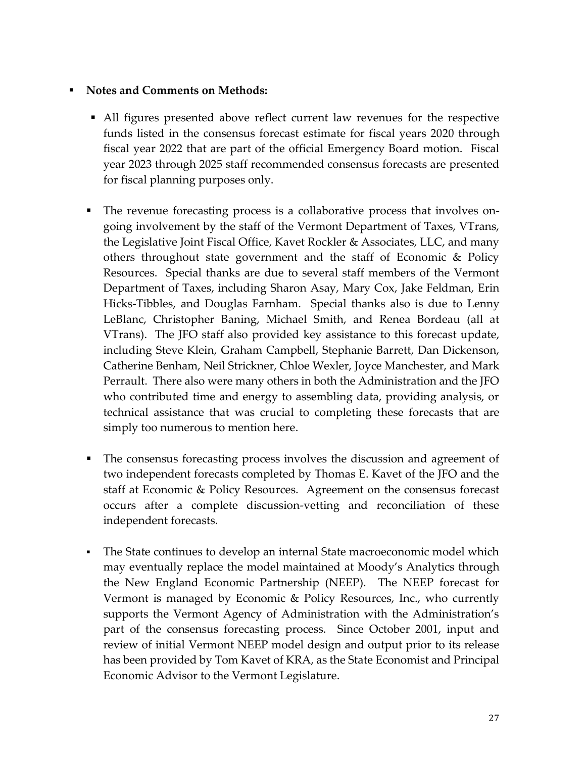- **Notes and Comments on Methods:**

  - All figures presented above reflect current law revenues for the respective funds listed in the consensus forecast estimate for fiscal years 2020 through fiscal year 2022 that are part of the official Emergency Board motion. Fiscal year 2023 through 2025 staff recommended consensus forecasts are presented for fiscal planning purposes only.

  - The revenue forecasting process is a collaborative process that involves on-going involvement by the staff of the Vermont Department of Taxes, VTrans, the Legislative Joint Fiscal Office, Kavet Rockler & Associates, LLC, and many others throughout state government and the staff of Economic & Policy Resources. Special thanks are due to several staff members of the Vermont Department of Taxes, including Sharon Asay, Mary Cox, Jake Feldman, Erin Hicks-Tibbles, and Douglas Farnham. Special thanks also is due to Lenny LeBlanc, Christopher Baning, Michael Smith, and Renea Bordeau (all at VTrans). The JFO staff also provided key assistance to this forecast update, including Steve Klein, Graham Campbell, Stephanie Barrett, Dan Dickenson, Catherine Benham, Neil Strickner, Chloe Wexler, Joyce Manchester, and Mark Perrault. There also were many others in both the Administration and the JFO who contributed time and energy to assembling data, providing analysis, or technical assistance that was crucial to completing these forecasts that are simply too numerous to mention here.

  - The consensus forecasting process involves the discussion and agreement of two independent forecasts completed by Thomas E. Kavet of the JFO and the staff at Economic & Policy Resources. Agreement on the consensus forecast occurs after a complete discussion-vetting and reconciliation of these independent forecasts.

  - The State continues to develop an internal State macroeconomic model which may eventually replace the model maintained at Moody's Analytics through the New England Economic Partnership (NEEP). The NEEP forecast for Vermont is managed by Economic & Policy Resources, Inc., who currently supports the Vermont Agency of Administration with the Administration's part of the consensus forecasting process. Since October 2001, input and review of initial Vermont NEEP model design and output prior to its release has been provided by Tom Kavet of KRA, as the State Economist and Principal Economic Advisor to the Vermont Legislature.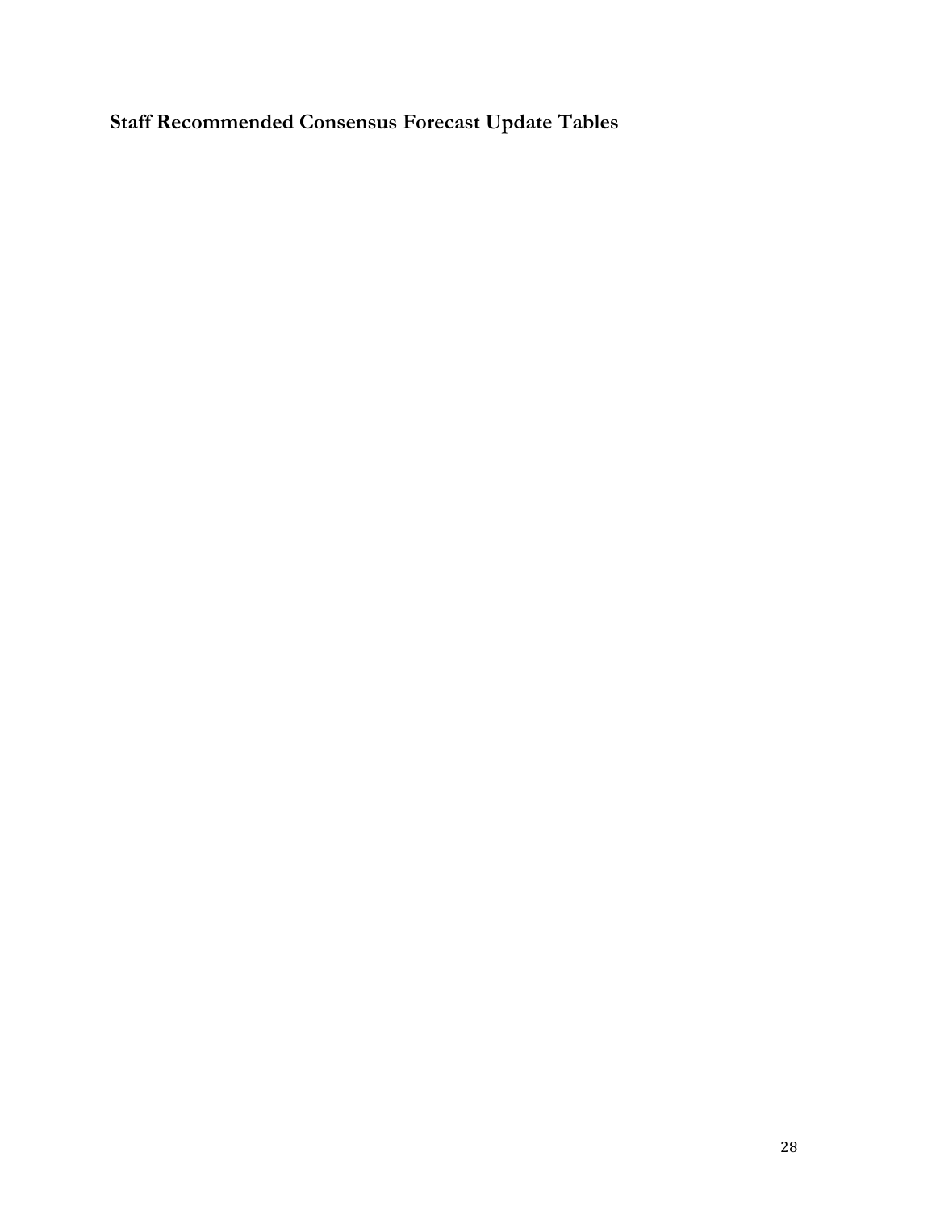## Staff Recommended Consensus Forecast Update Tables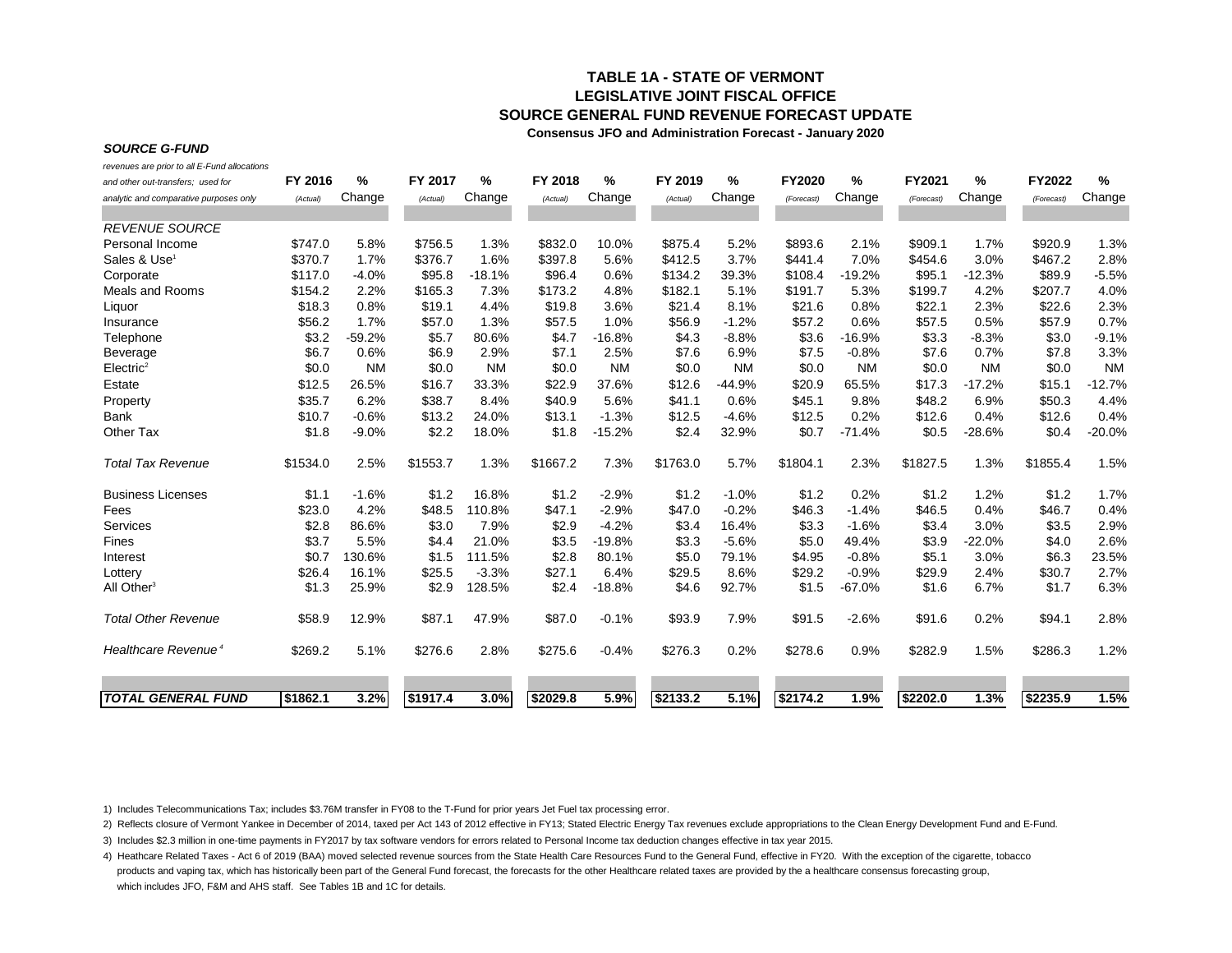# TABLE 1A - STATE OF VERMONT
## LEGISLATIVE JOINT FISCAL OFFICE
## SOURCE GENERAL FUND REVENUE FORECAST UPDATE
**Consensus JFO and Administration Forecast - January 2020**

***SOURCE G-FUND***

| *revenues are prior to all E-Fund allocations and other out-transfers; used for analytic and comparative purposes only* | FY 2016 *(Actual)* | % Change | FY 2017 *(Actual)* | % Change | FY 2018 *(Actual)* | % Change | FY 2019 *(Actual)* | % Change | FY2020 *(Forecast)* | % Change | FY2021 *(Forecast)* | % Change | FY2022 *(Forecast)* | % Change |
|---|---|---|---|---|---|---|---|---|---|---|---|---|---|---|
| *REVENUE SOURCE* | | | | | | | | | | | | | | |
| Personal Income | $747.0 | 5.8% | $756.5 | 1.3% | $832.0 | 10.0% | $875.4 | 5.2% | $893.6 | 2.1% | $909.1 | 1.7% | $920.9 | 1.3% |
| Sales & Use[1] | $370.7 | 1.7% | $376.7 | 1.6% | $397.8 | 5.6% | $412.5 | 3.7% | $441.4 | 7.0% | $454.6 | 3.0% | $467.2 | 2.8% |
| Corporate | $117.0 | -4.0% | $95.8 | -18.1% | $96.4 | 0.6% | $134.2 | 39.3% | $108.4 | -19.2% | $95.1 | -12.3% | $89.9 | -5.5% |
| Meals and Rooms | $154.2 | 2.2% | $165.3 | 7.3% | $173.2 | 4.8% | $182.1 | 5.1% | $191.7 | 5.3% | $199.7 | 4.2% | $207.7 | 4.0% |
| Liquor | $18.3 | 0.8% | $19.1 | 4.4% | $19.8 | 3.6% | $21.4 | 8.1% | $21.6 | 0.8% | $22.1 | 2.3% | $22.6 | 2.3% |
| Insurance | $56.2 | 1.7% | $57.0 | 1.3% | $57.5 | 1.0% | $56.9 | -1.2% | $57.2 | 0.6% | $57.5 | 0.5% | $57.9 | 0.7% |
| Telephone | $3.2 | -59.2% | $5.7 | 80.6% | $4.7 | -16.8% | $4.3 | -8.8% | $3.6 | -16.9% | $3.3 | -8.3% | $3.0 | -9.1% |
| Beverage | $6.7 | 0.6% | $6.9 | 2.9% | $7.1 | 2.5% | $7.6 | 6.9% | $7.5 | -0.8% | $7.6 | 0.7% | $7.8 | 3.3% |
| Electric[2] | $0.0 | NM | $0.0 | NM | $0.0 | NM | $0.0 | NM | $0.0 | NM | $0.0 | NM | $0.0 | NM |
| Estate | $12.5 | 26.5% | $16.7 | 33.3% | $22.9 | 37.6% | $12.6 | -44.9% | $20.9 | 65.5% | $17.3 | -17.2% | $15.1 | -12.7% |
| Property | $35.7 | 6.2% | $38.7 | 8.4% | $40.9 | 5.6% | $41.1 | 0.6% | $45.1 | 9.8% | $48.2 | 6.9% | $50.3 | 4.4% |
| Bank | $10.7 | -0.6% | $13.2 | 24.0% | $13.1 | -1.3% | $12.5 | -4.6% | $12.5 | 0.2% | $12.6 | 0.4% | $12.6 | 0.4% |
| Other Tax | $1.8 | -9.0% | $2.2 | 18.0% | $1.8 | -15.2% | $2.4 | 32.9% | $0.7 | -71.4% | $0.5 | -28.6% | $0.4 | -20.0% |
| *Total Tax Revenue* | $1534.0 | 2.5% | $1553.7 | 1.3% | $1667.2 | 7.3% | $1763.0 | 5.7% | $1804.1 | 2.3% | $1827.5 | 1.3% | $1855.4 | 1.5% |
| Business Licenses | $1.1 | -1.6% | $1.2 | 16.8% | $1.2 | -2.9% | $1.2 | -1.0% | $1.2 | 0.2% | $1.2 | 1.2% | $1.2 | 1.7% |
| Fees | $23.0 | 4.2% | $48.5 | 110.8% | $47.1 | -2.9% | $47.0 | -0.2% | $46.3 | -1.4% | $46.5 | 0.4% | $46.7 | 0.4% |
| Services | $2.8 | 86.6% | $3.0 | 7.9% | $2.9 | -4.2% | $3.4 | 16.4% | $3.3 | -1.6% | $3.4 | 3.0% | $3.5 | 2.9% |
| Fines | $3.7 | 5.5% | $4.4 | 21.0% | $3.5 | -19.8% | $3.3 | -5.6% | $5.0 | 49.4% | $3.9 | -22.0% | $4.0 | 2.6% |
| Interest | $0.7 | 130.6% | $1.5 | 111.5% | $2.8 | 80.1% | $5.0 | 79.1% | $4.95 | -0.8% | $5.1 | 3.0% | $6.3 | 23.5% |
| Lottery | $26.4 | 16.1% | $25.5 | -3.3% | $27.1 | 6.4% | $29.5 | 8.6% | $29.2 | -0.9% | $29.9 | 2.4% | $30.7 | 2.7% |
| All Other[3] | $1.3 | 25.9% | $2.9 | 128.5% | $2.4 | -18.8% | $4.6 | 92.7% | $1.5 | -67.0% | $1.6 | 6.7% | $1.7 | 6.3% |
| *Total Other Revenue* | $58.9 | 12.9% | $87.1 | 47.9% | $87.0 | -0.1% | $93.9 | 7.9% | $91.5 | -2.6% | $91.6 | 0.2% | $94.1 | 2.8% |
| *Healthcare Revenue*[4] | $269.2 | 5.1% | $276.6 | 2.8% | $275.6 | -0.4% | $276.3 | 0.2% | $278.6 | 0.9% | $282.9 | 1.5% | $286.3 | 1.2% |
| ***TOTAL GENERAL FUND*** | **$1862.1** | **3.2%** | **$1917.4** | **3.0%** | **$2029.8** | **5.9%** | **$2133.2** | **5.1%** | **$2174.2** | **1.9%** | **$2202.0** | **1.3%** | **$2235.9** | **1.5%** |

1) Includes Telecommunications Tax; includes $3.76M transfer in FY08 to the T-Fund for prior years Jet Fuel tax processing error.

2) Reflects closure of Vermont Yankee in December of 2014, taxed per Act 143 of 2012 effective in FY13; Stated Electric Energy Tax revenues exclude appropriations to the Clean Energy Development Fund and E-Fund.

3) Includes $2.3 million in one-time payments in FY2017 by tax software vendors for errors related to Personal Income tax deduction changes effective in tax year 2015.

4) Heathcare Related Taxes - Act 6 of 2019 (BAA) moved selected revenue sources from the State Health Care Resources Fund to the General Fund, effective in FY20. With the exception of the cigarette, tobacco products and vaping tax, which has historically been part of the General Fund forecast, the forecasts for the other Healthcare related taxes are provided by the a healthcare consensus forecasting group, which includes JFO, F&M and AHS staff. See Tables 1B and 1C for details.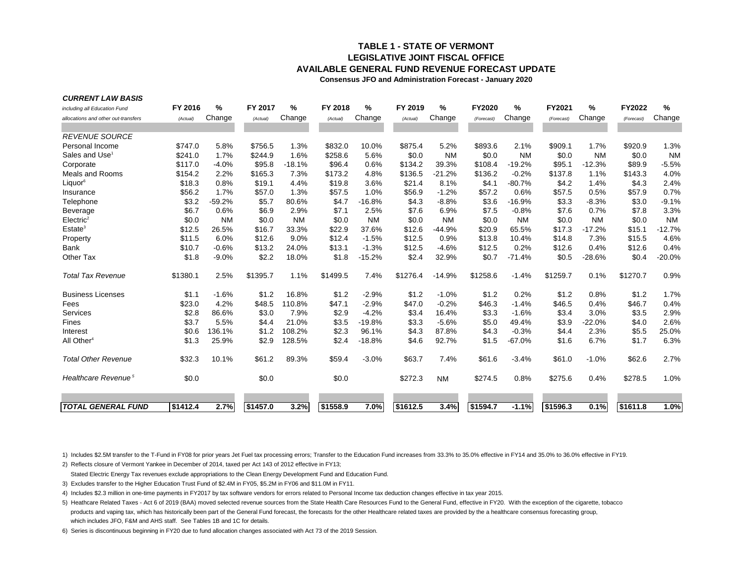# TABLE 1 - STATE OF VERMONT
## LEGISLATIVE JOINT FISCAL OFFICE
## AVAILABLE GENERAL FUND REVENUE FORECAST UPDATE
**Consensus JFO and Administration Forecast - January 2020**

| ***CURRENT LAW BASIS*** *including all Education Fund allocations and other out-transfers* | FY 2016 *(Actual)* | % Change | FY 2017 *(Actual)* | % Change | FY 2018 *(Actual)* | % Change | FY 2019 *(Actual)* | % Change | FY2020 *(Forecast)* | % Change | FY2021 *(Forecast)* | % Change | FY2022 *(Forecast)* | % Change |
|---|---|---|---|---|---|---|---|---|---|---|---|---|---|---|
| *REVENUE SOURCE* | | | | | | | | | | | | | | |
| Personal Income | $747.0 | 5.8% | $756.5 | 1.3% | $832.0 | 10.0% | $875.4 | 5.2% | $893.6 | 2.1% | $909.1 | 1.7% | $920.9 | 1.3% |
| Sales and Use[1] | $241.0 | 1.7% | $244.9 | 1.6% | $258.6 | 5.6% | $0.0 | NM | $0.0 | NM | $0.0 | NM | $0.0 | NM |
| Corporate | $117.0 | -4.0% | $95.8 | -18.1% | $96.4 | 0.6% | $134.2 | 39.3% | $108.4 | -19.2% | $95.1 | -12.3% | $89.9 | -5.5% |
| Meals and Rooms | $154.2 | 2.2% | $165.3 | 7.3% | $173.2 | 4.8% | $136.5 | -21.2% | $136.2 | -0.2% | $137.8 | 1.1% | $143.3 | 4.0% |
| Liquor[6] | $18.3 | 0.8% | $19.1 | 4.4% | $19.8 | 3.6% | $21.4 | 8.1% | $4.1 | -80.7% | $4.2 | 1.4% | $4.3 | 2.4% |
| Insurance | $56.2 | 1.7% | $57.0 | 1.3% | $57.5 | 1.0% | $56.9 | -1.2% | $57.2 | 0.6% | $57.5 | 0.5% | $57.9 | 0.7% |
| Telephone | $3.2 | -59.2% | $5.7 | 80.6% | $4.7 | -16.8% | $4.3 | -8.8% | $3.6 | -16.9% | $3.3 | -8.3% | $3.0 | -9.1% |
| Beverage | $6.7 | 0.6% | $6.9 | 2.9% | $7.1 | 2.5% | $7.6 | 6.9% | $7.5 | -0.8% | $7.6 | 0.7% | $7.8 | 3.3% |
| Electric[2] | $0.0 | NM | $0.0 | NM | $0.0 | NM | $0.0 | NM | $0.0 | NM | $0.0 | NM | $0.0 | NM |
| Estate[3] | $12.5 | 26.5% | $16.7 | 33.3% | $22.9 | 37.6% | $12.6 | -44.9% | $20.9 | 65.5% | $17.3 | -17.2% | $15.1 | -12.7% |
| Property | $11.5 | 6.0% | $12.6 | 9.0% | $12.4 | -1.5% | $12.5 | 0.9% | $13.8 | 10.4% | $14.8 | 7.3% | $15.5 | 4.6% |
| Bank | $10.7 | -0.6% | $13.2 | 24.0% | $13.1 | -1.3% | $12.5 | -4.6% | $12.5 | 0.2% | $12.6 | 0.4% | $12.6 | 0.4% |
| Other Tax | $1.8 | -9.0% | $2.2 | 18.0% | $1.8 | -15.2% | $2.4 | 32.9% | $0.7 | -71.4% | $0.5 | -28.6% | $0.4 | -20.0% |
| *Total Tax Revenue* | $1380.1 | 2.5% | $1395.7 | 1.1% | $1499.5 | 7.4% | $1276.4 | -14.9% | $1258.6 | -1.4% | $1259.7 | 0.1% | $1270.7 | 0.9% |
| Business Licenses | $1.1 | -1.6% | $1.2 | 16.8% | $1.2 | -2.9% | $1.2 | -1.0% | $1.2 | 0.2% | $1.2 | 0.8% | $1.2 | 1.7% |
| Fees | $23.0 | 4.2% | $48.5 | 110.8% | $47.1 | -2.9% | $47.0 | -0.2% | $46.3 | -1.4% | $46.5 | 0.4% | $46.7 | 0.4% |
| Services | $2.8 | 86.6% | $3.0 | 7.9% | $2.9 | -4.2% | $3.4 | 16.4% | $3.3 | -1.6% | $3.4 | 3.0% | $3.5 | 2.9% |
| Fines | $3.7 | 5.5% | $4.4 | 21.0% | $3.5 | -19.8% | $3.3 | -5.6% | $5.0 | 49.4% | $3.9 | -22.0% | $4.0 | 2.6% |
| Interest | $0.6 | 136.1% | $1.2 | 108.2% | $2.3 | 96.1% | $4.3 | 87.8% | $4.3 | -0.3% | $4.4 | 2.3% | $5.5 | 25.0% |
| All Other[4] | $1.3 | 25.9% | $2.9 | 128.5% | $2.4 | -18.8% | $4.6 | 92.7% | $1.5 | -67.0% | $1.6 | 6.7% | $1.7 | 6.3% |
| *Total Other Revenue* | $32.3 | 10.1% | $61.2 | 89.3% | $59.4 | -3.0% | $63.7 | 7.4% | $61.6 | -3.4% | $61.0 | -1.0% | $62.6 | 2.7% |
| *Healthcare Revenue*[5] | $0.0 | | $0.0 | | $0.0 | | $272.3 | NM | $274.5 | 0.8% | $275.6 | 0.4% | $278.5 | 1.0% |
| ***TOTAL GENERAL FUND*** | **$1412.4** | **2.7%** | **$1457.0** | **3.2%** | **$1558.9** | **7.0%** | **$1612.5** | **3.4%** | **$1594.7** | **-1.1%** | **$1596.3** | **0.1%** | **$1611.8** | **1.0%** |

1) Includes $2.5M transfer to the T-Fund in FY08 for prior years Jet Fuel tax processing errors; Transfer to the Education Fund increases from 33.3% to 35.0% effective in FY14 and 35.0% to 36.0% effective in FY19.

2) Reflects closure of Vermont Yankee in December of 2014, taxed per Act 143 of 2012 effective in FY13;
Stated Electric Energy Tax revenues exclude appropriations to the Clean Energy Development Fund and Education Fund.

3) Excludes transfer to the Higher Education Trust Fund of $2.4M in FY05, $5.2M in FY06 and $11.0M in FY11.

4) Includes $2.3 million in one-time payments in FY2017 by tax software vendors for errors related to Personal Income tax deduction changes effective in tax year 2015.

5) Heathcare Related Taxes - Act 6 of 2019 (BAA) moved selected revenue sources from the State Health Care Resources Fund to the General Fund, effective in FY20. With the exception of the cigarette, tobacco products and vaping tax, which has historically been part of the General Fund forecast, the forecasts for the other Healthcare related taxes are provided by a healthcare consensus forecasting group, which includes JFO, F&M and AHS staff. See Tables 1B and 1C for details.

6) Series is discontinuous beginning in FY20 due to fund allocation changes associated with Act 73 of the 2019 Session.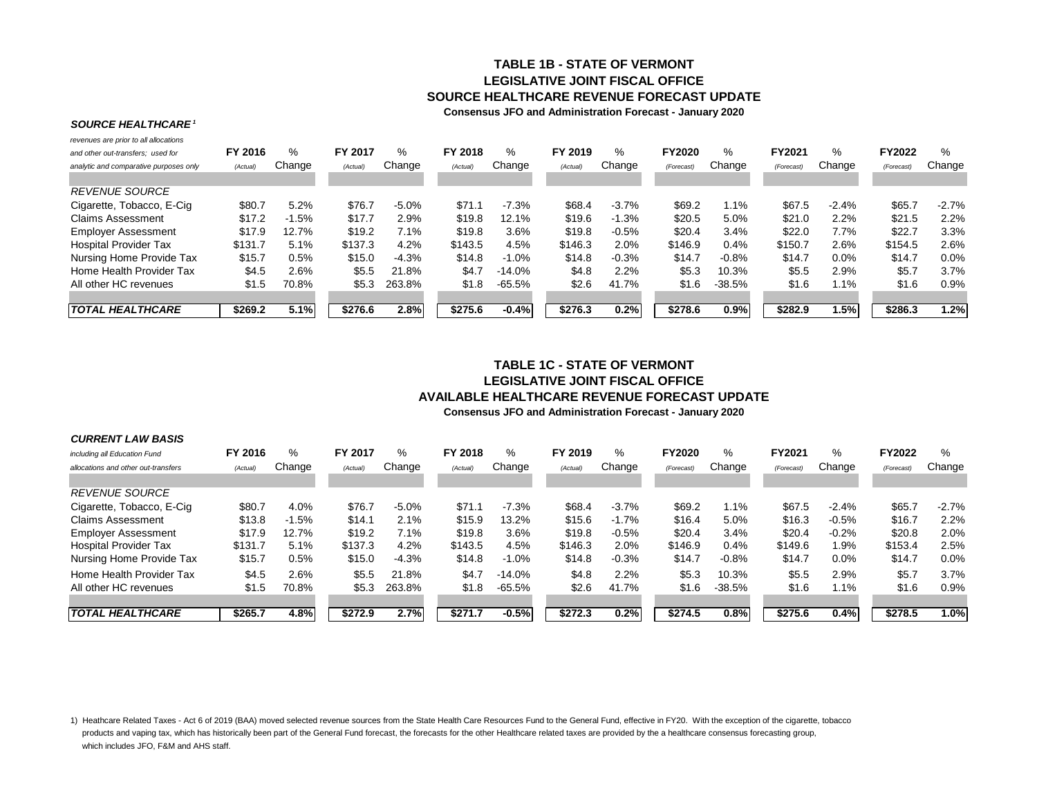## TABLE 1B - STATE OF VERMONT
## LEGISLATIVE JOINT FISCAL OFFICE
## SOURCE HEALTHCARE REVENUE FORECAST UPDATE
**Consensus JFO and Administration Forecast - January 2020**

***SOURCE HEALTHCARE*** [1]

| *revenues are prior to all allocations and other out-transfers; used for analytic and comparative purposes only* | FY 2016 (Actual) | % Change | FY 2017 (Actual) | % Change | FY 2018 (Actual) | % Change | FY 2019 (Actual) | % Change | FY2020 (Forecast) | % Change | FY2021 (Forecast) | % Change | FY2022 (Forecast) | % Change |
|---|---|---|---|---|---|---|---|---|---|---|---|---|---|---|
| *REVENUE SOURCE* | | | | | | | | | | | | | | |
| Cigarette, Tobacco, E-Cig | $80.7 | 5.2% | $76.7 | -5.0% | $71.1 | -7.3% | $68.4 | -3.7% | $69.2 | 1.1% | $67.5 | -2.4% | $65.7 | -2.7% |
| Claims Assessment | $17.2 | -1.5% | $17.7 | 2.9% | $19.8 | 12.1% | $19.6 | -1.3% | $20.5 | 5.0% | $21.0 | 2.2% | $21.5 | 2.2% |
| Employer Assessment | $17.9 | 12.7% | $19.2 | 7.1% | $19.8 | 3.6% | $19.8 | -0.5% | $20.4 | 3.4% | $22.0 | 7.7% | $22.7 | 3.3% |
| Hospital Provider Tax | $131.7 | 5.1% | $137.3 | 4.2% | $143.5 | 4.5% | $146.3 | 2.0% | $146.9 | 0.4% | $150.7 | 2.6% | $154.5 | 2.6% |
| Nursing Home Provide Tax | $15.7 | 0.5% | $15.0 | -4.3% | $14.8 | -1.0% | $14.8 | -0.3% | $14.7 | -0.8% | $14.7 | 0.0% | $14.7 | 0.0% |
| Home Health Provider Tax | $4.5 | 2.6% | $5.5 | 21.8% | $4.7 | -14.0% | $4.8 | 2.2% | $5.3 | 10.3% | $5.5 | 2.9% | $5.7 | 3.7% |
| All other HC revenues | $1.5 | 70.8% | $5.3 | 263.8% | $1.8 | -65.5% | $2.6 | 41.7% | $1.6 | -38.5% | $1.6 | 1.1% | $1.6 | 0.9% |
| ***TOTAL HEALTHCARE*** | **$269.2** | **5.1%** | **$276.6** | **2.8%** | **$275.6** | **-0.4%** | **$276.3** | **0.2%** | **$278.6** | **0.9%** | **$282.9** | **1.5%** | **$286.3** | **1.2%** |

## TABLE 1C - STATE OF VERMONT
## LEGISLATIVE JOINT FISCAL OFFICE
## AVAILABLE HEALTHCARE REVENUE FORECAST UPDATE
**Consensus JFO and Administration Forecast - January 2020**

***CURRENT LAW BASIS***

| *including all Education Fund allocations and other out-transfers* | FY 2016 (Actual) | % Change | FY 2017 (Actual) | % Change | FY 2018 (Actual) | % Change | FY 2019 (Actual) | % Change | FY2020 (Forecast) | % Change | FY2021 (Forecast) | % Change | FY2022 (Forecast) | % Change |
|---|---|---|---|---|---|---|---|---|---|---|---|---|---|---|
| *REVENUE SOURCE* | | | | | | | | | | | | | | |
| Cigarette, Tobacco, E-Cig | $80.7 | 4.0% | $76.7 | -5.0% | $71.1 | -7.3% | $68.4 | -3.7% | $69.2 | 1.1% | $67.5 | -2.4% | $65.7 | -2.7% |
| Claims Assessment | $13.8 | -1.5% | $14.1 | 2.1% | $15.9 | 13.2% | $15.6 | -1.7% | $16.4 | 5.0% | $16.3 | -0.5% | $16.7 | 2.2% |
| Employer Assessment | $17.9 | 12.7% | $19.2 | 7.1% | $19.8 | 3.6% | $19.8 | -0.5% | $20.4 | 3.4% | $20.4 | -0.2% | $20.8 | 2.0% |
| Hospital Provider Tax | $131.7 | 5.1% | $137.3 | 4.2% | $143.5 | 4.5% | $146.3 | 2.0% | $146.9 | 0.4% | $149.6 | 1.9% | $153.4 | 2.5% |
| Nursing Home Provide Tax | $15.7 | 0.5% | $15.0 | -4.3% | $14.8 | -1.0% | $14.8 | -0.3% | $14.7 | -0.8% | $14.7 | 0.0% | $14.7 | 0.0% |
| Home Health Provider Tax | $4.5 | 2.6% | $5.5 | 21.8% | $4.7 | -14.0% | $4.8 | 2.2% | $5.3 | 10.3% | $5.5 | 2.9% | $5.7 | 3.7% |
| All other HC revenues | $1.5 | 70.8% | $5.3 | 263.8% | $1.8 | -65.5% | $2.6 | 41.7% | $1.6 | -38.5% | $1.6 | 1.1% | $1.6 | 0.9% |
| ***TOTAL HEALTHCARE*** | **$265.7** | **4.8%** | **$272.9** | **2.7%** | **$271.7** | **-0.5%** | **$272.3** | **0.2%** | **$274.5** | **0.8%** | **$275.6** | **0.4%** | **$278.5** | **1.0%** |

1) Heathcare Related Taxes - Act 6 of 2019 (BAA) moved selected revenue sources from the State Health Care Resources Fund to the General Fund, effective in FY20. With the exception of the cigarette, tobacco products and vaping tax, which has historically been part of the General Fund forecast, the forecasts for the other Healthcare related taxes are provided by the a healthcare consensus forecasting group, which includes JFO, F&M and AHS staff.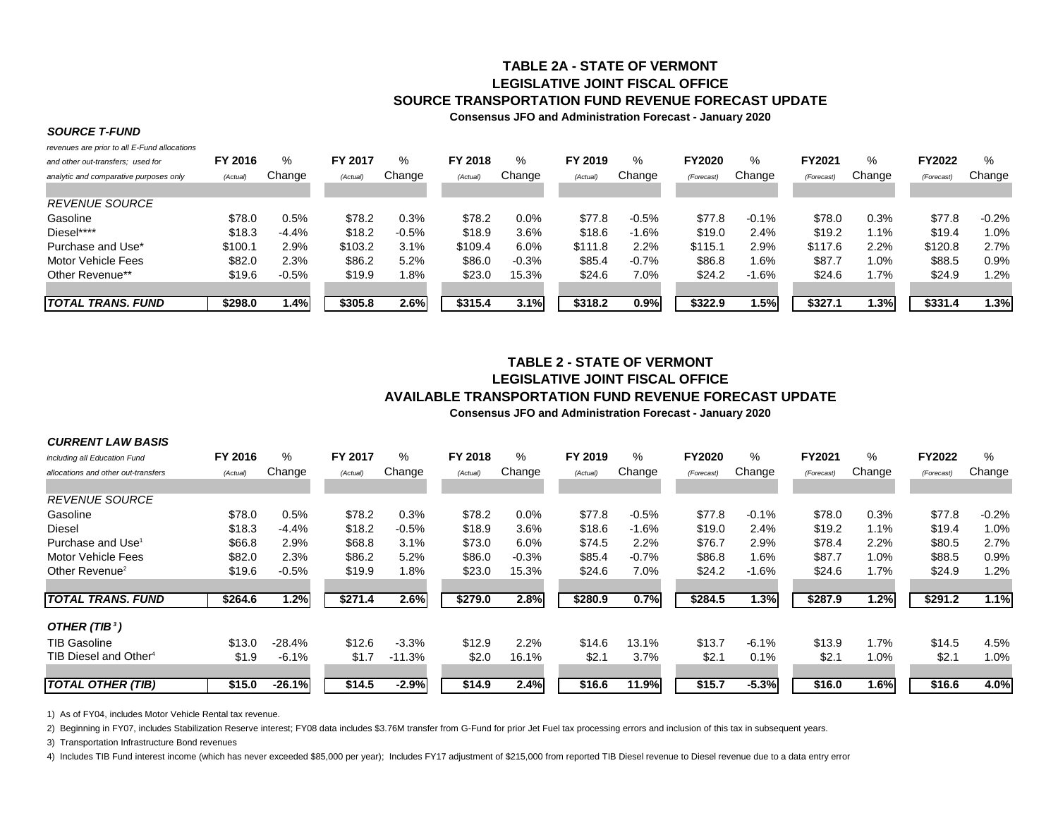# TABLE 2A - STATE OF VERMONT
## LEGISLATIVE JOINT FISCAL OFFICE
## SOURCE TRANSPORTATION FUND REVENUE FORECAST UPDATE
**Consensus JFO and Administration Forecast - January 2020**

***SOURCE T-FUND***

*revenues are prior to all E-Fund allocations and other out-transfers; used for analytic and comparative purposes only*

| | FY 2016 *(Actual)* | % Change | FY 2017 *(Actual)* | % Change | FY 2018 *(Actual)* | % Change | FY 2019 *(Actual)* | % Change | FY2020 *(Forecast)* | % Change | FY2021 *(Forecast)* | % Change | FY2022 *(Forecast)* | % Change |
|---|---|---|---|---|---|---|---|---|---|---|---|---|---|---|
| *REVENUE SOURCE* | | | | | | | | | | | | | | |
| Gasoline | $78.0 | 0.5% | $78.2 | 0.3% | $78.2 | 0.0% | $77.8 | -0.5% | $77.8 | -0.1% | $78.0 | 0.3% | $77.8 | -0.2% |
| Diesel**** | $18.3 | -4.4% | $18.2 | -0.5% | $18.9 | 3.6% | $18.6 | -1.6% | $19.0 | 2.4% | $19.2 | 1.1% | $19.4 | 1.0% |
| Purchase and Use* | $100.1 | 2.9% | $103.2 | 3.1% | $109.4 | 6.0% | $111.8 | 2.2% | $115.1 | 2.9% | $117.6 | 2.2% | $120.8 | 2.7% |
| Motor Vehicle Fees | $82.0 | 2.3% | $86.2 | 5.2% | $86.0 | -0.3% | $85.4 | -0.7% | $86.8 | 1.6% | $87.7 | 1.0% | $88.5 | 0.9% |
| Other Revenue** | $19.6 | -0.5% | $19.9 | 1.8% | $23.0 | 15.3% | $24.6 | 7.0% | $24.2 | -1.6% | $24.6 | 1.7% | $24.9 | 1.2% |
| ***TOTAL TRANS. FUND*** | **$298.0** | **1.4%** | **$305.8** | **2.6%** | **$315.4** | **3.1%** | **$318.2** | **0.9%** | **$322.9** | **1.5%** | **$327.1** | **1.3%** | **$331.4** | **1.3%** |

# TABLE 2 - STATE OF VERMONT
## LEGISLATIVE JOINT FISCAL OFFICE
## AVAILABLE TRANSPORTATION FUND REVENUE FORECAST UPDATE
**Consensus JFO and Administration Forecast - January 2020**

***CURRENT LAW BASIS***

*including all Education Fund allocations and other out-transfers*

| | FY 2016 *(Actual)* | % Change | FY 2017 *(Actual)* | % Change | FY 2018 *(Actual)* | % Change | FY 2019 *(Actual)* | % Change | FY2020 *(Forecast)* | % Change | FY2021 *(Forecast)* | % Change | FY2022 *(Forecast)* | % Change |
|---|---|---|---|---|---|---|---|---|---|---|---|---|---|---|
| *REVENUE SOURCE* | | | | | | | | | | | | | | |
| Gasoline | $78.0 | 0.5% | $78.2 | 0.3% | $78.2 | 0.0% | $77.8 | -0.5% | $77.8 | -0.1% | $78.0 | 0.3% | $77.8 | -0.2% |
| Diesel | $18.3 | -4.4% | $18.2 | -0.5% | $18.9 | 3.6% | $18.6 | -1.6% | $19.0 | 2.4% | $19.2 | 1.1% | $19.4 | 1.0% |
| Purchase and Use[1] | $66.8 | 2.9% | $68.8 | 3.1% | $73.0 | 6.0% | $74.5 | 2.2% | $76.7 | 2.9% | $78.4 | 2.2% | $80.5 | 2.7% |
| Motor Vehicle Fees | $82.0 | 2.3% | $86.2 | 5.2% | $86.0 | -0.3% | $85.4 | -0.7% | $86.8 | 1.6% | $87.7 | 1.0% | $88.5 | 0.9% |
| Other Revenue[2] | $19.6 | -0.5% | $19.9 | 1.8% | $23.0 | 15.3% | $24.6 | 7.0% | $24.2 | -1.6% | $24.6 | 1.7% | $24.9 | 1.2% |
| ***TOTAL TRANS. FUND*** | **$264.6** | **1.2%** | **$271.4** | **2.6%** | **$279.0** | **2.8%** | **$280.9** | **0.7%** | **$284.5** | **1.3%** | **$287.9** | **1.2%** | **$291.2** | **1.1%** |
| ***OTHER (TIB[3])*** | | | | | | | | | | | | | | |
| TIB Gasoline | $13.0 | -28.4% | $12.6 | -3.3% | $12.9 | 2.2% | $14.6 | 13.1% | $13.7 | -6.1% | $13.9 | 1.7% | $14.5 | 4.5% |
| TIB Diesel and Other[4] | $1.9 | -6.1% | $1.7 | -11.3% | $2.0 | 16.1% | $2.1 | 3.7% | $2.1 | 0.1% | $2.1 | 1.0% | $2.1 | 1.0% |
| ***TOTAL OTHER (TIB)*** | **$15.0** | **-26.1%** | **$14.5** | **-2.9%** | **$14.9** | **2.4%** | **$16.6** | **11.9%** | **$15.7** | **-5.3%** | **$16.0** | **1.6%** | **$16.6** | **4.0%** |

1) As of FY04, includes Motor Vehicle Rental tax revenue.

2) Beginning in FY07, includes Stabilization Reserve interest; FY08 data includes $3.76M transfer from G-Fund for prior Jet Fuel tax processing errors and inclusion of this tax in subsequent years.

3) Transportation Infrastructure Bond revenues

4) Includes TIB Fund interest income (which has never exceeded $85,000 per year); Includes FY17 adjustment of $215,000 from reported TIB Diesel revenue to Diesel revenue due to a data entry error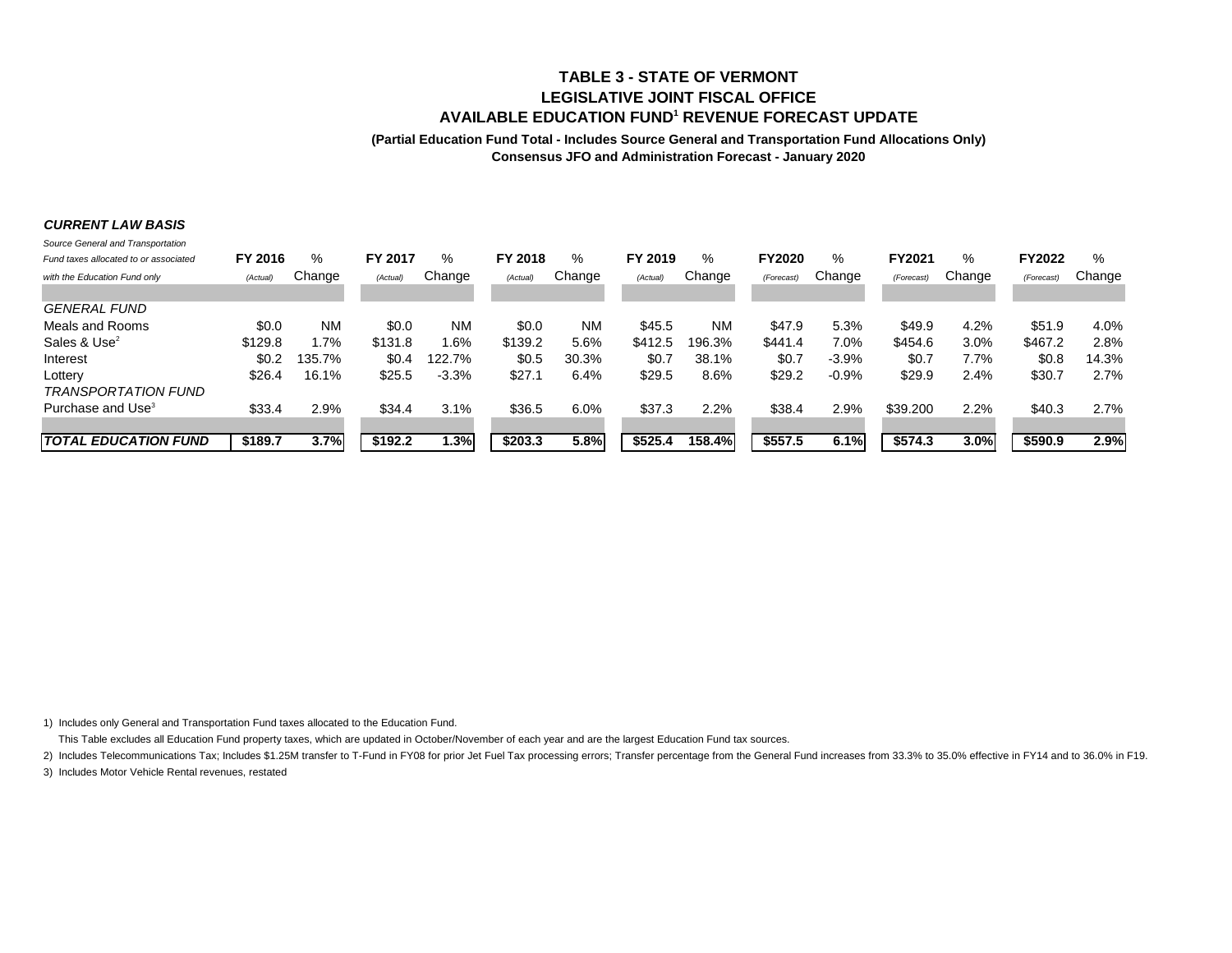# TABLE 3 - STATE OF VERMONT
## LEGISLATIVE JOINT FISCAL OFFICE
## AVAILABLE EDUCATION FUND[1] REVENUE FORECAST UPDATE

**(Partial Education Fund Total - Includes Source General and Transportation Fund Allocations Only)**
**Consensus JFO and Administration Forecast - January 2020**

***CURRENT LAW BASIS***

| *Source General and Transportation Fund taxes allocated to or associated with the Education Fund only* | **FY 2016** *(Actual)* | % Change | **FY 2017** *(Actual)* | % Change | **FY 2018** *(Actual)* | % Change | **FY 2019** *(Actual)* | % Change | **FY2020** *(Forecast)* | % Change | **FY2021** *(Forecast)* | % Change | **FY2022** *(Forecast)* | % Change |
|---|---|---|---|---|---|---|---|---|---|---|---|---|---|---|
| *GENERAL FUND* | | | | | | | | | | | | | | |
| Meals and Rooms | $0.0 | NM | $0.0 | NM | $0.0 | NM | $45.5 | NM | $47.9 | 5.3% | $49.9 | 4.2% | $51.9 | 4.0% |
| Sales & Use[2] | $129.8 | 1.7% | $131.8 | 1.6% | $139.2 | 5.6% | $412.5 | 196.3% | $441.4 | 7.0% | $454.6 | 3.0% | $467.2 | 2.8% |
| Interest | $0.2 | 135.7% | $0.4 | 122.7% | $0.5 | 30.3% | $0.7 | 38.1% | $0.7 | -3.9% | $0.7 | 7.7% | $0.8 | 14.3% |
| Lottery | $26.4 | 16.1% | $25.5 | -3.3% | $27.1 | 6.4% | $29.5 | 8.6% | $29.2 | -0.9% | $29.9 | 2.4% | $30.7 | 2.7% |
| *TRANSPORTATION FUND* | | | | | | | | | | | | | | |
| Purchase and Use[3] | $33.4 | 2.9% | $34.4 | 3.1% | $36.5 | 6.0% | $37.3 | 2.2% | $38.4 | 2.9% | $39.200 | 2.2% | $40.3 | 2.7% |
| ***TOTAL EDUCATION FUND*** | **$189.7** | **3.7%** | **$192.2** | **1.3%** | **$203.3** | **5.8%** | **$525.4** | **158.4%** | **$557.5** | **6.1%** | **$574.3** | **3.0%** | **$590.9** | **2.9%** |

1) Includes only General and Transportation Fund taxes allocated to the Education Fund.
This Table excludes all Education Fund property taxes, which are updated in October/November of each year and are the largest Education Fund tax sources.

2) Includes Telecommunications Tax; Includes $1.25M transfer to T-Fund in FY08 for prior Jet Fuel Tax processing errors; Transfer percentage from the General Fund increases from 33.3% to 35.0% effective in FY14 and to 36.0% in F19.

3) Includes Motor Vehicle Rental revenues, restated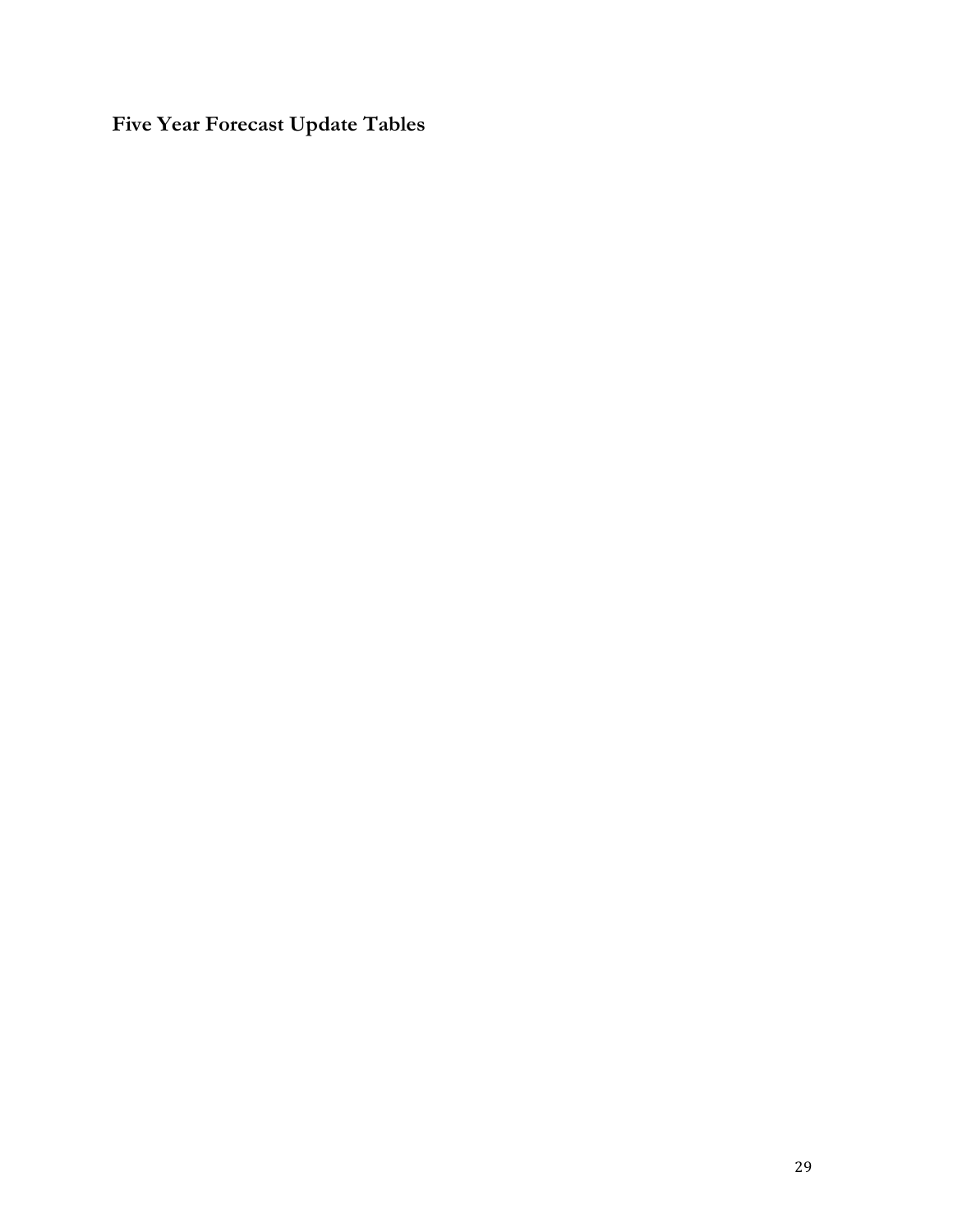# Five Year Forecast Update Tables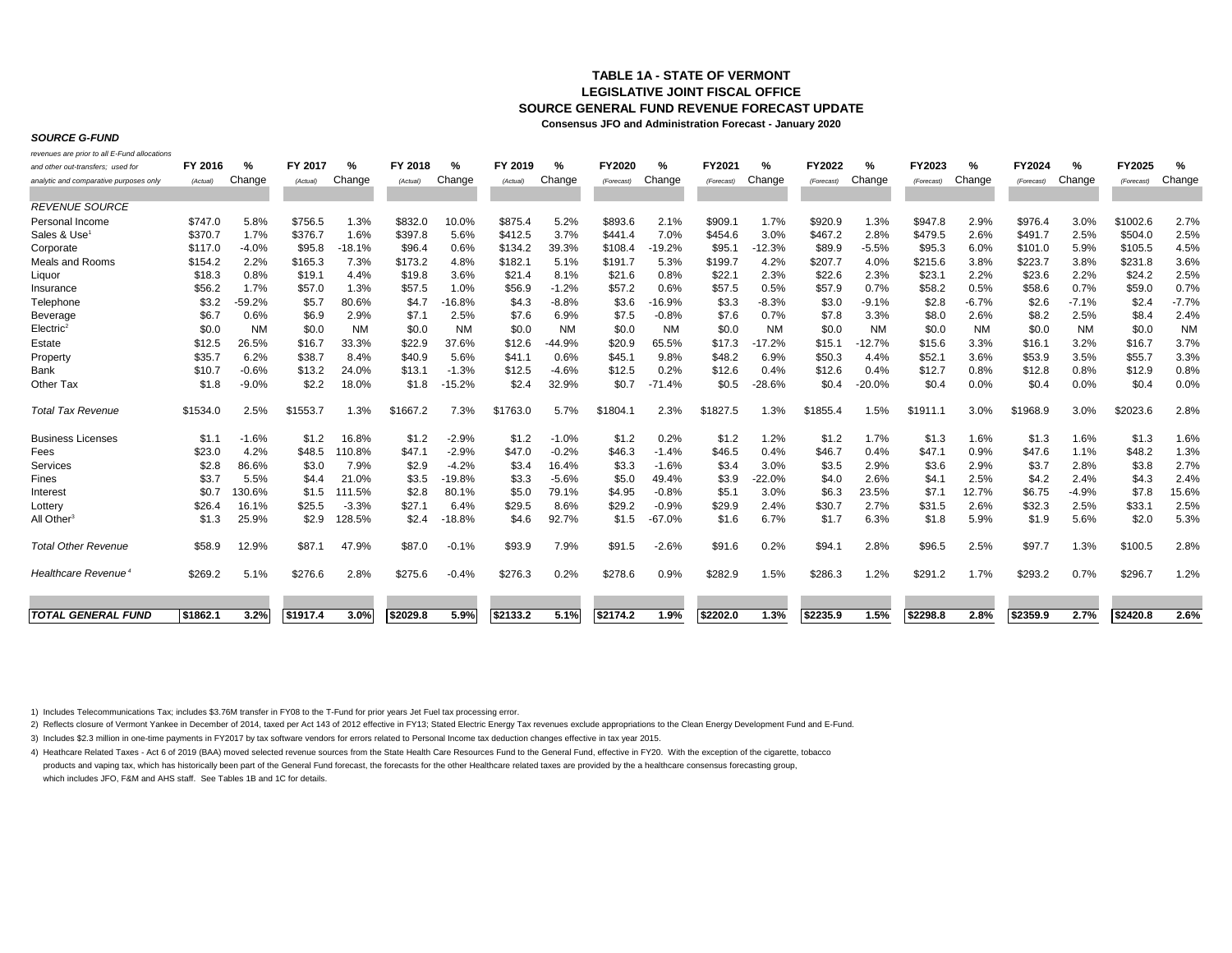# TABLE 1A - STATE OF VERMONT
## LEGISLATIVE JOINT FISCAL OFFICE
## SOURCE GENERAL FUND REVENUE FORECAST UPDATE
**Consensus JFO and Administration Forecast - January 2020**

***SOURCE G-FUND***

| *revenues are prior to all E-Fund allocations and other out-transfers; used for analytic and comparative purposes only* | FY 2016 (Actual) | % Change | FY 2017 (Actual) | % Change | FY 2018 (Actual) | % Change | FY 2019 (Actual) | % Change | FY2020 (Forecast) | % Change | FY2021 (Forecast) | % Change | FY2022 (Forecast) | % Change | FY2023 (Forecast) | % Change | FY2024 (Forecast) | % Change | FY2025 (Forecast) | % Change |
|---|---|---|---|---|---|---|---|---|---|---|---|---|---|---|---|---|---|---|---|---|
| *REVENUE SOURCE* | | | | | | | | | | | | | | | | | | | | |
| Personal Income | $747.0 | 5.8% | $756.5 | 1.3% | $832.0 | 10.0% | $875.4 | 5.2% | $893.6 | 2.1% | $909.1 | 1.7% | $920.9 | 1.3% | $947.8 | 2.9% | $976.4 | 3.0% | $1002.6 | 2.7% |
| Sales & Use[1] | $370.7 | 1.7% | $376.7 | 1.6% | $397.8 | 5.6% | $412.5 | 3.7% | $441.4 | 7.0% | $454.6 | 3.0% | $467.2 | 2.8% | $479.5 | 2.6% | $491.7 | 2.5% | $504.0 | 2.5% |
| Corporate | $117.0 | -4.0% | $95.8 | -18.1% | $96.4 | 0.6% | $134.2 | 39.3% | $108.4 | -19.2% | $95.1 | -12.3% | $89.9 | -5.5% | $95.3 | 6.0% | $101.0 | 5.9% | $105.5 | 4.5% |
| Meals and Rooms | $154.2 | 2.2% | $165.3 | 7.3% | $173.2 | 4.8% | $182.1 | 5.1% | $191.7 | 5.3% | $199.7 | 4.2% | $207.7 | 4.0% | $215.6 | 3.8% | $223.7 | 3.8% | $231.8 | 3.6% |
| Liquor | $18.3 | 0.8% | $19.1 | 4.4% | $19.8 | 3.6% | $21.4 | 8.1% | $21.6 | 0.8% | $22.1 | 2.3% | $22.6 | 2.3% | $23.1 | 2.2% | $23.6 | 2.2% | $24.2 | 2.5% |
| Insurance | $56.2 | 1.7% | $57.0 | 1.3% | $57.5 | 1.0% | $56.9 | -1.2% | $57.2 | 0.6% | $57.5 | 0.5% | $57.9 | 0.7% | $58.2 | 0.5% | $58.6 | 0.7% | $59.0 | 0.7% |
| Telephone | $3.2 | -59.2% | $5.7 | 80.6% | $4.7 | -16.8% | $4.3 | -8.8% | $3.6 | -16.9% | $3.3 | -8.3% | $3.0 | -9.1% | $2.8 | -6.7% | $2.6 | -7.1% | $2.4 | -7.7% |
| Beverage | $6.7 | 0.6% | $6.9 | 2.9% | $7.1 | 2.5% | $7.6 | 6.9% | $7.5 | -0.8% | $7.6 | 0.7% | $7.8 | 3.3% | $8.0 | 2.6% | $8.2 | 2.5% | $8.4 | 2.4% |
| Electric[2] | $0.0 | NM | $0.0 | NM | $0.0 | NM | $0.0 | NM | $0.0 | NM | $0.0 | NM | $0.0 | NM | $0.0 | NM | $0.0 | NM | $0.0 | NM |
| Estate | $12.5 | 26.5% | $16.7 | 33.3% | $22.9 | 37.6% | $12.6 | -44.9% | $20.9 | 65.5% | $17.3 | -17.2% | $15.1 | -12.7% | $15.6 | 3.3% | $16.1 | 3.2% | $16.7 | 3.7% |
| Property | $35.7 | 6.2% | $38.7 | 8.4% | $40.9 | 5.6% | $41.1 | 0.6% | $45.1 | 9.8% | $48.2 | 6.9% | $50.3 | 4.4% | $52.1 | 3.6% | $53.9 | 3.5% | $55.7 | 3.3% |
| Bank | $10.7 | -0.6% | $13.2 | 24.0% | $13.1 | -1.3% | $12.5 | -4.6% | $12.5 | 0.2% | $12.6 | 0.4% | $12.6 | 0.4% | $12.7 | 0.8% | $12.8 | 0.8% | $12.9 | 0.8% |
| Other Tax | $1.8 | -9.0% | $2.2 | 18.0% | $1.8 | -15.2% | $2.4 | 32.9% | $0.7 | -71.4% | $0.5 | -28.6% | $0.4 | -20.0% | $0.4 | 0.0% | $0.4 | 0.0% | $0.4 | 0.0% |
| *Total Tax Revenue* | $1534.0 | 2.5% | $1553.7 | 1.3% | $1667.2 | 7.3% | $1763.0 | 5.7% | $1804.1 | 2.3% | $1827.5 | 1.3% | $1855.4 | 1.5% | $1911.1 | 3.0% | $1968.9 | 3.0% | $2023.6 | 2.8% |
| Business Licenses | $1.1 | -1.6% | $1.2 | 16.8% | $1.2 | -2.9% | $1.2 | -1.0% | $1.2 | 0.2% | $1.2 | 1.2% | $1.2 | 1.7% | $1.3 | 1.6% | $1.3 | 1.6% | $1.3 | 1.6% |
| Fees | $23.0 | 4.2% | $48.5 | 110.8% | $47.1 | -2.9% | $47.0 | -0.2% | $46.3 | -1.4% | $46.5 | 0.4% | $46.7 | 0.4% | $47.1 | 0.9% | $47.6 | 1.1% | $48.2 | 1.3% |
| Services | $2.8 | 86.6% | $3.0 | 7.9% | $2.9 | -4.2% | $3.4 | 16.4% | $3.3 | -1.6% | $3.4 | 3.0% | $3.5 | 2.9% | $3.6 | 2.9% | $3.7 | 2.8% | $3.8 | 2.7% |
| Fines | $3.7 | 5.5% | $4.4 | 21.0% | $3.5 | -19.8% | $3.3 | -5.6% | $5.0 | 49.4% | $3.9 | -22.0% | $4.0 | 2.6% | $4.1 | 2.5% | $4.2 | 2.4% | $4.3 | 2.4% |
| Interest | $0.7 | 130.6% | $1.5 | 111.5% | $2.8 | 80.1% | $5.0 | 79.1% | $4.95 | -0.8% | $5.1 | 3.0% | $6.3 | 23.5% | $7.1 | 12.7% | $6.75 | -4.9% | $7.8 | 15.6% |
| Lottery | $26.4 | 16.1% | $25.5 | -3.3% | $27.1 | 6.4% | $29.5 | 8.6% | $29.2 | -0.9% | $29.9 | 2.4% | $30.7 | 2.7% | $31.5 | 2.6% | $32.3 | 2.5% | $33.1 | 2.5% |
| All Other[3] | $1.3 | 25.9% | $2.9 | 128.5% | $2.4 | -18.8% | $4.6 | 92.7% | $1.5 | -67.0% | $1.6 | 6.7% | $1.7 | 6.3% | $1.8 | 5.9% | $1.9 | 5.6% | $2.0 | 5.3% |
| *Total Other Revenue* | $58.9 | 12.9% | $87.1 | 47.9% | $87.0 | -0.1% | $93.9 | 7.9% | $91.5 | -2.6% | $91.6 | 0.2% | $94.1 | 2.8% | $96.5 | 2.5% | $97.7 | 1.3% | $100.5 | 2.8% |
| *Healthcare Revenue*[4] | $269.2 | 5.1% | $276.6 | 2.8% | $275.6 | -0.4% | $276.3 | 0.2% | $278.6 | 0.9% | $282.9 | 1.5% | $286.3 | 1.2% | $291.2 | 1.7% | $293.2 | 0.7% | $296.7 | 1.2% |
| ***TOTAL GENERAL FUND*** | **$1862.1** | **3.2%** | **$1917.4** | **3.0%** | **$2029.8** | **5.9%** | **$2133.2** | **5.1%** | **$2174.2** | **1.9%** | **$2202.0** | **1.3%** | **$2235.9** | **1.5%** | **$2298.8** | **2.8%** | **$2359.9** | **2.7%** | **$2420.8** | **2.6%** |

1) Includes Telecommunications Tax; includes $3.76M transfer in FY08 to the T-Fund for prior years Jet Fuel tax processing error.

2) Reflects closure of Vermont Yankee in December of 2014, taxed per Act 143 of 2012 effective in FY13; Stated Electric Energy Tax revenues exclude appropriations to the Clean Energy Development Fund and E-Fund.

3) Includes $2.3 million in one-time payments in FY2017 by tax software vendors for errors related to Personal Income tax deduction changes effective in tax year 2015.

4) Heathcare Related Taxes - Act 6 of 2019 (BAA) moved selected revenue sources from the State Health Care Resources Fund to the General Fund, effective in FY20. With the exception of the cigarette, tobacco products and vaping tax, which has historically been part of the General Fund forecast, the forecasts for the other Healthcare related taxes are provided by the a healthcare consensus forecasting group, which includes JFO, F&M and AHS staff. See Tables 1B and 1C for details.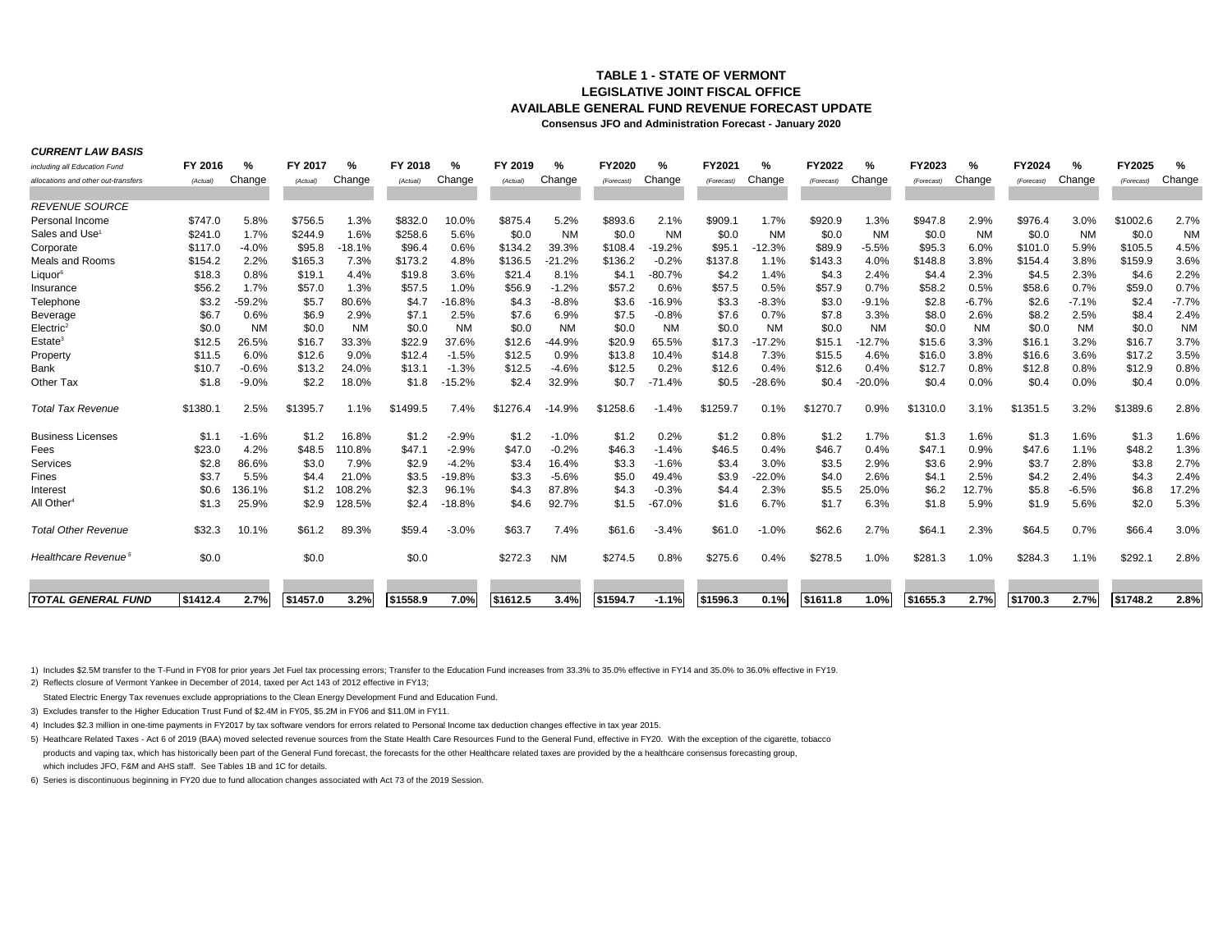# TABLE 1 - STATE OF VERMONT
## LEGISLATIVE JOINT FISCAL OFFICE
## AVAILABLE GENERAL FUND REVENUE FORECAST UPDATE
**Consensus JFO and Administration Forecast - January 2020**

***CURRENT LAW BASIS***

| *including all Education Fund allocations and other out-transfers* | FY 2016 (Actual) | % Change | FY 2017 (Actual) | % Change | FY 2018 (Actual) | % Change | FY 2019 (Actual) | % Change | FY2020 (Forecast) | % Change | FY2021 (Forecast) | % Change | FY2022 (Forecast) | % Change | FY2023 (Forecast) | % Change | FY2024 (Forecast) | % Change | FY2025 (Forecast) | % Change |
|---|---|---|---|---|---|---|---|---|---|---|---|---|---|---|---|---|---|---|---|---|
| *REVENUE SOURCE* | | | | | | | | | | | | | | | | | | | | |
| Personal Income | $747.0 | 5.8% | $756.5 | 1.3% | $832.0 | 10.0% | $875.4 | 5.2% | $893.6 | 2.1% | $909.1 | 1.7% | $920.9 | 1.3% | $947.8 | 2.9% | $976.4 | 3.0% | $1002.6 | 2.7% |
| Sales and Use[1] | $241.0 | 1.7% | $244.9 | 1.6% | $258.6 | 5.6% | $0.0 | NM | $0.0 | NM | $0.0 | NM | $0.0 | NM | $0.0 | NM | $0.0 | NM | $0.0 | NM |
| Corporate | $117.0 | -4.0% | $95.8 | -18.1% | $96.4 | 0.6% | $134.2 | 39.3% | $108.4 | -19.2% | $95.1 | -12.3% | $89.9 | -5.5% | $95.3 | 6.0% | $101.0 | 5.9% | $105.5 | 4.5% |
| Meals and Rooms | $154.2 | 2.2% | $165.3 | 7.3% | $173.2 | 4.8% | $136.5 | -21.2% | $136.2 | -0.2% | $137.8 | 1.1% | $143.3 | 4.0% | $148.8 | 3.8% | $154.4 | 3.8% | $159.9 | 3.6% |
| Liquor[6] | $18.3 | 0.8% | $19.1 | 4.4% | $19.8 | 3.6% | $21.4 | 8.1% | $4.1 | -80.7% | $4.2 | 1.4% | $4.3 | 2.4% | $4.4 | 2.3% | $4.5 | 2.3% | $4.6 | 2.2% |
| Insurance | $56.2 | 1.7% | $57.0 | 1.3% | $57.5 | 1.0% | $56.9 | -1.2% | $57.2 | 0.6% | $57.5 | 0.5% | $57.9 | 0.7% | $58.2 | 0.5% | $58.6 | 0.7% | $59.0 | 0.7% |
| Telephone | $3.2 | -59.2% | $5.7 | 80.6% | $4.7 | -16.8% | $4.3 | -8.8% | $3.6 | -16.9% | $3.3 | -8.3% | $3.0 | -9.1% | $2.8 | -6.7% | $2.6 | -7.1% | $2.4 | -7.7% |
| Beverage | $6.7 | 0.6% | $6.9 | 2.9% | $7.1 | 2.5% | $7.6 | 6.9% | $7.5 | -0.8% | $7.6 | 0.7% | $7.8 | 3.3% | $8.0 | 2.6% | $8.2 | 2.5% | $8.4 | 2.4% |
| Electric[2] | $0.0 | NM | $0.0 | NM | $0.0 | NM | $0.0 | NM | $0.0 | NM | $0.0 | NM | $0.0 | NM | $0.0 | NM | $0.0 | NM | $0.0 | NM |
| Estate[3] | $12.5 | 26.5% | $16.7 | 33.3% | $22.9 | 37.6% | $12.6 | -44.9% | $20.9 | 65.5% | $17.3 | -17.2% | $15.1 | -12.7% | $15.6 | 3.3% | $16.1 | 3.2% | $16.7 | 3.7% |
| Property | $11.5 | 6.0% | $12.6 | 9.0% | $12.4 | -1.5% | $12.5 | 0.9% | $13.8 | 10.4% | $14.8 | 7.3% | $15.5 | 4.6% | $16.0 | 3.8% | $16.6 | 3.6% | $17.2 | 3.5% |
| Bank | $10.7 | -0.6% | $13.2 | 24.0% | $13.1 | -1.3% | $12.5 | -4.6% | $12.5 | 0.2% | $12.6 | 0.4% | $12.6 | 0.4% | $12.7 | 0.8% | $12.8 | 0.8% | $12.9 | 0.8% |
| Other Tax | $1.8 | -9.0% | $2.2 | 18.0% | $1.8 | -15.2% | $2.4 | 32.9% | $0.7 | -71.4% | $0.5 | -28.6% | $0.4 | -20.0% | $0.4 | 0.0% | $0.4 | 0.0% | $0.4 | 0.0% |
| *Total Tax Revenue* | $1380.1 | 2.5% | $1395.7 | 1.1% | $1499.5 | 7.4% | $1276.4 | -14.9% | $1258.6 | -1.4% | $1259.7 | 0.1% | $1270.7 | 0.9% | $1310.0 | 3.1% | $1351.5 | 3.2% | $1389.6 | 2.8% |
| Business Licenses | $1.1 | -1.6% | $1.2 | 16.8% | $1.2 | -2.9% | $1.2 | -1.0% | $1.2 | 0.2% | $1.2 | 0.8% | $1.2 | 1.7% | $1.3 | 1.6% | $1.3 | 1.6% | $1.3 | 1.6% |
| Fees | $23.0 | 4.2% | $48.5 | 110.8% | $47.1 | -2.9% | $47.0 | -0.2% | $46.3 | -1.4% | $46.5 | 0.4% | $46.7 | 0.4% | $47.1 | 0.9% | $47.6 | 1.1% | $48.2 | 1.3% |
| Services | $2.8 | 86.6% | $3.0 | 7.9% | $2.9 | -4.2% | $3.4 | 16.4% | $3.3 | -1.6% | $3.4 | 3.0% | $3.5 | 2.9% | $3.6 | 2.9% | $3.7 | 2.8% | $3.8 | 2.7% |
| Fines | $3.7 | 5.5% | $4.4 | 21.0% | $3.5 | -19.8% | $3.3 | -5.6% | $5.0 | 49.4% | $3.9 | -22.0% | $4.0 | 2.6% | $4.1 | 2.5% | $4.2 | 2.4% | $4.3 | 2.4% |
| Interest | $0.6 | 136.1% | $1.2 | 108.2% | $2.3 | 96.1% | $4.3 | 87.8% | $4.3 | -0.3% | $4.4 | 2.3% | $5.5 | 25.0% | $6.2 | 12.7% | $5.8 | -6.5% | $6.8 | 17.2% |
| All Other[4] | $1.3 | 25.9% | $2.9 | 128.5% | $2.4 | -18.8% | $4.6 | 92.7% | $1.5 | -67.0% | $1.6 | 6.7% | $1.7 | 6.3% | $1.8 | 5.9% | $1.9 | 5.6% | $2.0 | 5.3% |
| *Total Other Revenue* | $32.3 | 10.1% | $61.2 | 89.3% | $59.4 | -3.0% | $63.7 | 7.4% | $61.6 | -3.4% | $61.0 | -1.0% | $62.6 | 2.7% | $64.1 | 2.3% | $64.5 | 0.7% | $66.4 | 3.0% |
| *Healthcare Revenue[5]* | $0.0 | | $0.0 | | $0.0 | | $272.3 | NM | $274.5 | 0.8% | $275.6 | 0.4% | $278.5 | 1.0% | $281.3 | 1.0% | $284.3 | 1.1% | $292.1 | 2.8% |
| ***TOTAL GENERAL FUND*** | **$1412.4** | **2.7%** | **$1457.0** | **3.2%** | **$1558.9** | **7.0%** | **$1612.5** | **3.4%** | **$1594.7** | **-1.1%** | **$1596.3** | **0.1%** | **$1611.8** | **1.0%** | **$1655.3** | **2.7%** | **$1700.3** | **2.7%** | **$1748.2** | **2.8%** |

1) Includes $2.5M transfer to the T-Fund in FY08 for prior years Jet Fuel tax processing errors; Transfer to the Education Fund increases from 33.3% to 35.0% effective in FY14 and 35.0% to 36.0% effective in FY19.

2) Reflects closure of Vermont Yankee in December of 2014, taxed per Act 143 of 2012 effective in FY13;
Stated Electric Energy Tax revenues exclude appropriations to the Clean Energy Development Fund and Education Fund.

3) Excludes transfer to the Higher Education Trust Fund of $2.4M in FY05, $5.2M in FY06 and $11.0M in FY11.

4) Includes $2.3 million in one-time payments in FY2017 by tax software vendors for errors related to Personal Income tax deduction changes effective in tax year 2015.

5) Heathcare Related Taxes - Act 6 of 2019 (BAA) moved selected revenue sources from the State Health Care Resources Fund to the General Fund, effective in FY20. With the exception of the cigarette, tobacco products and vaping tax, which has historically been part of the General Fund forecast, the forecasts for the other Healthcare related taxes are provided by the a healthcare consensus forecasting group, which includes JFO, F&M and AHS staff. See Tables 1B and 1C for details.

6) Series is discontinuous beginning in FY20 due to fund allocation changes associated with Act 73 of the 2019 Session.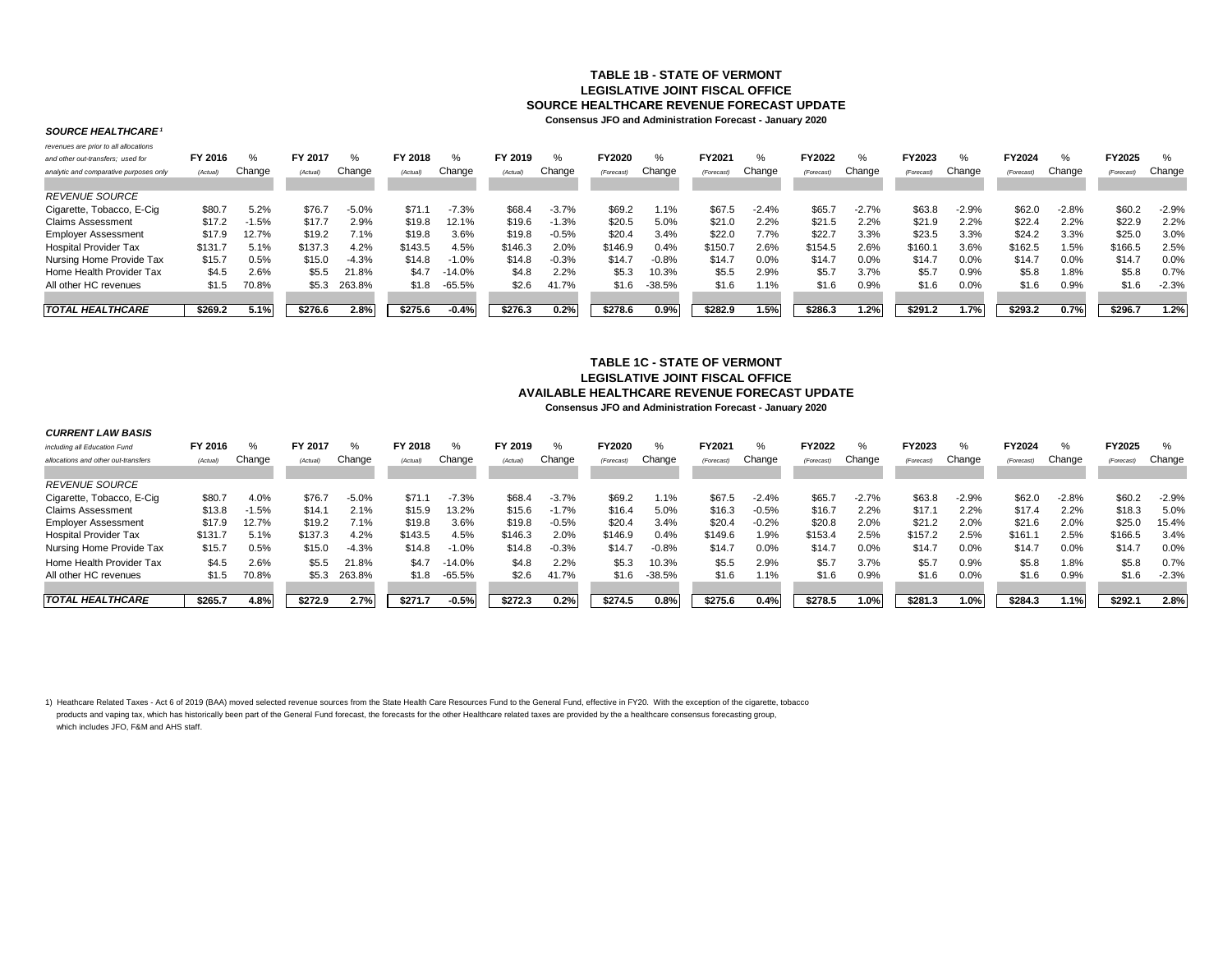## TABLE 1B - STATE OF VERMONT
## LEGISLATIVE JOINT FISCAL OFFICE
## SOURCE HEALTHCARE REVENUE FORECAST UPDATE
**Consensus JFO and Administration Forecast - January 2020**

***SOURCE HEALTHCARE [1]***

| *revenues are prior to all allocations and other out-transfers; used for analytic and comparative purposes only* | FY 2016 *(Actual)* | % Change | FY 2017 *(Actual)* | % Change | FY 2018 *(Actual)* | % Change | FY 2019 *(Actual)* | % Change | FY2020 *(Forecast)* | % Change | FY2021 *(Forecast)* | % Change | FY2022 *(Forecast)* | % Change | FY2023 *(Forecast)* | % Change | FY2024 *(Forecast)* | % Change | FY2025 *(Forecast)* | % Change |
|---|---|---|---|---|---|---|---|---|---|---|---|---|---|---|---|---|---|---|---|---|
| *REVENUE SOURCE* | | | | | | | | | | | | | | | | | | | | |
| Cigarette, Tobacco, E-Cig | $80.7 | 5.2% | $76.7 | -5.0% | $71.1 | -7.3% | $68.4 | -3.7% | $69.2 | 1.1% | $67.5 | -2.4% | $65.7 | -2.7% | $63.8 | -2.9% | $62.0 | -2.8% | $60.2 | -2.9% |
| Claims Assessment | $17.2 | -1.5% | $17.7 | 2.9% | $19.8 | 12.1% | $19.6 | -1.3% | $20.5 | 5.0% | $21.0 | 2.2% | $21.5 | 2.2% | $21.9 | 2.2% | $22.4 | 2.2% | $22.9 | 2.2% |
| Employer Assessment | $17.9 | 12.7% | $19.2 | 7.1% | $19.8 | 3.6% | $19.8 | -0.5% | $20.4 | 3.4% | $22.0 | 7.7% | $22.7 | 3.3% | $23.5 | 3.3% | $24.2 | 3.3% | $25.0 | 3.0% |
| Hospital Provider Tax | $131.7 | 5.1% | $137.3 | 4.2% | $143.5 | 4.5% | $146.3 | 2.0% | $146.9 | 0.4% | $150.7 | 2.6% | $154.5 | 2.6% | $160.1 | 3.6% | $162.5 | 1.5% | $166.5 | 2.5% |
| Nursing Home Provide Tax | $15.7 | 0.5% | $15.0 | -4.3% | $14.8 | -1.0% | $14.8 | -0.3% | $14.7 | -0.8% | $14.7 | 0.0% | $14.7 | 0.0% | $14.7 | 0.0% | $14.7 | 0.0% | $14.7 | 0.0% |
| Home Health Provider Tax | $4.5 | 2.6% | $5.5 | 21.8% | $4.7 | -14.0% | $4.8 | 2.2% | $5.3 | 10.3% | $5.5 | 2.9% | $5.7 | 3.7% | $5.7 | 0.9% | $5.8 | 1.8% | $5.8 | 0.7% |
| All other HC revenues | $1.5 | 70.8% | $5.3 | 263.8% | $1.8 | -65.5% | $2.6 | 41.7% | $1.6 | -38.5% | $1.6 | 1.1% | $1.6 | 0.9% | $1.6 | 0.0% | $1.6 | 0.9% | $1.6 | -2.3% |
| ***TOTAL HEALTHCARE*** | **$269.2** | **5.1%** | **$276.6** | **2.8%** | **$275.6** | **-0.4%** | **$276.3** | **0.2%** | **$278.6** | **0.9%** | **$282.9** | **1.5%** | **$286.3** | **1.2%** | **$291.2** | **1.7%** | **$293.2** | **0.7%** | **$296.7** | **1.2%** |

## TABLE 1C - STATE OF VERMONT
## LEGISLATIVE JOINT FISCAL OFFICE
## AVAILABLE HEALTHCARE REVENUE FORECAST UPDATE
**Consensus JFO and Administration Forecast - January 2020**

***CURRENT LAW BASIS***

| *including all Education Fund allocations and other out-transfers* | FY 2016 *(Actual)* | % Change | FY 2017 *(Actual)* | % Change | FY 2018 *(Actual)* | % Change | FY 2019 *(Actual)* | % Change | FY2020 *(Forecast)* | % Change | FY2021 *(Forecast)* | % Change | FY2022 *(Forecast)* | % Change | FY2023 *(Forecast)* | % Change | FY2024 *(Forecast)* | % Change | FY2025 *(Forecast)* | % Change |
|---|---|---|---|---|---|---|---|---|---|---|---|---|---|---|---|---|---|---|---|---|
| *REVENUE SOURCE* | | | | | | | | | | | | | | | | | | | | |
| Cigarette, Tobacco, E-Cig | $80.7 | 4.0% | $76.7 | -5.0% | $71.1 | -7.3% | $68.4 | -3.7% | $69.2 | 1.1% | $67.5 | -2.4% | $65.7 | -2.7% | $63.8 | -2.9% | $62.0 | -2.8% | $60.2 | -2.9% |
| Claims Assessment | $13.8 | -1.5% | $14.1 | 2.1% | $15.9 | 13.2% | $15.6 | -1.7% | $16.4 | 5.0% | $16.3 | -0.5% | $16.7 | 2.2% | $17.1 | 2.2% | $17.4 | 2.2% | $18.3 | 5.0% |
| Employer Assessment | $17.9 | 12.7% | $19.2 | 7.1% | $19.8 | 3.6% | $19.8 | -0.5% | $20.4 | 3.4% | $20.4 | -0.2% | $20.8 | 2.0% | $21.2 | 2.0% | $21.6 | 2.0% | $25.0 | 15.4% |
| Hospital Provider Tax | $131.7 | 5.1% | $137.3 | 4.2% | $143.5 | 4.5% | $146.3 | 2.0% | $146.9 | 0.4% | $149.6 | 1.9% | $153.4 | 2.5% | $157.2 | 2.5% | $161.1 | 2.5% | $166.5 | 3.4% |
| Nursing Home Provide Tax | $15.7 | 0.5% | $15.0 | -4.3% | $14.8 | -1.0% | $14.8 | -0.3% | $14.7 | -0.8% | $14.7 | 0.0% | $14.7 | 0.0% | $14.7 | 0.0% | $14.7 | 0.0% | $14.7 | 0.0% |
| Home Health Provider Tax | $4.5 | 2.6% | $5.5 | 21.8% | $4.7 | -14.0% | $4.8 | 2.2% | $5.3 | 10.3% | $5.5 | 2.9% | $5.7 | 3.7% | $5.7 | 0.9% | $5.8 | 1.8% | $5.8 | 0.7% |
| All other HC revenues | $1.5 | 70.8% | $5.3 | 263.8% | $1.8 | -65.5% | $2.6 | 41.7% | $1.6 | -38.5% | $1.6 | 1.1% | $1.6 | 0.9% | $1.6 | 0.0% | $1.6 | 0.9% | $1.6 | -2.3% |
| ***TOTAL HEALTHCARE*** | **$265.7** | **4.8%** | **$272.9** | **2.7%** | **$271.7** | **-0.5%** | **$272.3** | **0.2%** | **$274.5** | **0.8%** | **$275.6** | **0.4%** | **$278.5** | **1.0%** | **$281.3** | **1.0%** | **$284.3** | **1.1%** | **$292.1** | **2.8%** |

1) Heathcare Related Taxes - Act 6 of 2019 (BAA) moved selected revenue sources from the State Health Care Resources Fund to the General Fund, effective in FY20. With the exception of the cigarette, tobacco products and vaping tax, which has historically been part of the General Fund forecast, the forecasts for the other Healthcare related taxes are provided by the a healthcare consensus forecasting group, which includes JFO, F&M and AHS staff.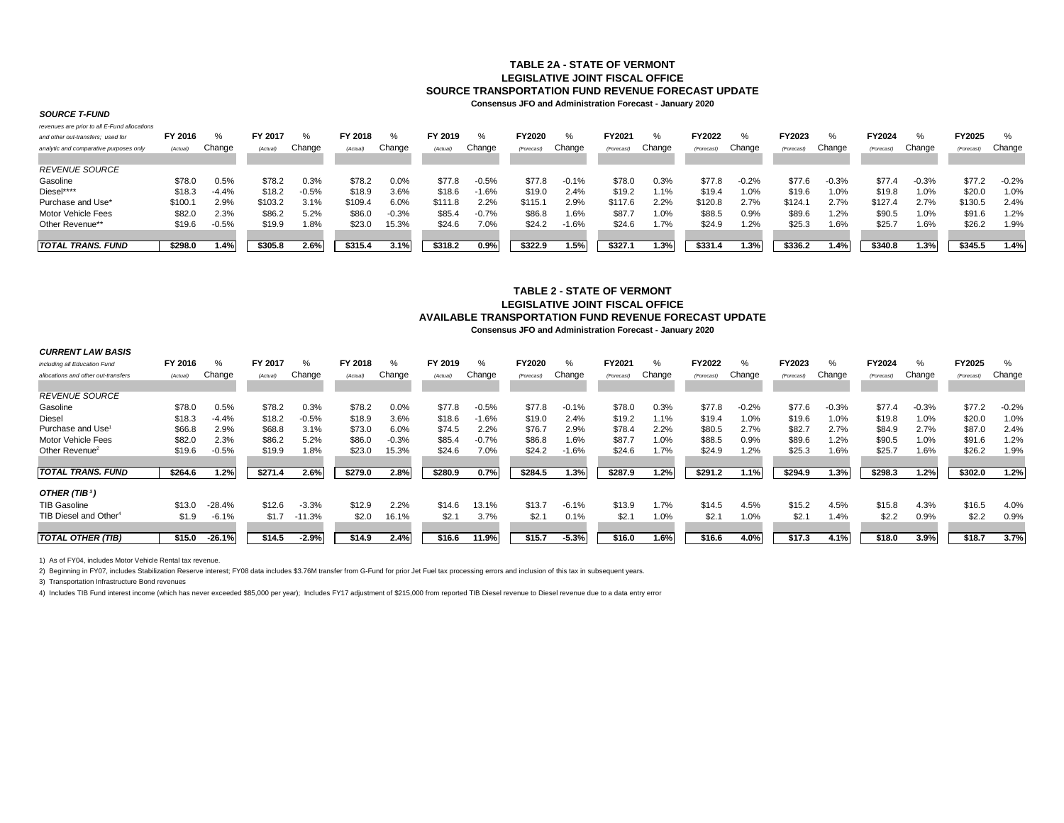### TABLE 2A - STATE OF VERMONT
### LEGISLATIVE JOINT FISCAL OFFICE
### SOURCE TRANSPORTATION FUND REVENUE FORECAST UPDATE
**Consensus JFO and Administration Forecast - January 2020**

| ***SOURCE T-FUND*** *revenues are prior to all E-Fund allocations and other out-transfers; used for analytic and comparative purposes only* | FY 2016 (Actual) | % Change | FY 2017 (Actual) | % Change | FY 2018 (Actual) | % Change | FY 2019 (Actual) | % Change | FY2020 (Forecast) | % Change | FY2021 (Forecast) | % Change | FY2022 (Forecast) | % Change | FY2023 (Forecast) | % Change | FY2024 (Forecast) | % Change | FY2025 (Forecast) | % Change |
|---|---|---|---|---|---|---|---|---|---|---|---|---|---|---|---|---|---|---|---|---|
| *REVENUE SOURCE* | | | | | | | | | | | | | | | | | | | | |
| Gasoline | $78.0 | 0.5% | $78.2 | 0.3% | $78.2 | 0.0% | $77.8 | -0.5% | $77.8 | -0.1% | $78.0 | 0.3% | $77.8 | -0.2% | $77.6 | -0.3% | $77.4 | -0.3% | $77.2 | -0.2% |
| Diesel**** | $18.3 | -4.4% | $18.2 | -0.5% | $18.9 | 3.6% | $18.6 | -1.6% | $19.0 | 2.4% | $19.2 | 1.1% | $19.4 | 1.0% | $19.6 | 1.0% | $19.8 | 1.0% | $20.0 | 1.0% |
| Purchase and Use* | $100.1 | 2.9% | $103.2 | 3.1% | $109.4 | 6.0% | $111.8 | 2.2% | $115.1 | 2.9% | $117.6 | 2.2% | $120.8 | 2.7% | $124.1 | 2.7% | $127.4 | 2.7% | $130.5 | 2.4% |
| Motor Vehicle Fees | $82.0 | 2.3% | $86.2 | 5.2% | $86.0 | -0.3% | $85.4 | -0.7% | $86.8 | 1.6% | $87.7 | 1.0% | $88.5 | 0.9% | $89.6 | 1.2% | $90.5 | 1.0% | $91.6 | 1.2% |
| Other Revenue** | $19.6 | -0.5% | $19.9 | 1.8% | $23.0 | 15.3% | $24.6 | 7.0% | $24.2 | -1.6% | $24.6 | 1.7% | $24.9 | 1.2% | $25.3 | 1.6% | $25.7 | 1.6% | $26.2 | 1.9% |
| ***TOTAL TRANS. FUND*** | **$298.0** | **1.4%** | **$305.8** | **2.6%** | **$315.4** | **3.1%** | **$318.2** | **0.9%** | **$322.9** | **1.5%** | **$327.1** | **1.3%** | **$331.4** | **1.3%** | **$336.2** | **1.4%** | **$340.8** | **1.3%** | **$345.5** | **1.4%** |

### TABLE 2 - STATE OF VERMONT
### LEGISLATIVE JOINT FISCAL OFFICE
### AVAILABLE TRANSPORTATION FUND REVENUE FORECAST UPDATE
**Consensus JFO and Administration Forecast - January 2020**

| ***CURRENT LAW BASIS*** *including all Education Fund allocations and other out-transfers* | FY 2016 (Actual) | % Change | FY 2017 (Actual) | % Change | FY 2018 (Actual) | % Change | FY 2019 (Actual) | % Change | FY2020 (Forecast) | % Change | FY2021 (Forecast) | % Change | FY2022 (Forecast) | % Change | FY2023 (Forecast) | % Change | FY2024 (Forecast) | % Change | FY2025 (Forecast) | % Change |
|---|---|---|---|---|---|---|---|---|---|---|---|---|---|---|---|---|---|---|---|---|
| *REVENUE SOURCE* | | | | | | | | | | | | | | | | | | | | |
| Gasoline | $78.0 | 0.5% | $78.2 | 0.3% | $78.2 | 0.0% | $77.8 | -0.5% | $77.8 | -0.1% | $78.0 | 0.3% | $77.8 | -0.2% | $77.6 | -0.3% | $77.4 | -0.3% | $77.2 | -0.2% |
| Diesel | $18.3 | -4.4% | $18.2 | -0.5% | $18.9 | 3.6% | $18.6 | -1.6% | $19.0 | 2.4% | $19.2 | 1.1% | $19.4 | 1.0% | $19.6 | 1.0% | $19.8 | 1.0% | $20.0 | 1.0% |
| Purchase and Use[1] | $66.8 | 2.9% | $68.8 | 3.1% | $73.0 | 6.0% | $74.5 | 2.2% | $76.7 | 2.9% | $78.4 | 2.2% | $80.5 | 2.7% | $82.7 | 2.7% | $84.9 | 2.7% | $87.0 | 2.4% |
| Motor Vehicle Fees | $82.0 | 2.3% | $86.2 | 5.2% | $86.0 | -0.3% | $85.4 | -0.7% | $86.8 | 1.6% | $87.7 | 1.0% | $88.5 | 0.9% | $89.6 | 1.2% | $90.5 | 1.0% | $91.6 | 1.2% |
| Other Revenue[2] | $19.6 | -0.5% | $19.9 | 1.8% | $23.0 | 15.3% | $24.6 | 7.0% | $24.2 | -1.6% | $24.6 | 1.7% | $24.9 | 1.2% | $25.3 | 1.6% | $25.7 | 1.6% | $26.2 | 1.9% |
| ***TOTAL TRANS. FUND*** | **$264.6** | **1.2%** | **$271.4** | **2.6%** | **$279.0** | **2.8%** | **$280.9** | **0.7%** | **$284.5** | **1.3%** | **$287.9** | **1.2%** | **$291.2** | **1.1%** | **$294.9** | **1.3%** | **$298.3** | **1.2%** | **$302.0** | **1.2%** |
| ***OTHER (TIB[3])*** | | | | | | | | | | | | | | | | | | | | |
| TIB Gasoline | $13.0 | -28.4% | $12.6 | -3.3% | $12.9 | 2.2% | $14.6 | 13.1% | $13.7 | -6.1% | $13.9 | 1.7% | $14.5 | 4.5% | $15.2 | 4.5% | $15.8 | 4.3% | $16.5 | 4.0% |
| TIB Diesel and Other[4] | $1.9 | -6.1% | $1.7 | -11.3% | $2.0 | 16.1% | $2.1 | 3.7% | $2.1 | 0.1% | $2.1 | 1.0% | $2.1 | 1.0% | $2.1 | 1.4% | $2.2 | 0.9% | $2.2 | 0.9% |
| ***TOTAL OTHER (TIB)*** | **$15.0** | **-26.1%** | **$14.5** | **-2.9%** | **$14.9** | **2.4%** | **$16.6** | **11.9%** | **$15.7** | **-5.3%** | **$16.0** | **1.6%** | **$16.6** | **4.0%** | **$17.3** | **4.1%** | **$18.0** | **3.9%** | **$18.7** | **3.7%** |

1) As of FY04, includes Motor Vehicle Rental tax revenue.

2) Beginning in FY07, includes Stabilization Reserve interest; FY08 data includes $3.76M transfer from G-Fund for prior Jet Fuel tax processing errors and inclusion of this tax in subsequent years.

3) Transportation Infrastructure Bond revenues

4) Includes TIB Fund interest income (which has never exceeded $85,000 per year); Includes FY17 adjustment of $215,000 from reported TIB Diesel revenue to Diesel revenue due to a data entry error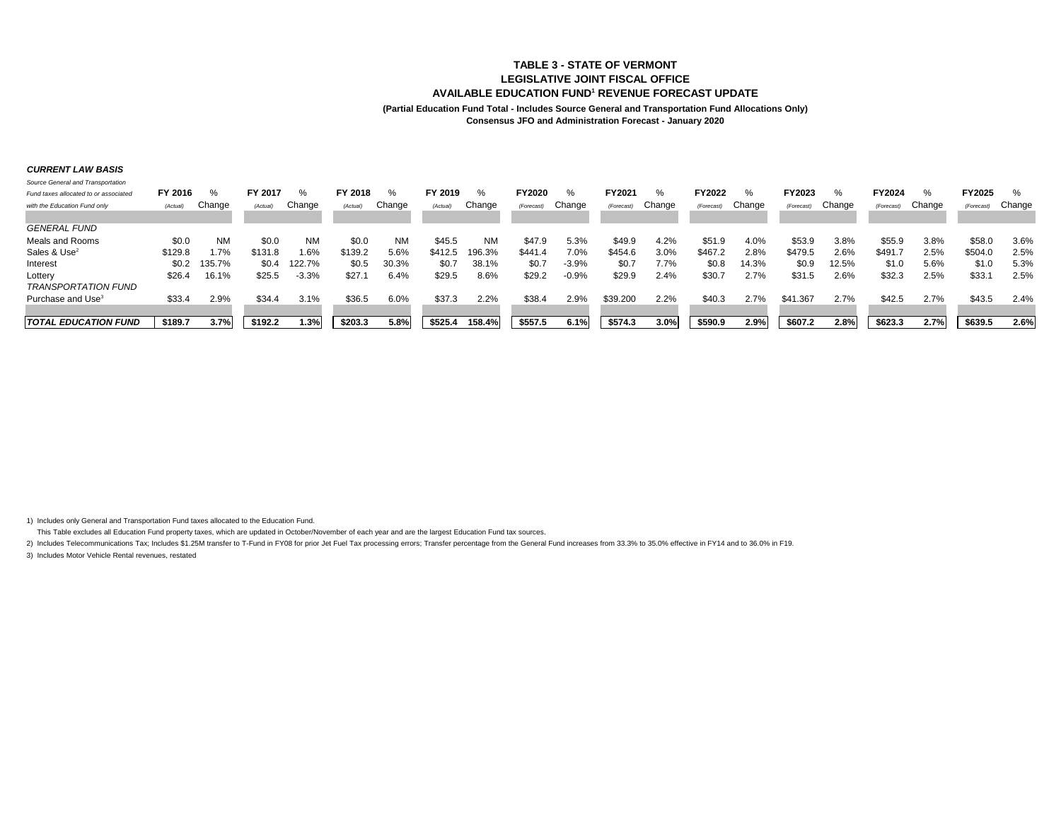**TABLE 3 - STATE OF VERMONT**
**LEGISLATIVE JOINT FISCAL OFFICE**
**AVAILABLE EDUCATION FUND[1] REVENUE FORECAST UPDATE**
**(Partial Education Fund Total - Includes Source General and Transportation Fund Allocations Only)**
**Consensus JFO and Administration Forecast - January 2020**

***CURRENT LAW BASIS***

| *Source General and Transportation Fund taxes allocated to or associated with the Education Fund only* | FY 2016 (Actual) | % Change | FY 2017 (Actual) | % Change | FY 2018 (Actual) | % Change | FY 2019 (Actual) | % Change | FY2020 (Forecast) | % Change | FY2021 (Forecast) | % Change | FY2022 (Forecast) | % Change | FY2023 (Forecast) | % Change | FY2024 (Forecast) | % Change | FY2025 (Forecast) | % Change |
|---|---|---|---|---|---|---|---|---|---|---|---|---|---|---|---|---|---|---|---|---|
| *GENERAL FUND* | | | | | | | | | | | | | | | | | | | | |
| Meals and Rooms | $0.0 | NM | $0.0 | NM | $0.0 | NM | $45.5 | NM | $47.9 | 5.3% | $49.9 | 4.2% | $51.9 | 4.0% | $53.9 | 3.8% | $55.9 | 3.8% | $58.0 | 3.6% |
| Sales & Use[2] | $129.8 | 1.7% | $131.8 | 1.6% | $139.2 | 5.6% | $412.5 | 196.3% | $441.4 | 7.0% | $454.6 | 3.0% | $467.2 | 2.8% | $479.5 | 2.6% | $491.7 | 2.5% | $504.0 | 2.5% |
| Interest | $0.2 | 135.7% | $0.4 | 122.7% | $0.5 | 30.3% | $0.7 | 38.1% | $0.7 | -3.9% | $0.7 | 7.7% | $0.8 | 14.3% | $0.9 | 12.5% | $1.0 | 5.6% | $1.0 | 5.3% |
| Lottery | $26.4 | 16.1% | $25.5 | -3.3% | $27.1 | 6.4% | $29.5 | 8.6% | $29.2 | -0.9% | $29.9 | 2.4% | $30.7 | 2.7% | $31.5 | 2.6% | $32.3 | 2.5% | $33.1 | 2.5% |
| *TRANSPORTATION FUND* | | | | | | | | | | | | | | | | | | | | |
| Purchase and Use[3] | $33.4 | 2.9% | $34.4 | 3.1% | $36.5 | 6.0% | $37.3 | 2.2% | $38.4 | 2.9% | $39.200 | 2.2% | $40.3 | 2.7% | $41.367 | 2.7% | $42.5 | 2.7% | $43.5 | 2.4% |
| ***TOTAL EDUCATION FUND*** | **$189.7** | **3.7%** | **$192.2** | **1.3%** | **$203.3** | **5.8%** | **$525.4** | **158.4%** | **$557.5** | **6.1%** | **$574.3** | **3.0%** | **$590.9** | **2.9%** | **$607.2** | **2.8%** | **$623.3** | **2.7%** | **$639.5** | **2.6%** |

1) Includes only General and Transportation Fund taxes allocated to the Education Fund.
This Table excludes all Education Fund property taxes, which are updated in October/November of each year and are the largest Education Fund tax sources.

2) Includes Telecommunications Tax; Includes $1.25M transfer to T-Fund in FY08 for prior Jet Fuel Tax processing errors; Transfer percentage from the General Fund increases from 33.3% to 35.0% effective in FY14 and to 36.0% in F19.

3) Includes Motor Vehicle Rental revenues, restated